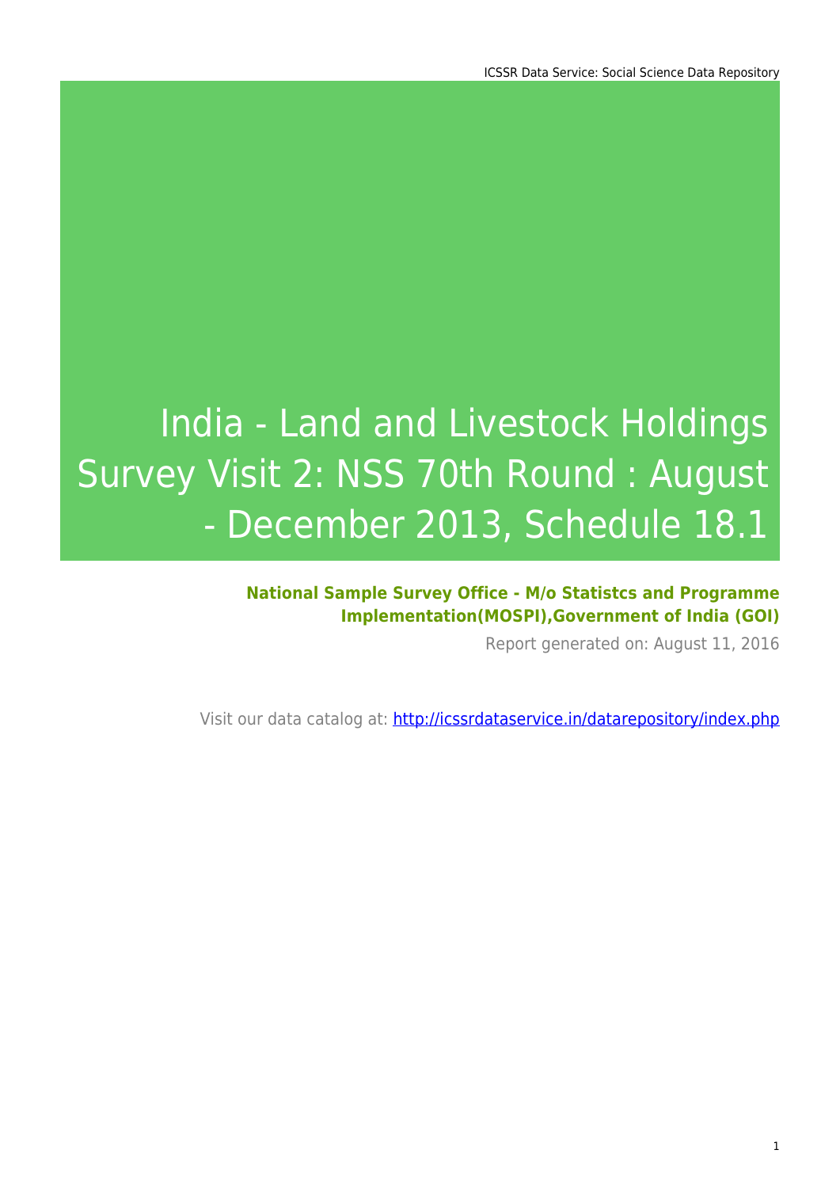# India - Land and Livestock Holdings Survey Visit 2: NSS 70th Round : August - December 2013, Schedule 18.1

**National Sample Survey Office - M/o Statistcs and Programme Implementation(MOSPI),Government of India (GOI)**

Report generated on: August 11, 2016

Visit our data catalog at: [http://icssrdataservice.in/datarepository/index.php](http://icssrdataservice.in/datarepository/index.php)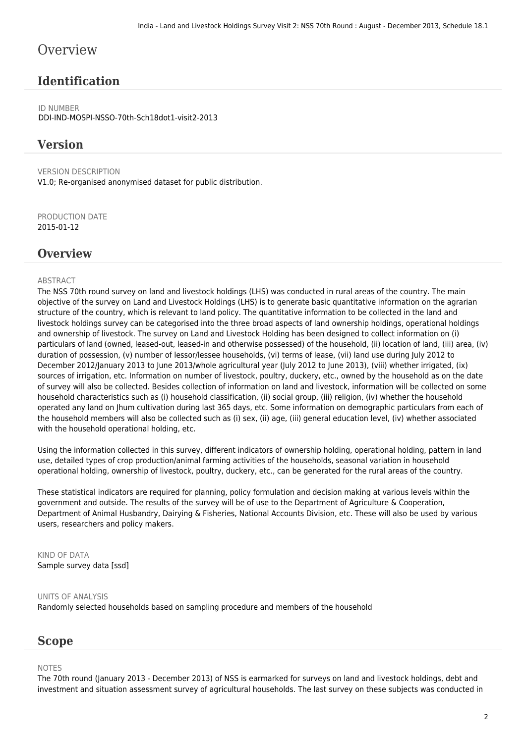# Overview

## Identification

ID NUMBER
DDI-IND-MOSPI-NSSO-70th-Sch18dot1-visit2-2013

## Version

VERSION DESCRIPTION
V1.0; Re-organised anonymised dataset for public distribution.

PRODUCTION DATE
2015-01-12

## Overview

ABSTRACT
The NSS 70th round survey on land and livestock holdings (LHS) was conducted in rural areas of the country. The main objective of the survey on Land and Livestock Holdings (LHS) is to generate basic quantitative information on the agrarian structure of the country, which is relevant to land policy. The quantitative information to be collected in the land and livestock holdings survey can be categorised into the three broad aspects of land ownership holdings, operational holdings and ownership of livestock. The survey on Land and Livestock Holding has been designed to collect information on (i) particulars of land (owned, leased-out, leased-in and otherwise possessed) of the household, (ii) location of land, (iii) area, (iv) duration of possession, (v) number of lessor/lessee households, (vi) terms of lease, (vii) land use during July 2012 to December 2012/January 2013 to June 2013/whole agricultural year (July 2012 to June 2013), (viii) whether irrigated, (ix) sources of irrigation, etc. Information on number of livestock, poultry, duckery, etc., owned by the household as on the date of survey will also be collected. Besides collection of information on land and livestock, information will be collected on some household characteristics such as (i) household classification, (ii) social group, (iii) religion, (iv) whether the household operated any land on Jhum cultivation during last 365 days, etc. Some information on demographic particulars from each of the household members will also be collected such as (i) sex, (ii) age, (iii) general education level, (iv) whether associated with the household operational holding, etc.

Using the information collected in this survey, different indicators of ownership holding, operational holding, pattern in land use, detailed types of crop production/animal farming activities of the households, seasonal variation in household operational holding, ownership of livestock, poultry, duckery, etc., can be generated for the rural areas of the country.

These statistical indicators are required for planning, policy formulation and decision making at various levels within the government and outside. The results of the survey will be of use to the Department of Agriculture & Cooperation, Department of Animal Husbandry, Dairying & Fisheries, National Accounts Division, etc. These will also be used by various users, researchers and policy makers.

KIND OF DATA
Sample survey data [ssd]

UNITS OF ANALYSIS
Randomly selected households based on sampling procedure and members of the household

## Scope

NOTES
The 70th round (January 2013 - December 2013) of NSS is earmarked for surveys on land and livestock holdings, debt and investment and situation assessment survey of agricultural households. The last survey on these subjects was conducted in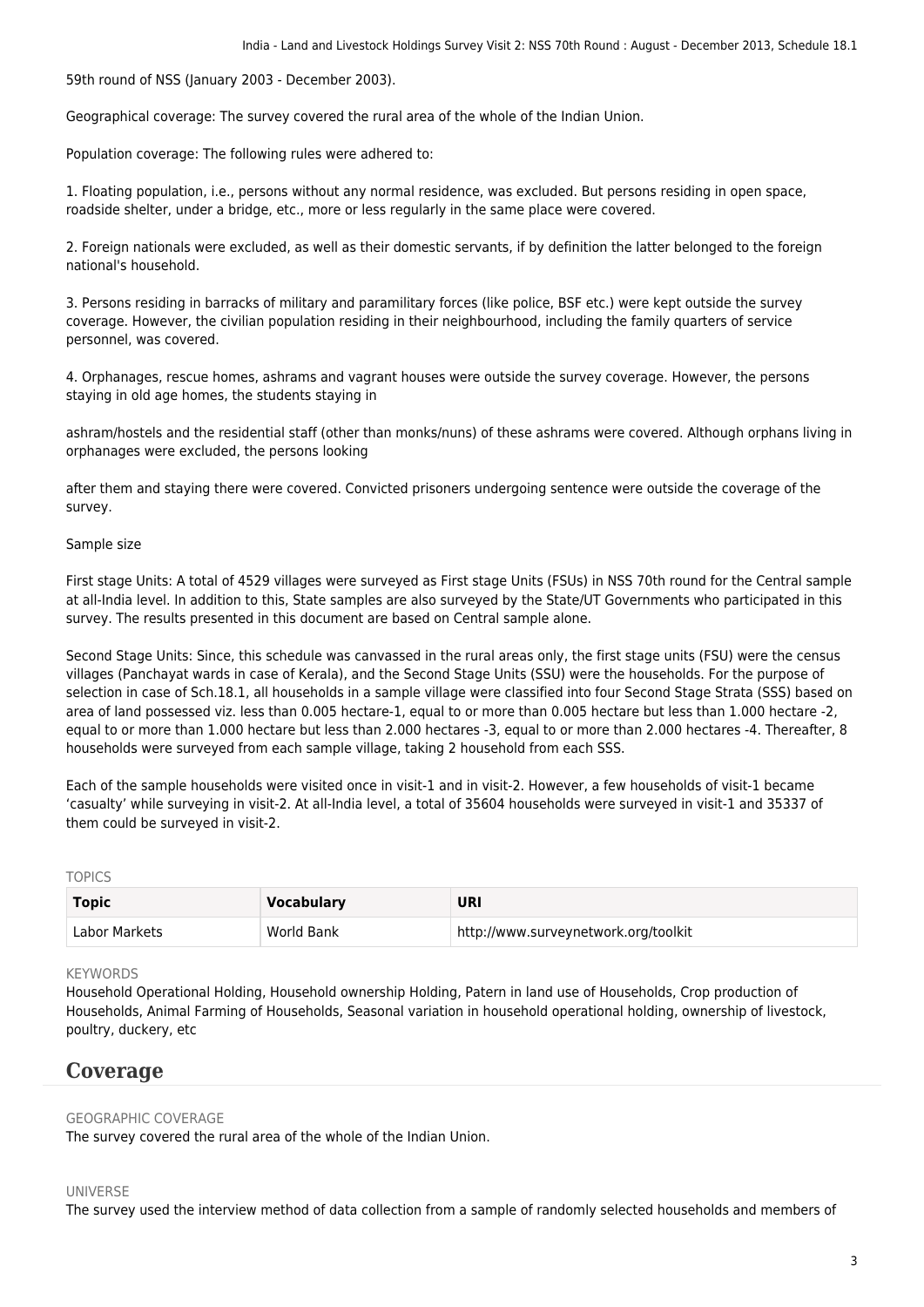59th round of NSS (January 2003 - December 2003).

Geographical coverage: The survey covered the rural area of the whole of the Indian Union.

Population coverage: The following rules were adhered to:

1. Floating population, i.e., persons without any normal residence, was excluded. But persons residing in open space, roadside shelter, under a bridge, etc., more or less regularly in the same place were covered.

2. Foreign nationals were excluded, as well as their domestic servants, if by definition the latter belonged to the foreign national's household.

3. Persons residing in barracks of military and paramilitary forces (like police, BSF etc.) were kept outside the survey coverage. However, the civilian population residing in their neighbourhood, including the family quarters of service personnel, was covered.

4. Orphanages, rescue homes, ashrams and vagrant houses were outside the survey coverage. However, the persons staying in old age homes, the students staying in

ashram/hostels and the residential staff (other than monks/nuns) of these ashrams were covered. Although orphans living in orphanages were excluded, the persons looking

after them and staying there were covered. Convicted prisoners undergoing sentence were outside the coverage of the survey.

Sample size

First stage Units: A total of 4529 villages were surveyed as First stage Units (FSUs) in NSS 70th round for the Central sample at all-India level. In addition to this, State samples are also surveyed by the State/UT Governments who participated in this survey. The results presented in this document are based on Central sample alone.

Second Stage Units: Since, this schedule was canvassed in the rural areas only, the first stage units (FSU) were the census villages (Panchayat wards in case of Kerala), and the Second Stage Units (SSU) were the households. For the purpose of selection in case of Sch.18.1, all households in a sample village were classified into four Second Stage Strata (SSS) based on area of land possessed viz. less than 0.005 hectare-1, equal to or more than 0.005 hectare but less than 1.000 hectare -2, equal to or more than 1.000 hectare but less than 2.000 hectares -3, equal to or more than 2.000 hectares -4. Thereafter, 8 households were surveyed from each sample village, taking 2 household from each SSS.

Each of the sample households were visited once in visit-1 and in visit-2. However, a few households of visit-1 became 'casualty' while surveying in visit-2. At all-India level, a total of 35604 households were surveyed in visit-1 and 35337 of them could be surveyed in visit-2.

TOPICS

| Topic | Vocabulary | URI |
|---|---|---|
| Labor Markets | World Bank | http://www.surveynetwork.org/toolkit |

KEYWORDS

Household Operational Holding, Household ownership Holding, Patern in land use of Households, Crop production of Households, Animal Farming of Households, Seasonal variation in household operational holding, ownership of livestock, poultry, duckery, etc

## Coverage

GEOGRAPHIC COVERAGE

The survey covered the rural area of the whole of the Indian Union.

UNIVERSE

The survey used the interview method of data collection from a sample of randomly selected households and members of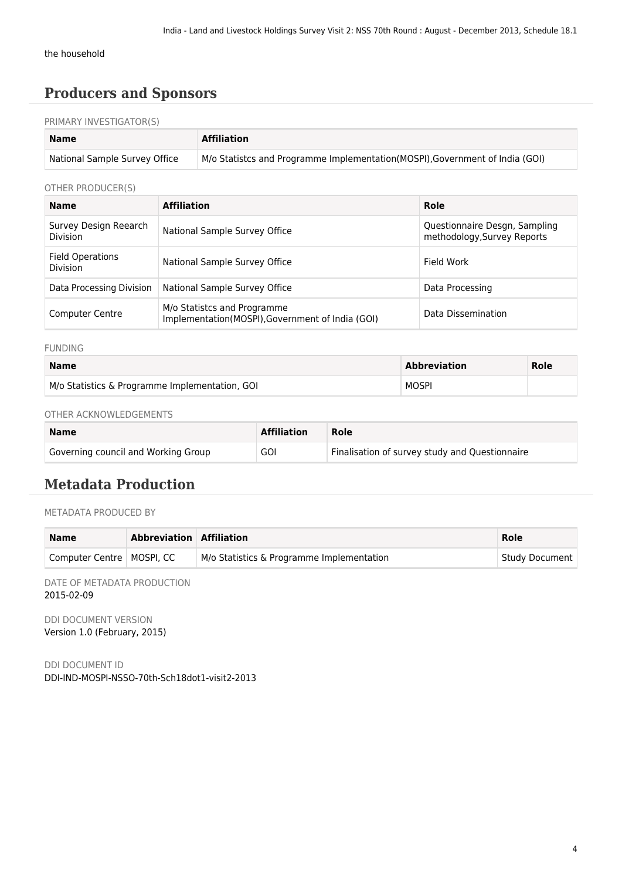the household

## Producers and Sponsors

PRIMARY INVESTIGATOR(S)

| Name | Affiliation |
| --- | --- |
| National Sample Survey Office | M/o Statistcs and Programme Implementation(MOSPI),Government of India (GOI) |

OTHER PRODUCER(S)

| Name | Affiliation | Role |
| --- | --- | --- |
| Survey Design Reearch Division | National Sample Survey Office | Questionnaire Desgn, Sampling methodology,Survey Reports |
| Field Operations Division | National Sample Survey Office | Field Work |
| Data Processing Division | National Sample Survey Office | Data Processing |
| Computer Centre | M/o Statistcs and Programme Implementation(MOSPI),Government of India (GOI) | Data Dissemination |

FUNDING

| Name | Abbreviation | Role |
| --- | --- | --- |
| M/o Statistics & Programme Implementation, GOI | MOSPI | |

OTHER ACKNOWLEDGEMENTS

| Name | Affiliation | Role |
| --- | --- | --- |
| Governing council and Working Group | GOI | Finalisation of survey study and Questionnaire |

## Metadata Production

METADATA PRODUCED BY

| Name | Abbreviation | Affiliation | Role |
| --- | --- | --- | --- |
| Computer Centre | MOSPI, CC | M/o Statistics & Programme Implementation | Study Document |

DATE OF METADATA PRODUCTION
2015-02-09

DDI DOCUMENT VERSION
Version 1.0 (February, 2015)

DDI DOCUMENT ID
DDI-IND-MOSPI-NSSO-70th-Sch18dot1-visit2-2013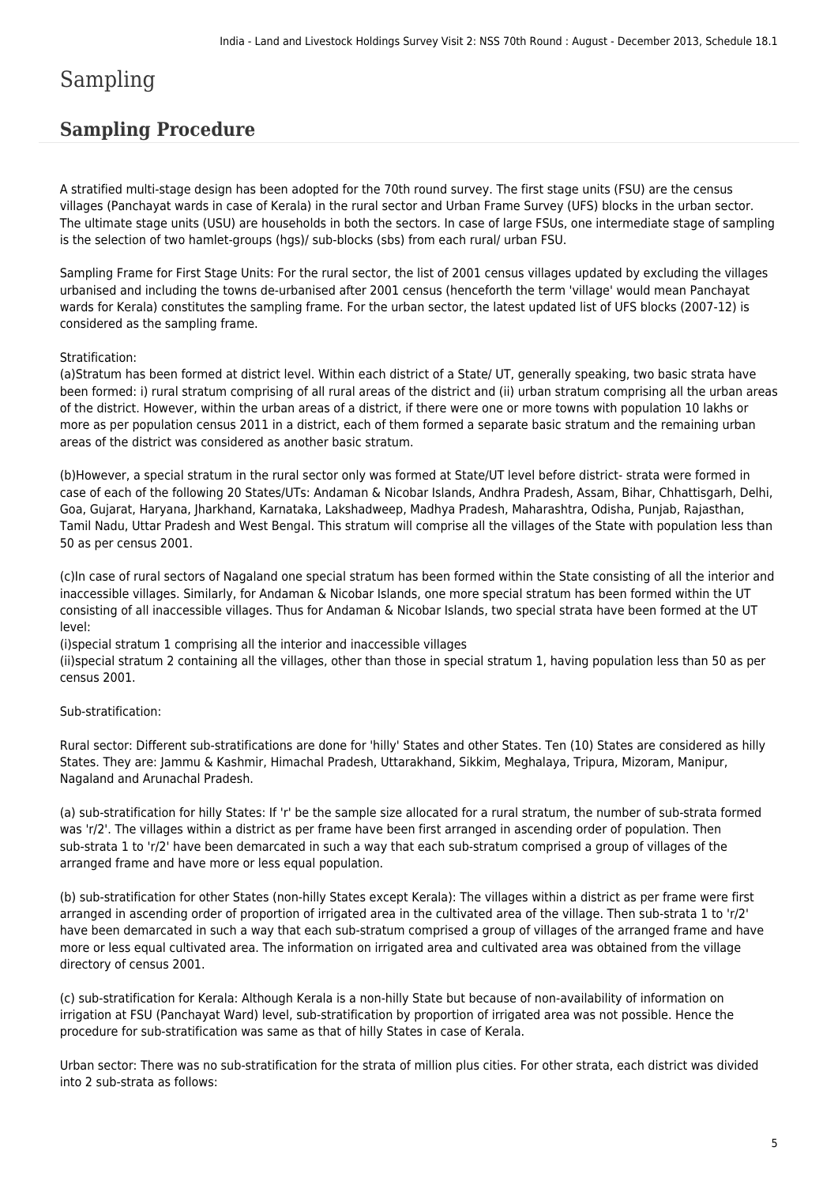# Sampling

## Sampling Procedure

A stratified multi-stage design has been adopted for the 70th round survey. The first stage units (FSU) are the census villages (Panchayat wards in case of Kerala) in the rural sector and Urban Frame Survey (UFS) blocks in the urban sector. The ultimate stage units (USU) are households in both the sectors. In case of large FSUs, one intermediate stage of sampling is the selection of two hamlet-groups (hgs)/ sub-blocks (sbs) from each rural/ urban FSU.

Sampling Frame for First Stage Units: For the rural sector, the list of 2001 census villages updated by excluding the villages urbanised and including the towns de-urbanised after 2001 census (henceforth the term 'village' would mean Panchayat wards for Kerala) constitutes the sampling frame. For the urban sector, the latest updated list of UFS blocks (2007-12) is considered as the sampling frame.

Stratification:
(a)Stratum has been formed at district level. Within each district of a State/ UT, generally speaking, two basic strata have been formed: i) rural stratum comprising of all rural areas of the district and (ii) urban stratum comprising all the urban areas of the district. However, within the urban areas of a district, if there were one or more towns with population 10 lakhs or more as per population census 2011 in a district, each of them formed a separate basic stratum and the remaining urban areas of the district was considered as another basic stratum.

(b)However, a special stratum in the rural sector only was formed at State/UT level before district- strata were formed in case of each of the following 20 States/UTs: Andaman & Nicobar Islands, Andhra Pradesh, Assam, Bihar, Chhattisgarh, Delhi, Goa, Gujarat, Haryana, Jharkhand, Karnataka, Lakshadweep, Madhya Pradesh, Maharashtra, Odisha, Punjab, Rajasthan, Tamil Nadu, Uttar Pradesh and West Bengal. This stratum will comprise all the villages of the State with population less than 50 as per census 2001.

(c)In case of rural sectors of Nagaland one special stratum has been formed within the State consisting of all the interior and inaccessible villages. Similarly, for Andaman & Nicobar Islands, one more special stratum has been formed within the UT consisting of all inaccessible villages. Thus for Andaman & Nicobar Islands, two special strata have been formed at the UT level:
(i)special stratum 1 comprising all the interior and inaccessible villages
(ii)special stratum 2 containing all the villages, other than those in special stratum 1, having population less than 50 as per census 2001.

Sub-stratification:

Rural sector: Different sub-stratifications are done for 'hilly' States and other States. Ten (10) States are considered as hilly States. They are: Jammu & Kashmir, Himachal Pradesh, Uttarakhand, Sikkim, Meghalaya, Tripura, Mizoram, Manipur, Nagaland and Arunachal Pradesh.

(a) sub-stratification for hilly States: If 'r' be the sample size allocated for a rural stratum, the number of sub-strata formed was 'r/2'. The villages within a district as per frame have been first arranged in ascending order of population. Then sub-strata 1 to 'r/2' have been demarcated in such a way that each sub-stratum comprised a group of villages of the arranged frame and have more or less equal population.

(b) sub-stratification for other States (non-hilly States except Kerala): The villages within a district as per frame were first arranged in ascending order of proportion of irrigated area in the cultivated area of the village. Then sub-strata 1 to 'r/2' have been demarcated in such a way that each sub-stratum comprised a group of villages of the arranged frame and have more or less equal cultivated area. The information on irrigated area and cultivated area was obtained from the village directory of census 2001.

(c) sub-stratification for Kerala: Although Kerala is a non-hilly State but because of non-availability of information on irrigation at FSU (Panchayat Ward) level, sub-stratification by proportion of irrigated area was not possible. Hence the procedure for sub-stratification was same as that of hilly States in case of Kerala.

Urban sector: There was no sub-stratification for the strata of million plus cities. For other strata, each district was divided into 2 sub-strata as follows: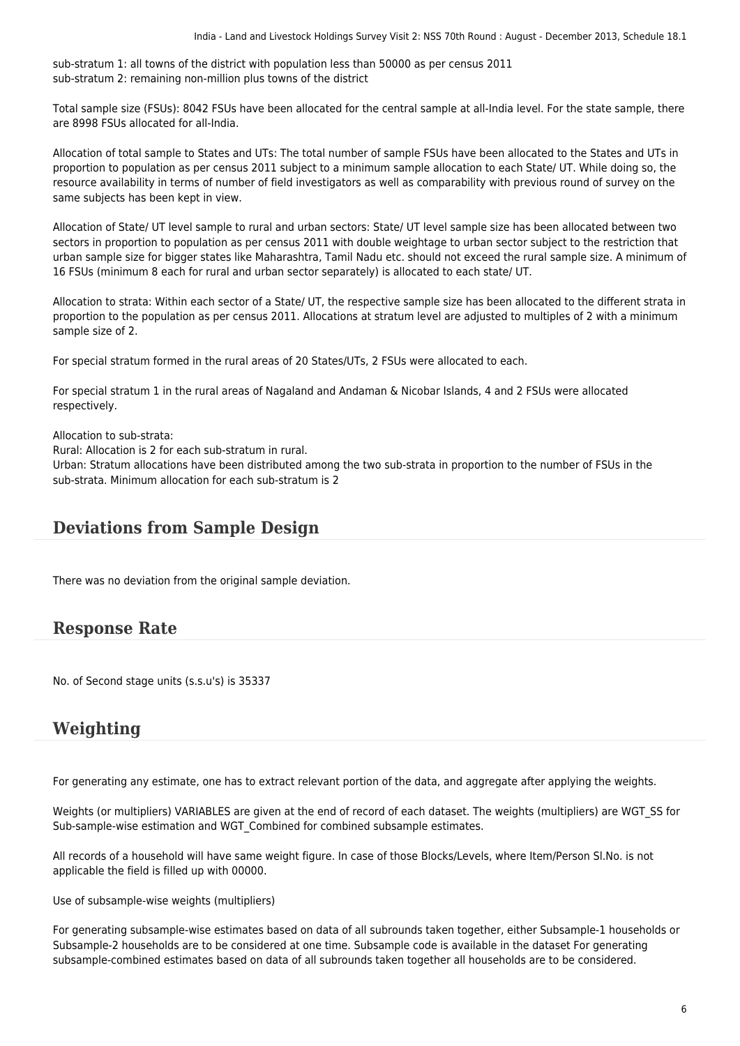sub-stratum 1: all towns of the district with population less than 50000 as per census 2011
sub-stratum 2: remaining non-million plus towns of the district

Total sample size (FSUs): 8042 FSUs have been allocated for the central sample at all-India level. For the state sample, there are 8998 FSUs allocated for all-India.

Allocation of total sample to States and UTs: The total number of sample FSUs have been allocated to the States and UTs in proportion to population as per census 2011 subject to a minimum sample allocation to each State/ UT. While doing so, the resource availability in terms of number of field investigators as well as comparability with previous round of survey on the same subjects has been kept in view.

Allocation of State/ UT level sample to rural and urban sectors: State/ UT level sample size has been allocated between two sectors in proportion to population as per census 2011 with double weightage to urban sector subject to the restriction that urban sample size for bigger states like Maharashtra, Tamil Nadu etc. should not exceed the rural sample size. A minimum of 16 FSUs (minimum 8 each for rural and urban sector separately) is allocated to each state/ UT.

Allocation to strata: Within each sector of a State/ UT, the respective sample size has been allocated to the different strata in proportion to the population as per census 2011. Allocations at stratum level are adjusted to multiples of 2 with a minimum sample size of 2.

For special stratum formed in the rural areas of 20 States/UTs, 2 FSUs were allocated to each.

For special stratum 1 in the rural areas of Nagaland and Andaman & Nicobar Islands, 4 and 2 FSUs were allocated respectively.

Allocation to sub-strata:
Rural: Allocation is 2 for each sub-stratum in rural.
Urban: Stratum allocations have been distributed among the two sub-strata in proportion to the number of FSUs in the sub-strata. Minimum allocation for each sub-stratum is 2

## Deviations from Sample Design

There was no deviation from the original sample deviation.

## Response Rate

No. of Second stage units (s.s.u's) is 35337

## Weighting

For generating any estimate, one has to extract relevant portion of the data, and aggregate after applying the weights.

Weights (or multipliers) VARIABLES are given at the end of record of each dataset. The weights (multipliers) are WGT_SS for Sub-sample-wise estimation and WGT_Combined for combined subsample estimates.

All records of a household will have same weight figure. In case of those Blocks/Levels, where Item/Person Sl.No. is not applicable the field is filled up with 00000.

Use of subsample-wise weights (multipliers)

For generating subsample-wise estimates based on data of all subrounds taken together, either Subsample-1 households or Subsample-2 households are to be considered at one time. Subsample code is available in the dataset For generating subsample-combined estimates based on data of all subrounds taken together all households are to be considered.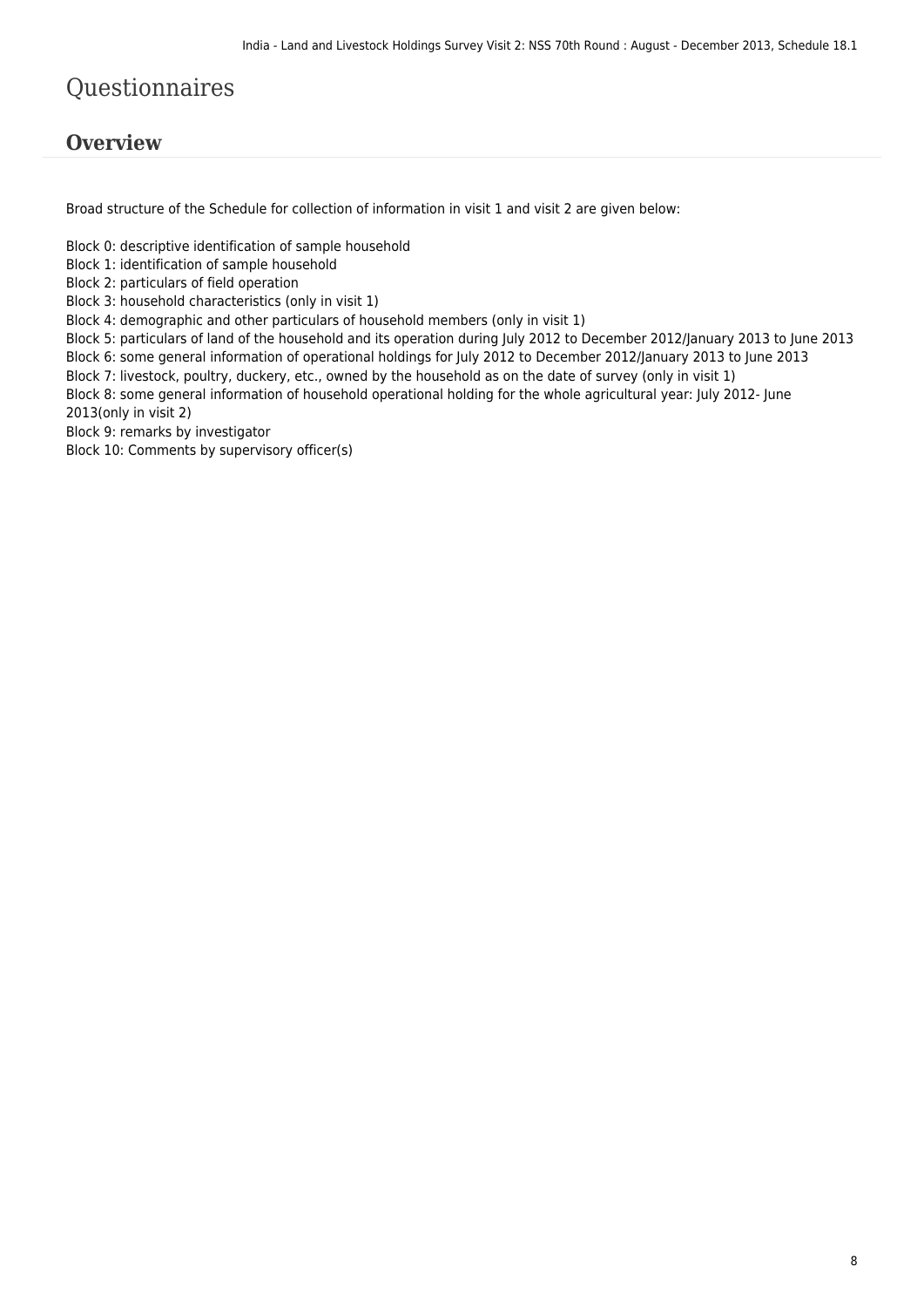# Questionnaires

## Overview

Broad structure of the Schedule for collection of information in visit 1 and visit 2 are given below:

Block 0: descriptive identification of sample household
Block 1: identification of sample household
Block 2: particulars of field operation
Block 3: household characteristics (only in visit 1)
Block 4: demographic and other particulars of household members (only in visit 1)
Block 5: particulars of land of the household and its operation during July 2012 to December 2012/January 2013 to June 2013
Block 6: some general information of operational holdings for July 2012 to December 2012/January 2013 to June 2013
Block 7: livestock, poultry, duckery, etc., owned by the household as on the date of survey (only in visit 1)
Block 8: some general information of household operational holding for the whole agricultural year: July 2012- June 2013(only in visit 2)
Block 9: remarks by investigator
Block 10: Comments by supervisory officer(s)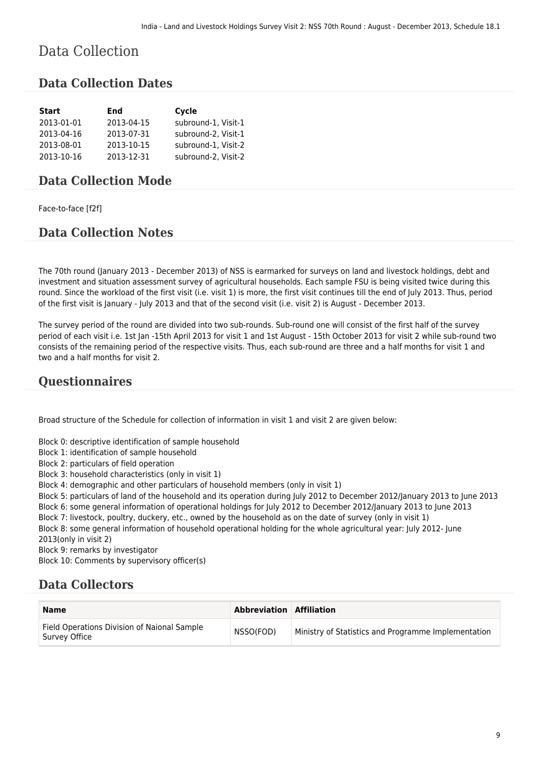# Data Collection

## Data Collection Dates

| Start | End | Cycle |
|---|---|---|
| 2013-01-01 | 2013-04-15 | subround-1, Visit-1 |
| 2013-04-16 | 2013-07-31 | subround-2, Visit-1 |
| 2013-08-01 | 2013-10-15 | subround-1, Visit-2 |
| 2013-10-16 | 2013-12-31 | subround-2, Visit-2 |

## Data Collection Mode

Face-to-face [f2f]

## Data Collection Notes

The 70th round (January 2013 - December 2013) of NSS is earmarked for surveys on land and livestock holdings, debt and investment and situation assessment survey of agricultural households. Each sample FSU is being visited twice during this round. Since the workload of the first visit (i.e. visit 1) is more, the first visit continues till the end of July 2013. Thus, period of the first visit is January - July 2013 and that of the second visit (i.e. visit 2) is August - December 2013.

The survey period of the round are divided into two sub-rounds. Sub-round one will consist of the first half of the survey period of each visit i.e. 1st Jan -15th April 2013 for visit 1 and 1st August - 15th October 2013 for visit 2 while sub-round two consists of the remaining period of the respective visits. Thus, each sub-round are three and a half months for visit 1 and two and a half months for visit 2.

## Questionnaires

Broad structure of the Schedule for collection of information in visit 1 and visit 2 are given below:

Block 0: descriptive identification of sample household
Block 1: identification of sample household
Block 2: particulars of field operation
Block 3: household characteristics (only in visit 1)
Block 4: demographic and other particulars of household members (only in visit 1)
Block 5: particulars of land of the household and its operation during July 2012 to December 2012/January 2013 to June 2013
Block 6: some general information of operational holdings for July 2012 to December 2012/January 2013 to June 2013
Block 7: livestock, poultry, duckery, etc., owned by the household as on the date of survey (only in visit 1)
Block 8: some general information of household operational holding for the whole agricultural year: July 2012- June 2013(only in visit 2)
Block 9: remarks by investigator
Block 10: Comments by supervisory officer(s)

## Data Collectors

| Name | Abbreviation | Affiliation |
|---|---|---|
| Field Operations Division of Naional Sample Survey Office | NSSO(FOD) | Ministry of Statistics and Programme Implementation |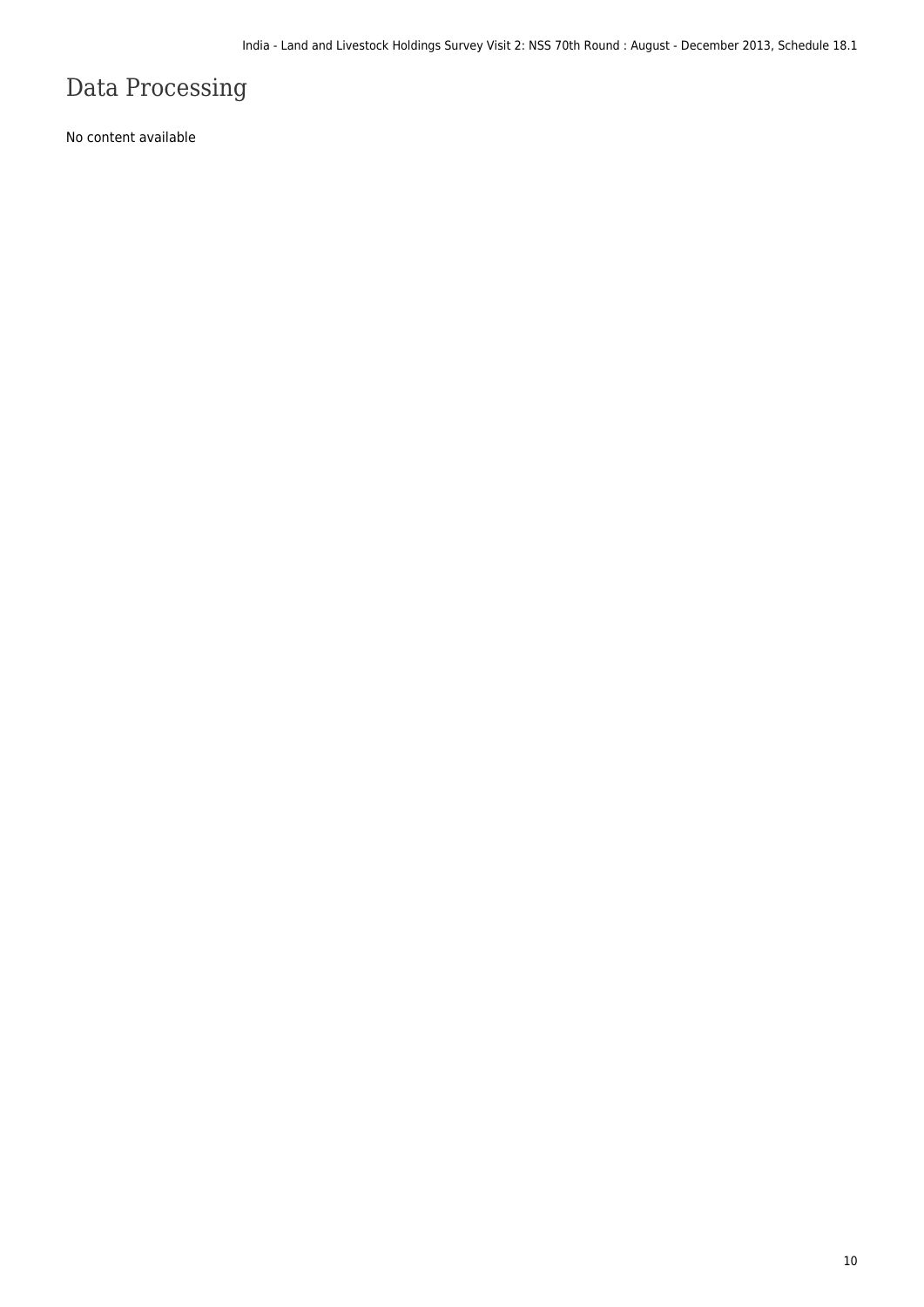# Data Processing

No content available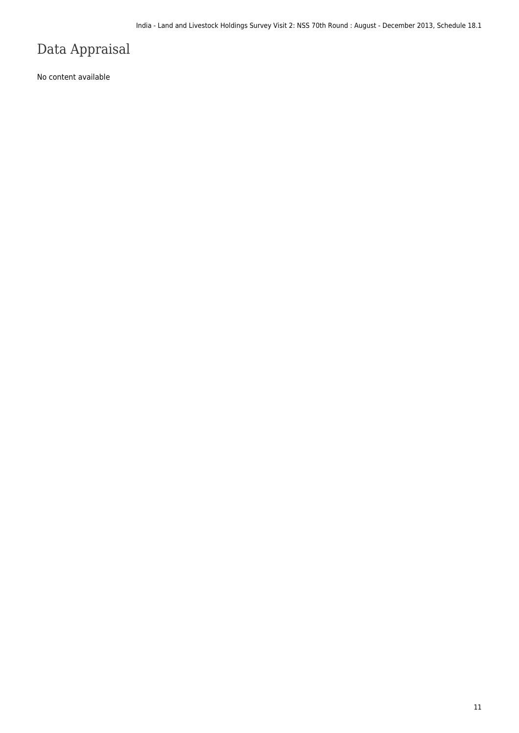# Data Appraisal

No content available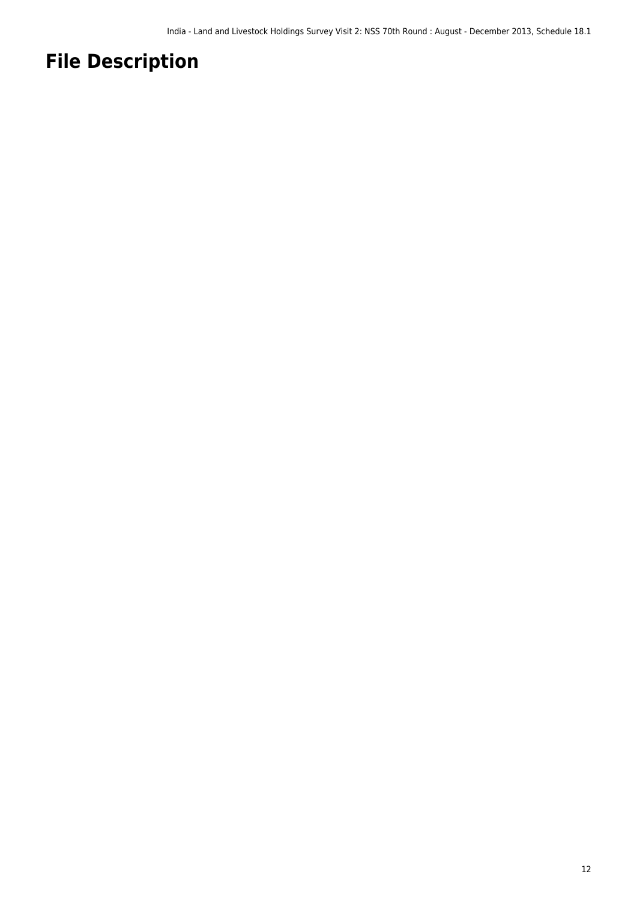# File Description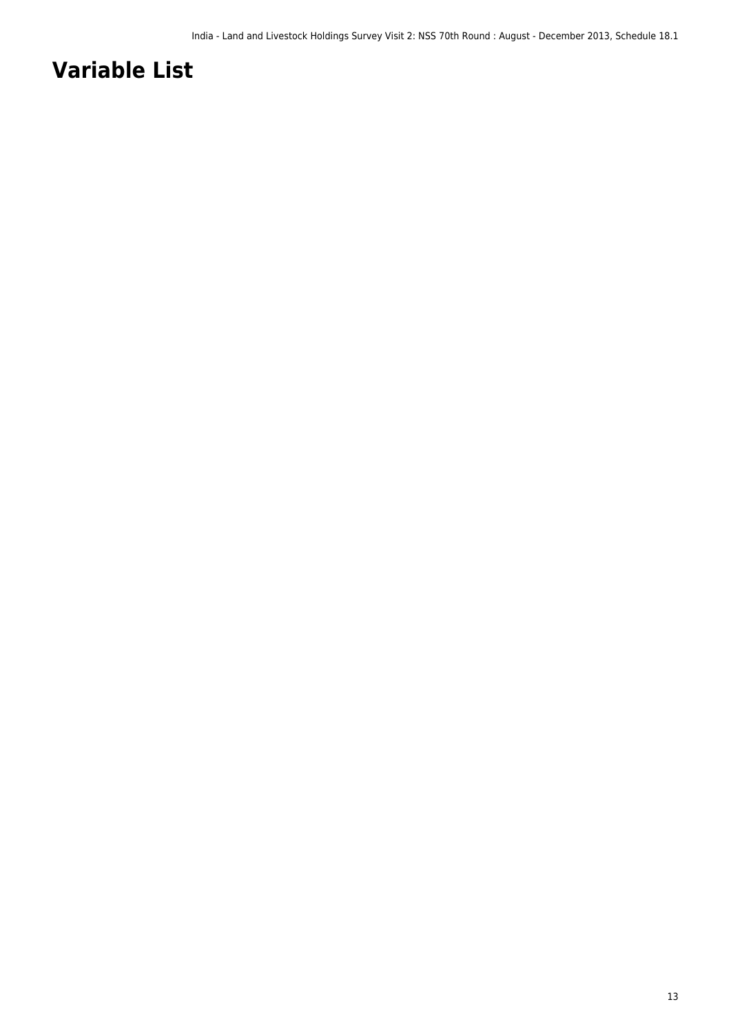# Variable List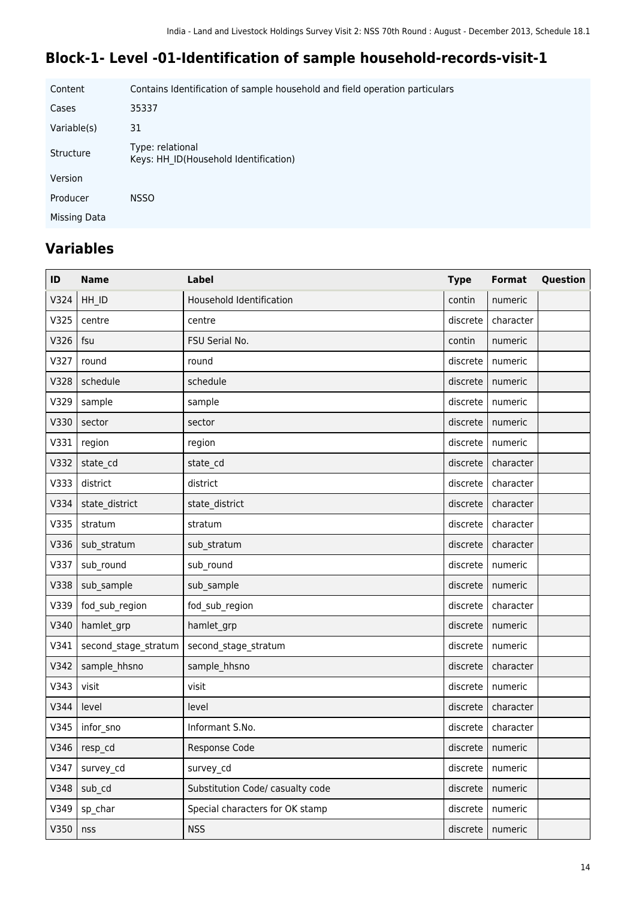## Block-1- Level -01-Identification of sample household-records-visit-1

| | |
|---|---|
| Content | Contains Identification of sample household and field operation particulars |
| Cases | 35337 |
| Variable(s) | 31 |
| Structure | Type: relational<br>Keys: HH_ID(Household Identification) |
| Version | |
| Producer | NSSO |
| Missing Data | |

## Variables

| ID | Name | Label | Type | Format | Question |
|---|---|---|---|---|---|
| V324 | HH_ID | Household Identification | contin | numeric | |
| V325 | centre | centre | discrete | character | |
| V326 | fsu | FSU Serial No. | contin | numeric | |
| V327 | round | round | discrete | numeric | |
| V328 | schedule | schedule | discrete | numeric | |
| V329 | sample | sample | discrete | numeric | |
| V330 | sector | sector | discrete | numeric | |
| V331 | region | region | discrete | numeric | |
| V332 | state_cd | state_cd | discrete | character | |
| V333 | district | district | discrete | character | |
| V334 | state_district | state_district | discrete | character | |
| V335 | stratum | stratum | discrete | character | |
| V336 | sub_stratum | sub_stratum | discrete | character | |
| V337 | sub_round | sub_round | discrete | numeric | |
| V338 | sub_sample | sub_sample | discrete | numeric | |
| V339 | fod_sub_region | fod_sub_region | discrete | character | |
| V340 | hamlet_grp | hamlet_grp | discrete | numeric | |
| V341 | second_stage_stratum | second_stage_stratum | discrete | numeric | |
| V342 | sample_hhsno | sample_hhsno | discrete | character | |
| V343 | visit | visit | discrete | numeric | |
| V344 | level | level | discrete | character | |
| V345 | infor_sno | Informant S.No. | discrete | character | |
| V346 | resp_cd | Response Code | discrete | numeric | |
| V347 | survey_cd | survey_cd | discrete | numeric | |
| V348 | sub_cd | Substitution Code/ casualty code | discrete | numeric | |
| V349 | sp_char | Special characters for OK stamp | discrete | numeric | |
| V350 | nss | NSS | discrete | numeric | |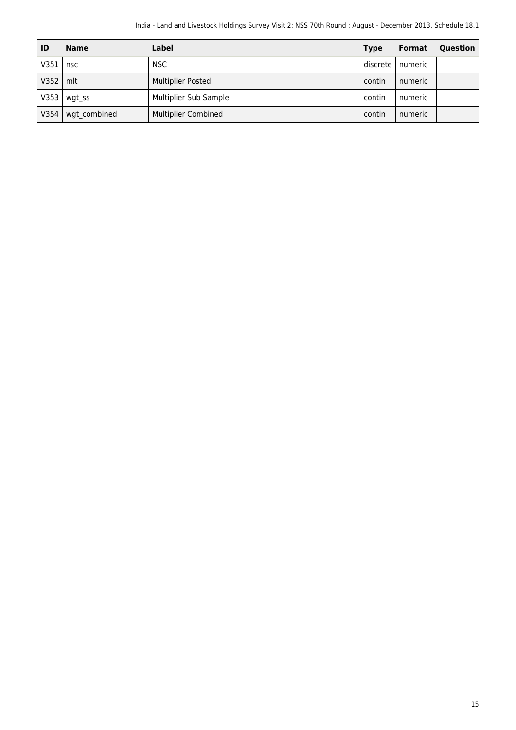| ID | Name | Label | Type | Format | Question |
|---|---|---|---|---|---|
| V351 | nsc | NSC | discrete | numeric | |
| V352 | mlt | Multiplier Posted | contin | numeric | |
| V353 | wgt_ss | Multiplier Sub Sample | contin | numeric | |
| V354 | wgt_combined | Multiplier Combined | contin | numeric | |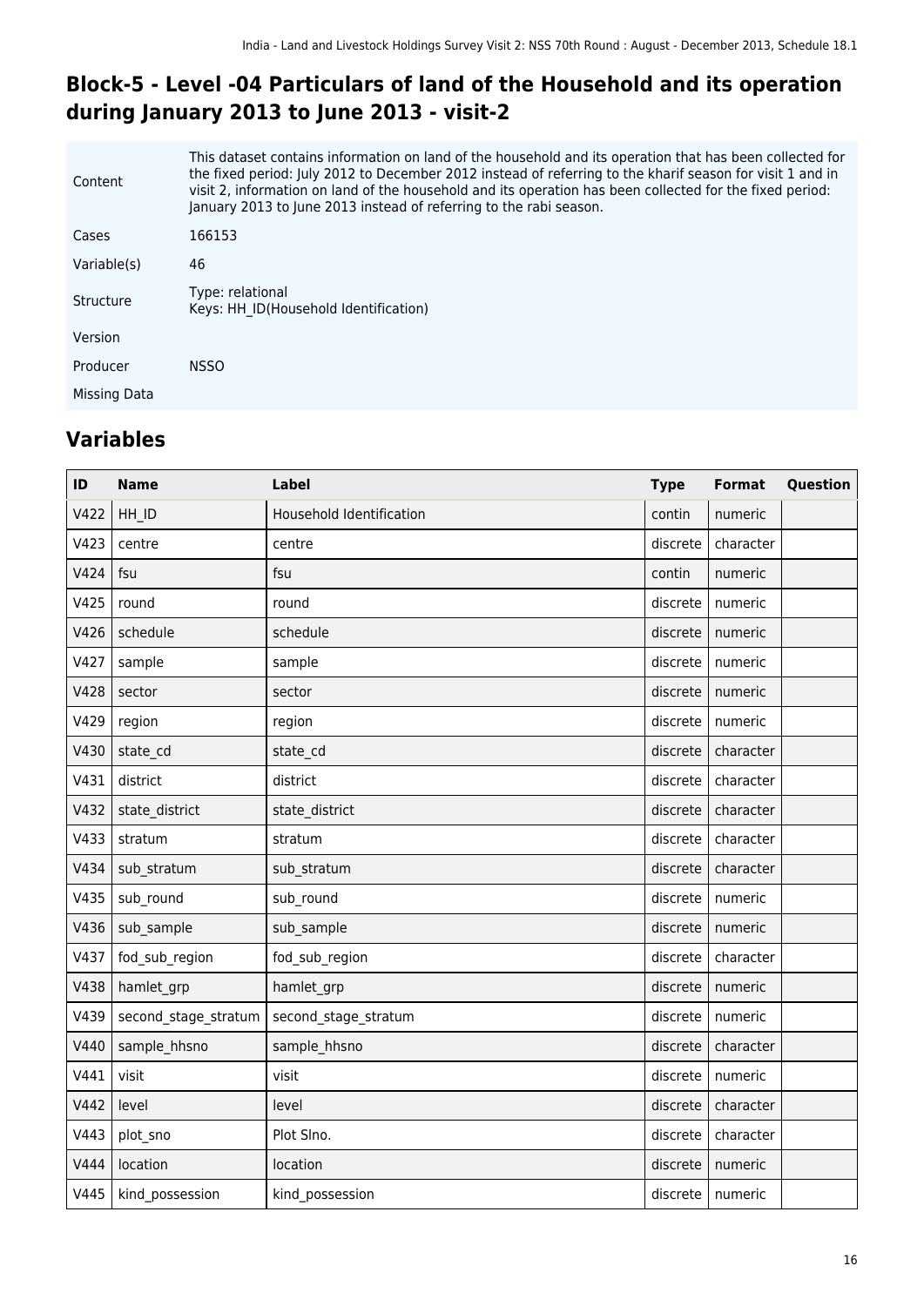## Block-5 - Level -04 Particulars of land of the Household and its operation during January 2013 to June 2013 - visit-2

| | |
|---|---|
| Content | This dataset contains information on land of the household and its operation that has been collected for the fixed period: July 2012 to December 2012 instead of referring to the kharif season for visit 1 and in visit 2, information on land of the household and its operation has been collected for the fixed period: January 2013 to June 2013 instead of referring to the rabi season. |
| Cases | 166153 |
| Variable(s) | 46 |
| Structure | Type: relational<br>Keys: HH_ID(Household Identification) |
| Version | |
| Producer | NSSO |
| Missing Data | |

## Variables

| ID | Name | Label | Type | Format | Question |
|---|---|---|---|---|---|
| V422 | HH_ID | Household Identification | contin | numeric | |
| V423 | centre | centre | discrete | character | |
| V424 | fsu | fsu | contin | numeric | |
| V425 | round | round | discrete | numeric | |
| V426 | schedule | schedule | discrete | numeric | |
| V427 | sample | sample | discrete | numeric | |
| V428 | sector | sector | discrete | numeric | |
| V429 | region | region | discrete | numeric | |
| V430 | state_cd | state_cd | discrete | character | |
| V431 | district | district | discrete | character | |
| V432 | state_district | state_district | discrete | character | |
| V433 | stratum | stratum | discrete | character | |
| V434 | sub_stratum | sub_stratum | discrete | character | |
| V435 | sub_round | sub_round | discrete | numeric | |
| V436 | sub_sample | sub_sample | discrete | numeric | |
| V437 | fod_sub_region | fod_sub_region | discrete | character | |
| V438 | hamlet_grp | hamlet_grp | discrete | numeric | |
| V439 | second_stage_stratum | second_stage_stratum | discrete | numeric | |
| V440 | sample_hhsno | sample_hhsno | discrete | character | |
| V441 | visit | visit | discrete | numeric | |
| V442 | level | level | discrete | character | |
| V443 | plot_sno | Plot Slno. | discrete | character | |
| V444 | location | location | discrete | numeric | |
| V445 | kind_possession | kind_possession | discrete | numeric | |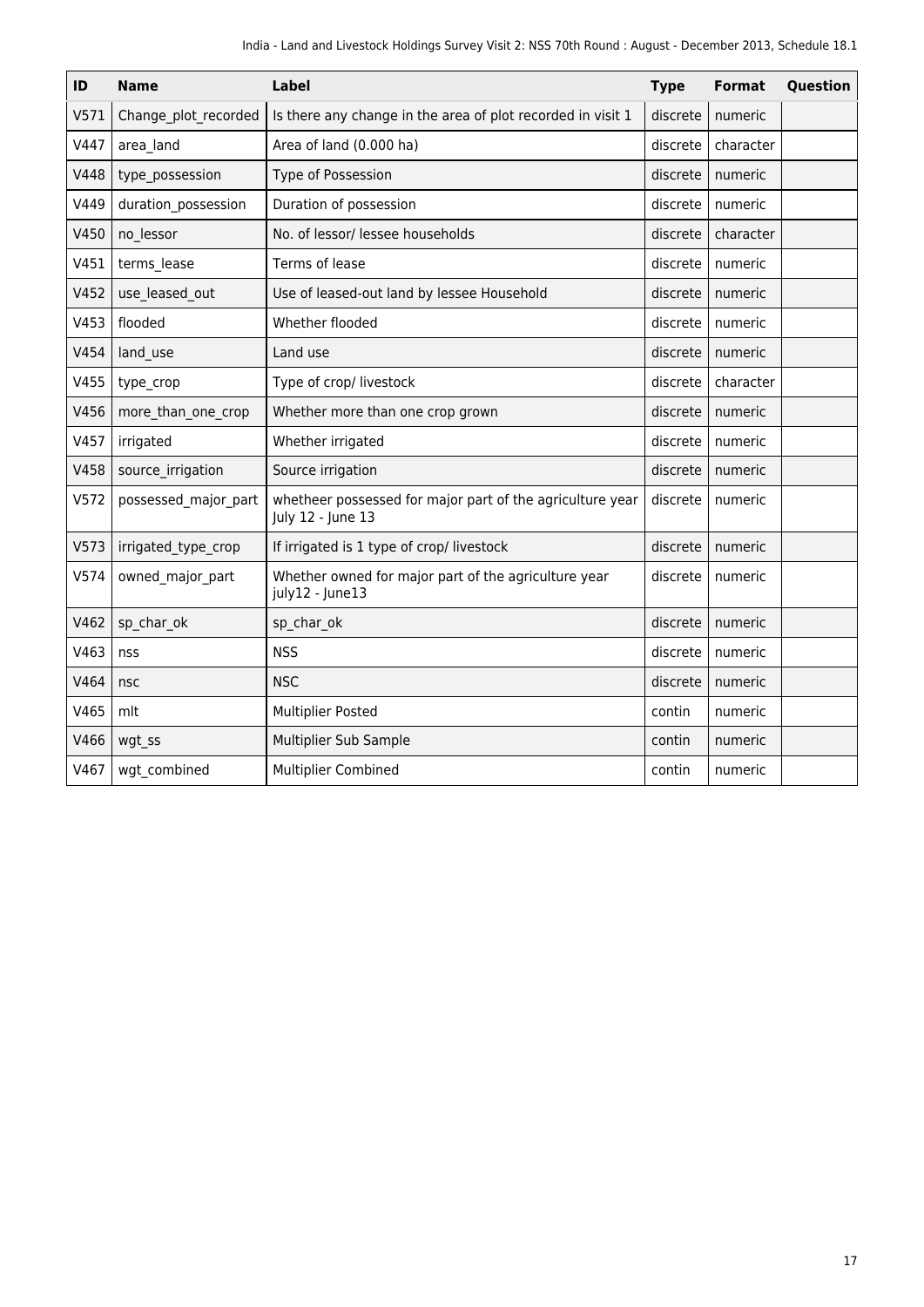| ID | Name | Label | Type | Format | Question |
|---|---|---|---|---|---|
| V571 | Change_plot_recorded | Is there any change in the area of plot recorded in visit 1 | discrete | numeric | |
| V447 | area_land | Area of land (0.000 ha) | discrete | character | |
| V448 | type_possession | Type of Possession | discrete | numeric | |
| V449 | duration_possession | Duration of possession | discrete | numeric | |
| V450 | no_lessor | No. of lessor/ lessee households | discrete | character | |
| V451 | terms_lease | Terms of lease | discrete | numeric | |
| V452 | use_leased_out | Use of leased-out land by lessee Household | discrete | numeric | |
| V453 | flooded | Whether flooded | discrete | numeric | |
| V454 | land_use | Land use | discrete | numeric | |
| V455 | type_crop | Type of crop/ livestock | discrete | character | |
| V456 | more_than_one_crop | Whether more than one crop grown | discrete | numeric | |
| V457 | irrigated | Whether irrigated | discrete | numeric | |
| V458 | source_irrigation | Source irrigation | discrete | numeric | |
| V572 | possessed_major_part | whetheer possessed for major part of the agriculture year July 12 - June 13 | discrete | numeric | |
| V573 | irrigated_type_crop | If irrigated is 1 type of crop/ livestock | discrete | numeric | |
| V574 | owned_major_part | Whether owned for major part of the agriculture year july12 - June13 | discrete | numeric | |
| V462 | sp_char_ok | sp_char_ok | discrete | numeric | |
| V463 | nss | NSS | discrete | numeric | |
| V464 | nsc | NSC | discrete | numeric | |
| V465 | mlt | Multiplier Posted | contin | numeric | |
| V466 | wgt_ss | Multiplier Sub Sample | contin | numeric | |
| V467 | wgt_combined | Multiplier Combined | contin | numeric | |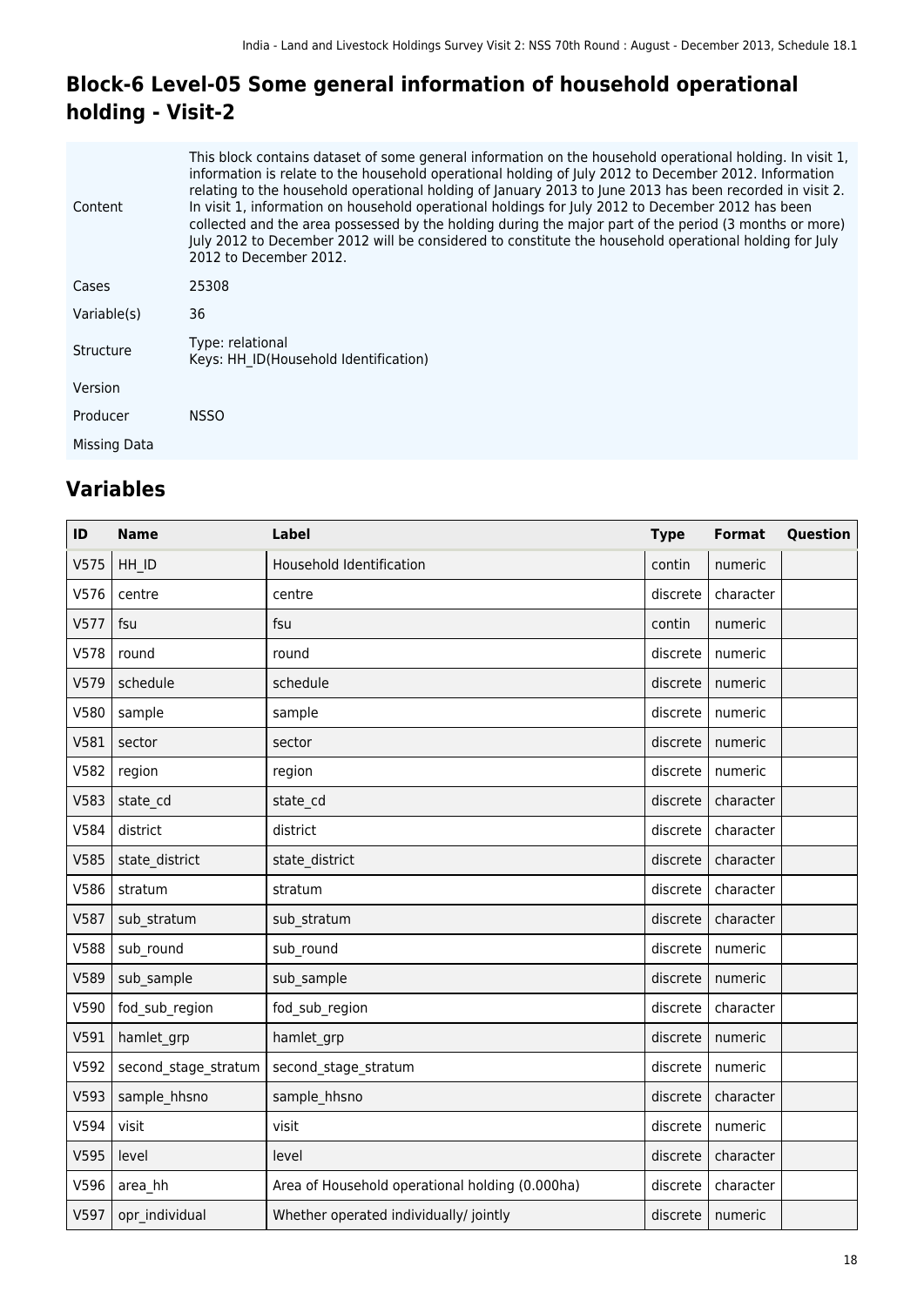# Block-6 Level-05 Some general information of household operational holding - Visit-2

| | |
|---|---|
| Content | This block contains dataset of some general information on the household operational holding. In visit 1, information is relate to the household operational holding of July 2012 to December 2012. Information relating to the household operational holding of January 2013 to June 2013 has been recorded in visit 2. In visit 1, information on household operational holdings for July 2012 to December 2012 has been collected and the area possessed by the holding during the major part of the period (3 months or more) July 2012 to December 2012 will be considered to constitute the household operational holding for July 2012 to December 2012. |
| Cases | 25308 |
| Variable(s) | 36 |
| Structure | Type: relational<br>Keys: HH_ID(Household Identification) |
| Version | |
| Producer | NSSO |
| Missing Data | |

## Variables

| ID | Name | Label | Type | Format | Question |
|---|---|---|---|---|---|
| V575 | HH_ID | Household Identification | contin | numeric | |
| V576 | centre | centre | discrete | character | |
| V577 | fsu | fsu | contin | numeric | |
| V578 | round | round | discrete | numeric | |
| V579 | schedule | schedule | discrete | numeric | |
| V580 | sample | sample | discrete | numeric | |
| V581 | sector | sector | discrete | numeric | |
| V582 | region | region | discrete | numeric | |
| V583 | state_cd | state_cd | discrete | character | |
| V584 | district | district | discrete | character | |
| V585 | state_district | state_district | discrete | character | |
| V586 | stratum | stratum | discrete | character | |
| V587 | sub_stratum | sub_stratum | discrete | character | |
| V588 | sub_round | sub_round | discrete | numeric | |
| V589 | sub_sample | sub_sample | discrete | numeric | |
| V590 | fod_sub_region | fod_sub_region | discrete | character | |
| V591 | hamlet_grp | hamlet_grp | discrete | numeric | |
| V592 | second_stage_stratum | second_stage_stratum | discrete | numeric | |
| V593 | sample_hhsno | sample_hhsno | discrete | character | |
| V594 | visit | visit | discrete | numeric | |
| V595 | level | level | discrete | character | |
| V596 | area_hh | Area of Household operational holding (0.000ha) | discrete | character | |
| V597 | opr_individual | Whether operated individually/ jointly | discrete | numeric | |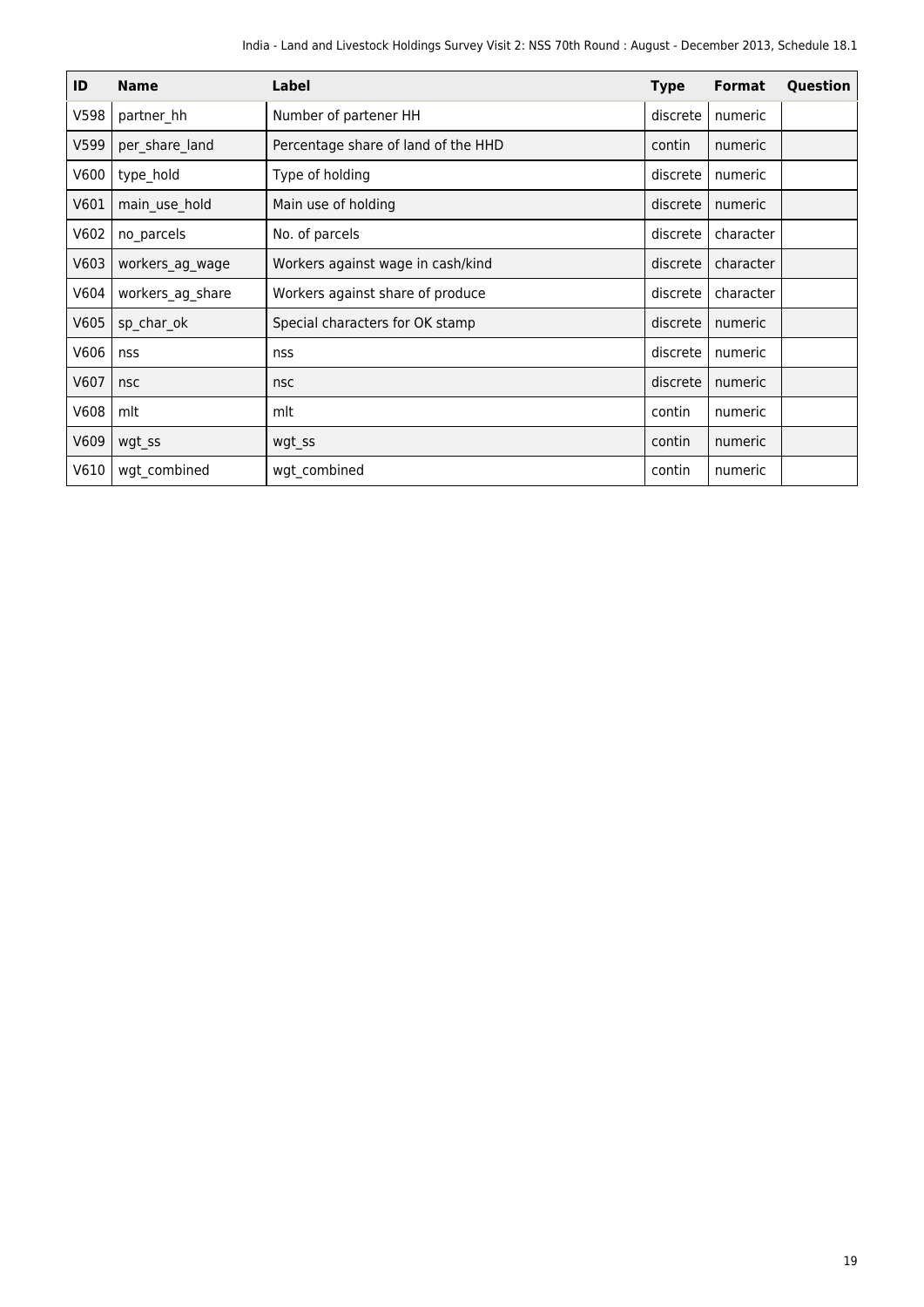| ID | Name | Label | Type | Format | Question |
|---|---|---|---|---|---|
| V598 | partner_hh | Number of partener HH | discrete | numeric | |
| V599 | per_share_land | Percentage share of land of the HHD | contin | numeric | |
| V600 | type_hold | Type of holding | discrete | numeric | |
| V601 | main_use_hold | Main use of holding | discrete | numeric | |
| V602 | no_parcels | No. of parcels | discrete | character | |
| V603 | workers_ag_wage | Workers against wage in cash/kind | discrete | character | |
| V604 | workers_ag_share | Workers against share of produce | discrete | character | |
| V605 | sp_char_ok | Special characters for OK stamp | discrete | numeric | |
| V606 | nss | nss | discrete | numeric | |
| V607 | nsc | nsc | discrete | numeric | |
| V608 | mlt | mlt | contin | numeric | |
| V609 | wgt_ss | wgt_ss | contin | numeric | |
| V610 | wgt_combined | wgt_combined | contin | numeric | |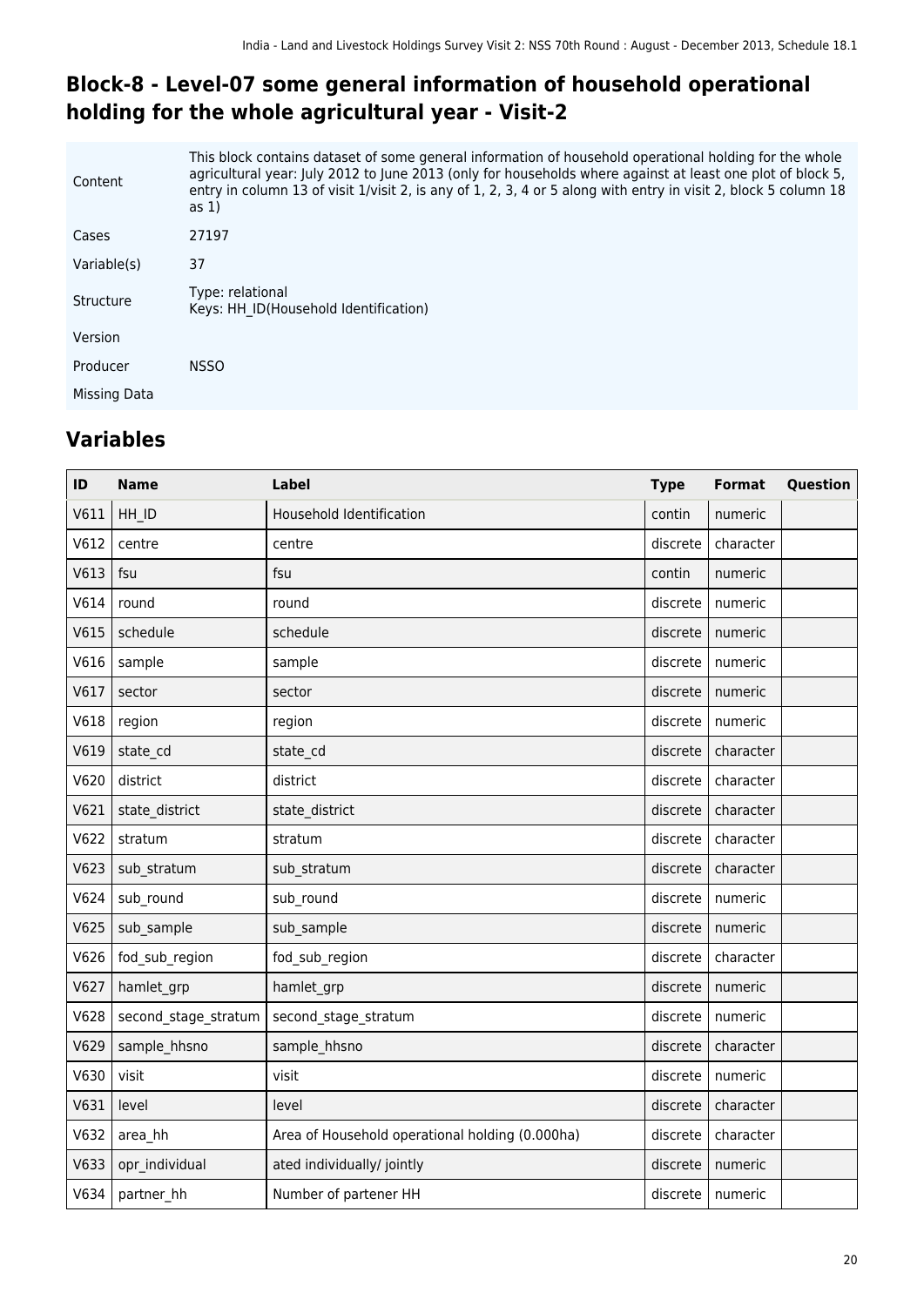## Block-8 - Level-07 some general information of household operational holding for the whole agricultural year - Visit-2

| | |
|---|---|
| Content | This block contains dataset of some general information of household operational holding for the whole agricultural year: July 2012 to June 2013 (only for households where against at least one plot of block 5, entry in column 13 of visit 1/visit 2, is any of 1, 2, 3, 4 or 5 along with entry in visit 2, block 5 column 18 as 1) |
| Cases | 27197 |
| Variable(s) | 37 |
| Structure | Type: relational<br>Keys: HH_ID(Household Identification) |
| Version | |
| Producer | NSSO |
| Missing Data | |

## Variables

| ID | Name | Label | Type | Format | Question |
|---|---|---|---|---|---|
| V611 | HH_ID | Household Identification | contin | numeric | |
| V612 | centre | centre | discrete | character | |
| V613 | fsu | fsu | contin | numeric | |
| V614 | round | round | discrete | numeric | |
| V615 | schedule | schedule | discrete | numeric | |
| V616 | sample | sample | discrete | numeric | |
| V617 | sector | sector | discrete | numeric | |
| V618 | region | region | discrete | numeric | |
| V619 | state_cd | state_cd | discrete | character | |
| V620 | district | district | discrete | character | |
| V621 | state_district | state_district | discrete | character | |
| V622 | stratum | stratum | discrete | character | |
| V623 | sub_stratum | sub_stratum | discrete | character | |
| V624 | sub_round | sub_round | discrete | numeric | |
| V625 | sub_sample | sub_sample | discrete | numeric | |
| V626 | fod_sub_region | fod_sub_region | discrete | character | |
| V627 | hamlet_grp | hamlet_grp | discrete | numeric | |
| V628 | second_stage_stratum | second_stage_stratum | discrete | numeric | |
| V629 | sample_hhsno | sample_hhsno | discrete | character | |
| V630 | visit | visit | discrete | numeric | |
| V631 | level | level | discrete | character | |
| V632 | area_hh | Area of Household operational holding (0.000ha) | discrete | character | |
| V633 | opr_individual | ated individually/ jointly | discrete | numeric | |
| V634 | partner_hh | Number of partener HH | discrete | numeric | |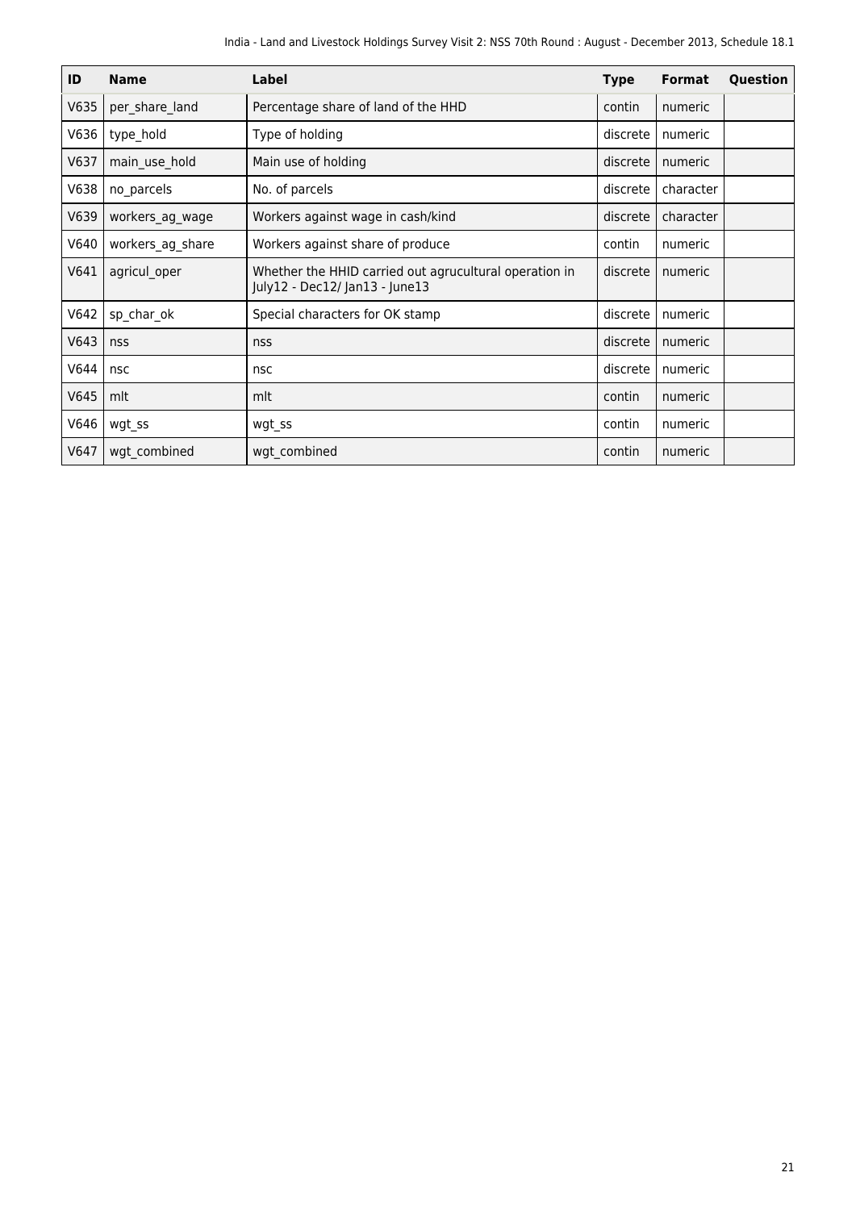| ID | Name | Label | Type | Format | Question |
|---|---|---|---|---|---|
| V635 | per_share_land | Percentage share of land of the HHD | contin | numeric | |
| V636 | type_hold | Type of holding | discrete | numeric | |
| V637 | main_use_hold | Main use of holding | discrete | numeric | |
| V638 | no_parcels | No. of parcels | discrete | character | |
| V639 | workers_ag_wage | Workers against wage in cash/kind | discrete | character | |
| V640 | workers_ag_share | Workers against share of produce | contin | numeric | |
| V641 | agricul_oper | Whether the HHID carried out agrucultural operation in July12 - Dec12/ Jan13 - June13 | discrete | numeric | |
| V642 | sp_char_ok | Special characters for OK stamp | discrete | numeric | |
| V643 | nss | nss | discrete | numeric | |
| V644 | nsc | nsc | discrete | numeric | |
| V645 | mlt | mlt | contin | numeric | |
| V646 | wgt_ss | wgt_ss | contin | numeric | |
| V647 | wgt_combined | wgt_combined | contin | numeric | |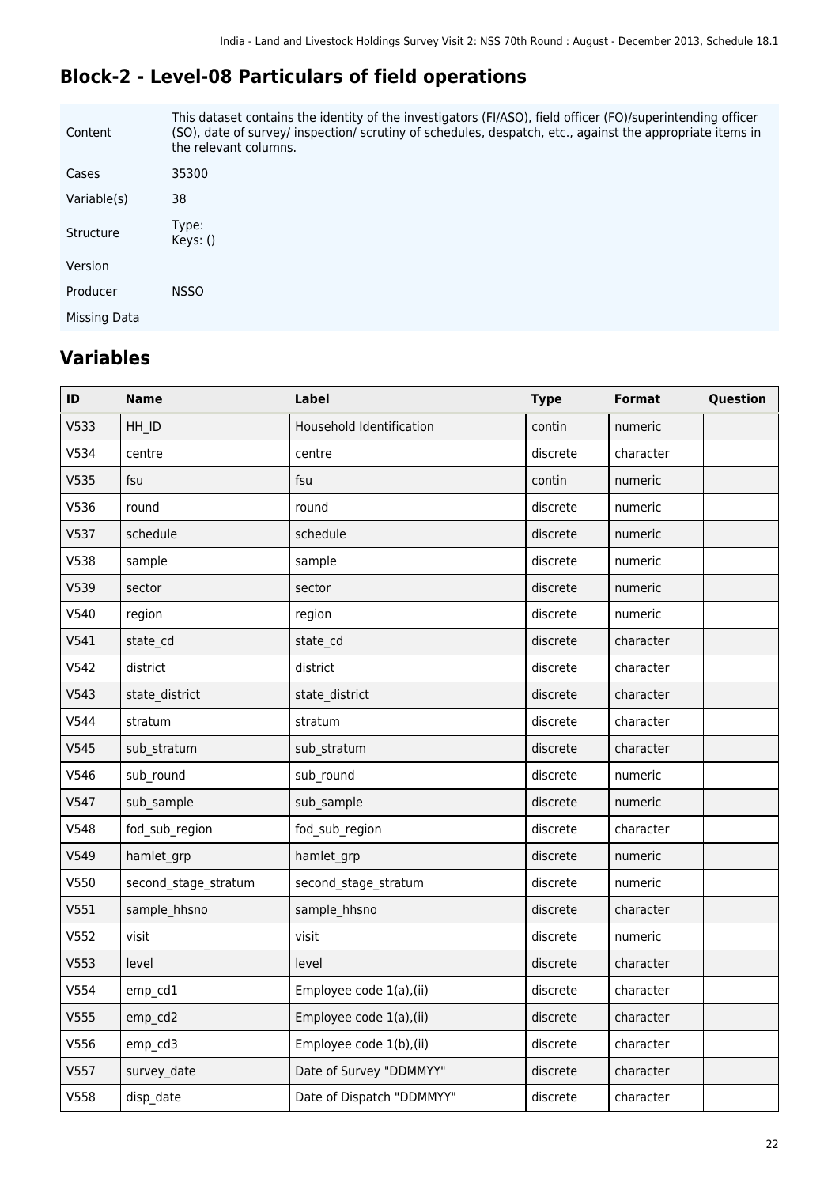## Block-2 - Level-08 Particulars of field operations

| | |
|---|---|
| Content | This dataset contains the identity of the investigators (FI/ASO), field officer (FO)/superintending officer (SO), date of survey/ inspection/ scrutiny of schedules, despatch, etc., against the appropriate items in the relevant columns. |
| Cases | 35300 |
| Variable(s) | 38 |
| Structure | Type:<br>Keys: () |
| Version | |
| Producer | NSSO |
| Missing Data | |

## Variables

| ID | Name | Label | Type | Format | Question |
|---|---|---|---|---|---|
| V533 | HH_ID | Household Identification | contin | numeric | |
| V534 | centre | centre | discrete | character | |
| V535 | fsu | fsu | contin | numeric | |
| V536 | round | round | discrete | numeric | |
| V537 | schedule | schedule | discrete | numeric | |
| V538 | sample | sample | discrete | numeric | |
| V539 | sector | sector | discrete | numeric | |
| V540 | region | region | discrete | numeric | |
| V541 | state_cd | state_cd | discrete | character | |
| V542 | district | district | discrete | character | |
| V543 | state_district | state_district | discrete | character | |
| V544 | stratum | stratum | discrete | character | |
| V545 | sub_stratum | sub_stratum | discrete | character | |
| V546 | sub_round | sub_round | discrete | numeric | |
| V547 | sub_sample | sub_sample | discrete | numeric | |
| V548 | fod_sub_region | fod_sub_region | discrete | character | |
| V549 | hamlet_grp | hamlet_grp | discrete | numeric | |
| V550 | second_stage_stratum | second_stage_stratum | discrete | numeric | |
| V551 | sample_hhsno | sample_hhsno | discrete | character | |
| V552 | visit | visit | discrete | numeric | |
| V553 | level | level | discrete | character | |
| V554 | emp_cd1 | Employee code 1(a),(ii) | discrete | character | |
| V555 | emp_cd2 | Employee code 1(a),(ii) | discrete | character | |
| V556 | emp_cd3 | Employee code 1(b),(ii) | discrete | character | |
| V557 | survey_date | Date of Survey "DDMMYY" | discrete | character | |
| V558 | disp_date | Date of Dispatch "DDMMYY" | discrete | character | |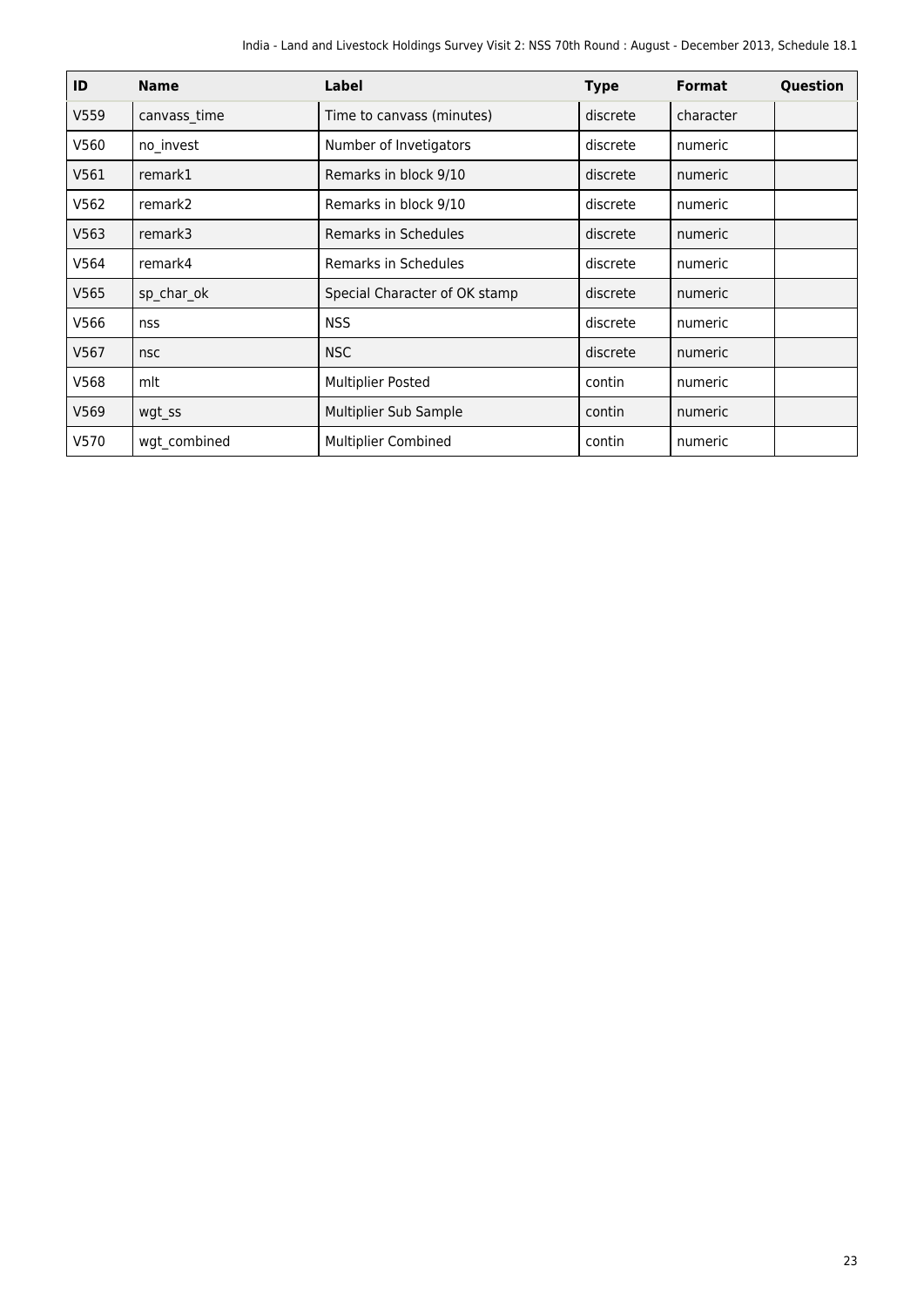| ID | Name | Label | Type | Format | Question |
|---|---|---|---|---|---|
| V559 | canvass_time | Time to canvass (minutes) | discrete | character | |
| V560 | no_invest | Number of Invetigators | discrete | numeric | |
| V561 | remark1 | Remarks in block 9/10 | discrete | numeric | |
| V562 | remark2 | Remarks in block 9/10 | discrete | numeric | |
| V563 | remark3 | Remarks in Schedules | discrete | numeric | |
| V564 | remark4 | Remarks in Schedules | discrete | numeric | |
| V565 | sp_char_ok | Special Character of OK stamp | discrete | numeric | |
| V566 | nss | NSS | discrete | numeric | |
| V567 | nsc | NSC | discrete | numeric | |
| V568 | mlt | Multiplier Posted | contin | numeric | |
| V569 | wgt_ss | Multiplier Sub Sample | contin | numeric | |
| V570 | wgt_combined | Multiplier Combined | contin | numeric | |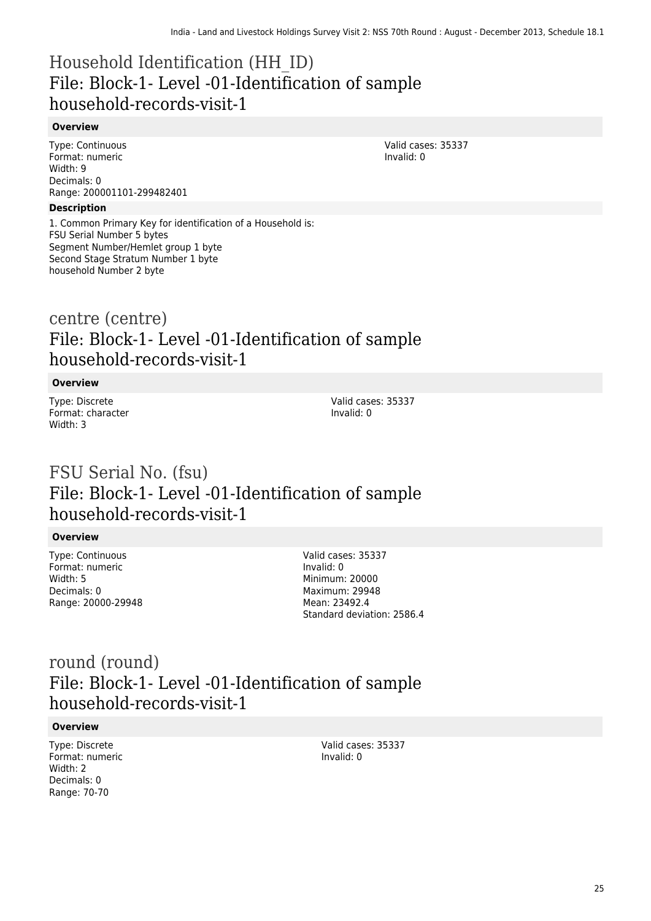# Household Identification (HH_ID)
## File: Block-1- Level -01-Identification of sample household-records-visit-1

### Overview

Type: Continuous
Format: numeric
Width: 9
Decimals: 0
Range: 200001101-299482401

Valid cases: 35337
Invalid: 0

### Description

1. Common Primary Key for identification of a Household is:
FSU Serial Number 5 bytes
Segment Number/Hemlet group 1 byte
Second Stage Stratum Number 1 byte
household Number 2 byte

# centre (centre)
## File: Block-1- Level -01-Identification of sample household-records-visit-1

### Overview

Type: Discrete
Format: character
Width: 3

Valid cases: 35337
Invalid: 0

# FSU Serial No. (fsu)
## File: Block-1- Level -01-Identification of sample household-records-visit-1

### Overview

Type: Continuous
Format: numeric
Width: 5
Decimals: 0
Range: 20000-29948

Valid cases: 35337
Invalid: 0
Minimum: 20000
Maximum: 29948
Mean: 23492.4
Standard deviation: 2586.4

# round (round)
## File: Block-1- Level -01-Identification of sample household-records-visit-1

### Overview

Type: Discrete
Format: numeric
Width: 2
Decimals: 0
Range: 70-70

Valid cases: 35337
Invalid: 0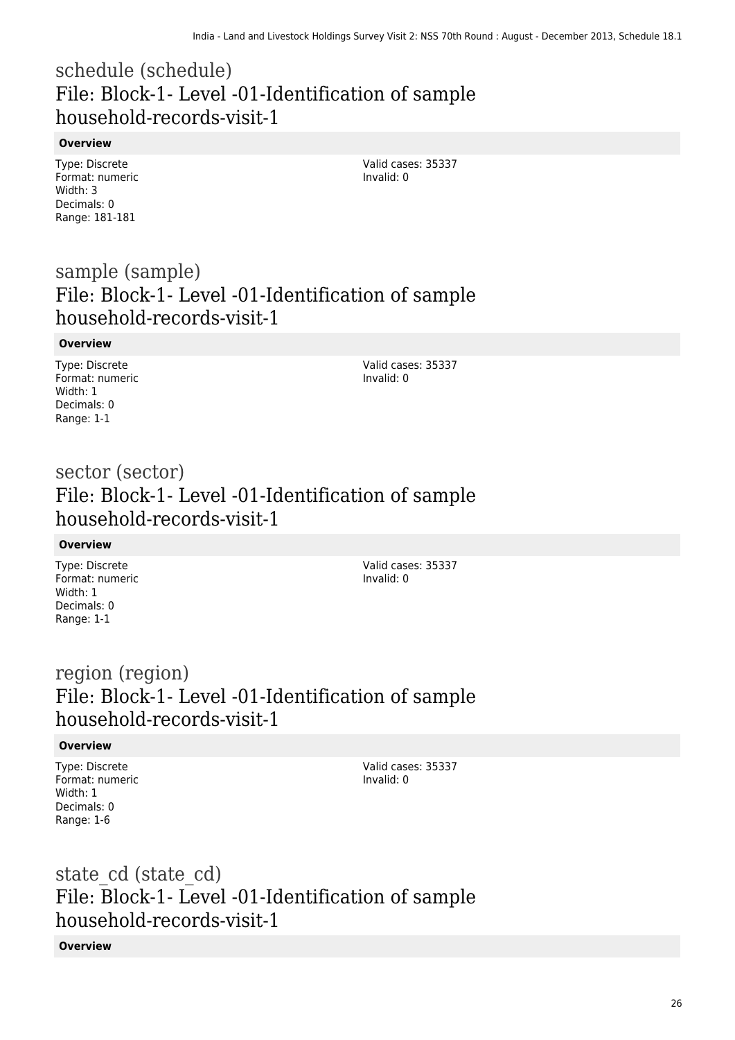## schedule (schedule)
## File: Block-1- Level -01-Identification of sample household-records-visit-1

**Overview**

Type: Discrete
Format: numeric
Width: 3
Decimals: 0
Range: 181-181

Valid cases: 35337
Invalid: 0

## sample (sample)
## File: Block-1- Level -01-Identification of sample household-records-visit-1

**Overview**

Type: Discrete
Format: numeric
Width: 1
Decimals: 0
Range: 1-1

Valid cases: 35337
Invalid: 0

## sector (sector)
## File: Block-1- Level -01-Identification of sample household-records-visit-1

**Overview**

Type: Discrete
Format: numeric
Width: 1
Decimals: 0
Range: 1-1

Valid cases: 35337
Invalid: 0

## region (region)
## File: Block-1- Level -01-Identification of sample household-records-visit-1

**Overview**

Type: Discrete
Format: numeric
Width: 1
Decimals: 0
Range: 1-6

Valid cases: 35337
Invalid: 0

## state_cd (state_cd)
## File: Block-1- Level -01-Identification of sample household-records-visit-1

**Overview**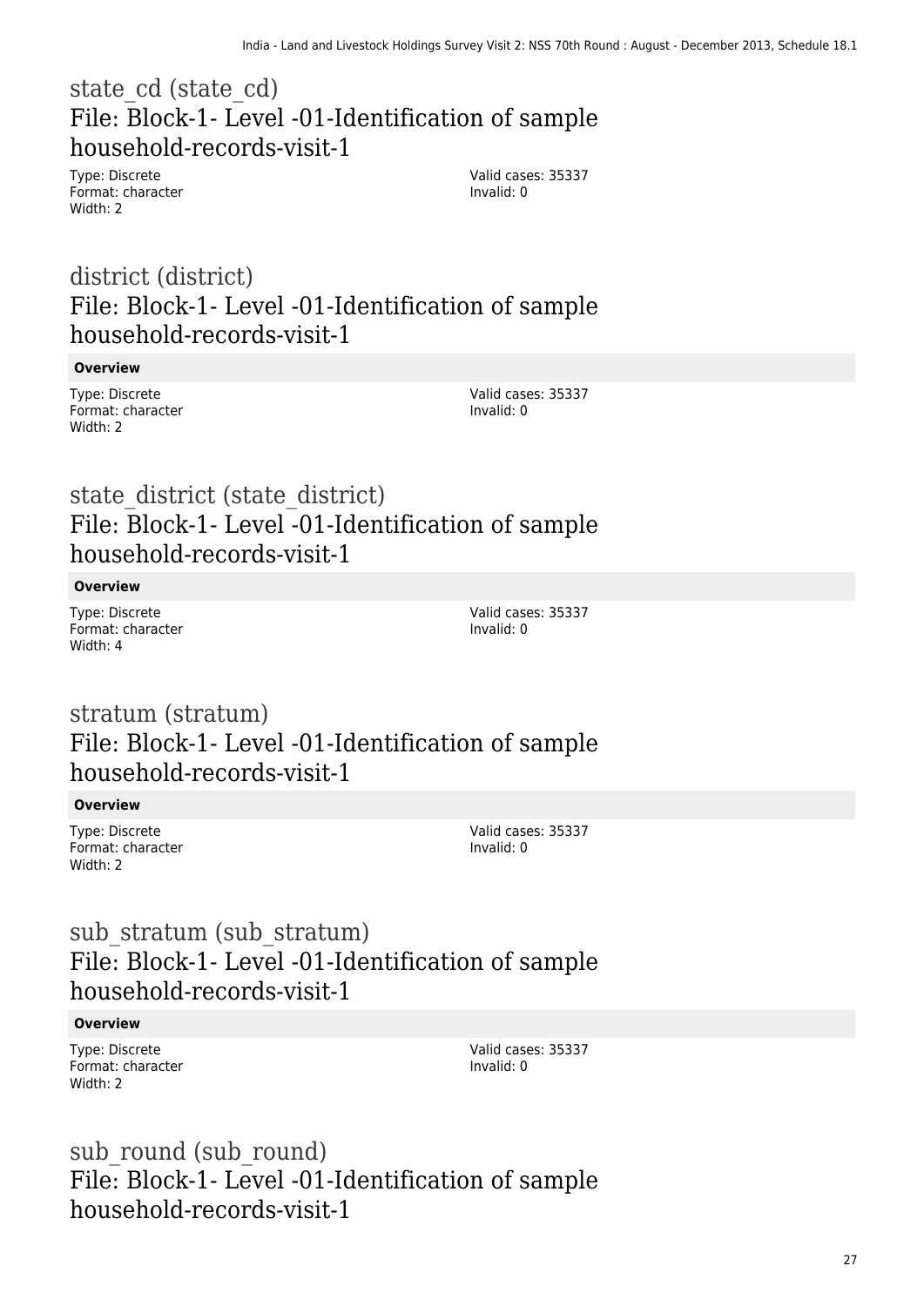## state_cd (state_cd)
## File: Block-1- Level -01-Identification of sample household-records-visit-1

Type: Discrete
Format: character
Width: 2

Valid cases: 35337
Invalid: 0

## district (district)
## File: Block-1- Level -01-Identification of sample household-records-visit-1

**Overview**

Type: Discrete
Format: character
Width: 2

Valid cases: 35337
Invalid: 0

## state_district (state_district)
## File: Block-1- Level -01-Identification of sample household-records-visit-1

**Overview**

Type: Discrete
Format: character
Width: 4

Valid cases: 35337
Invalid: 0

## stratum (stratum)
## File: Block-1- Level -01-Identification of sample household-records-visit-1

**Overview**

Type: Discrete
Format: character
Width: 2

Valid cases: 35337
Invalid: 0

## sub_stratum (sub_stratum)
## File: Block-1- Level -01-Identification of sample household-records-visit-1

**Overview**

Type: Discrete
Format: character
Width: 2

Valid cases: 35337
Invalid: 0

## sub_round (sub_round)
## File: Block-1- Level -01-Identification of sample household-records-visit-1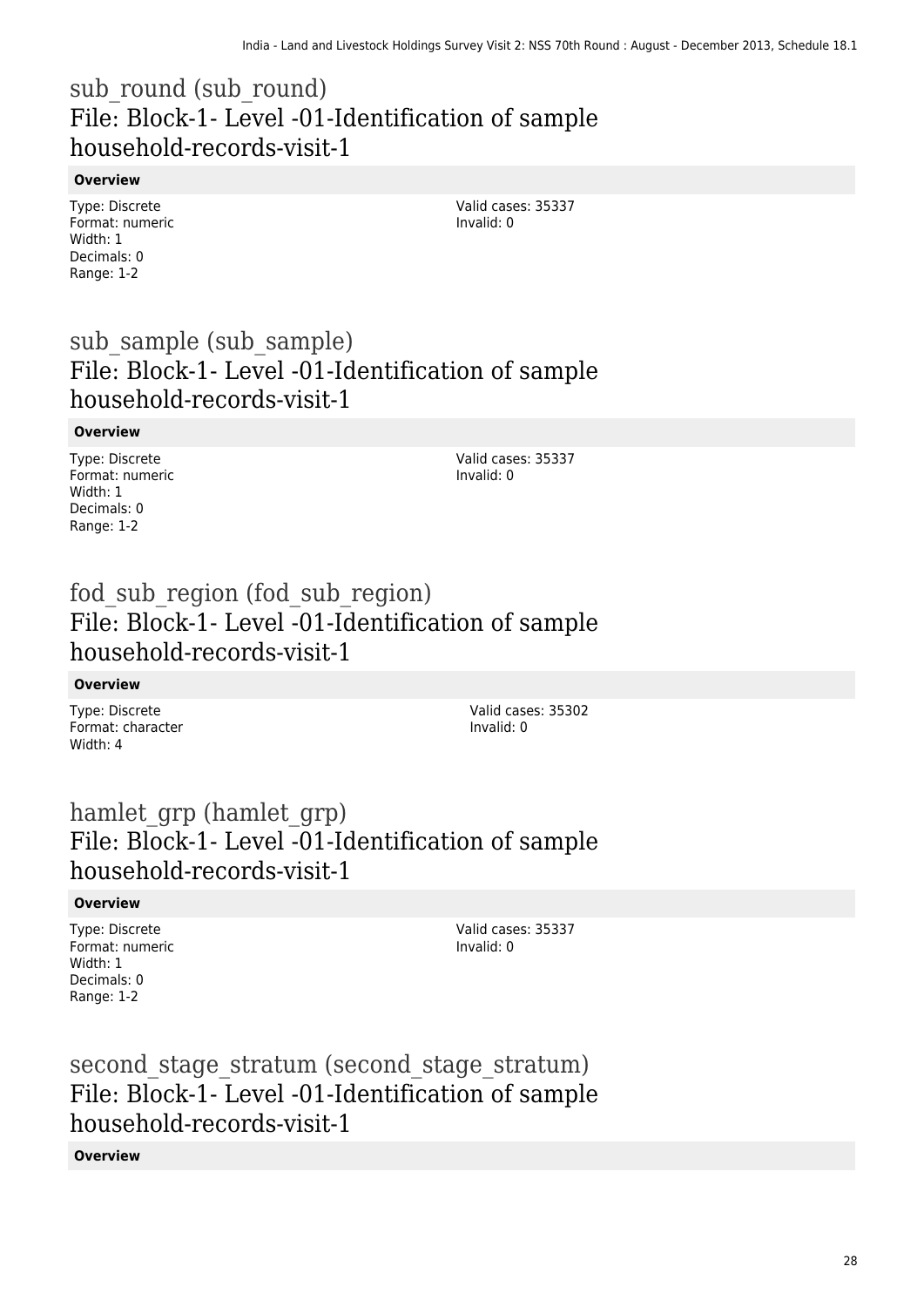## sub_round (sub_round)
## File: Block-1- Level -01-Identification of sample household-records-visit-1

**Overview**

Type: Discrete
Format: numeric
Width: 1
Decimals: 0
Range: 1-2

Valid cases: 35337
Invalid: 0

## sub_sample (sub_sample)
## File: Block-1- Level -01-Identification of sample household-records-visit-1

**Overview**

Type: Discrete
Format: numeric
Width: 1
Decimals: 0
Range: 1-2

Valid cases: 35337
Invalid: 0

## fod_sub_region (fod_sub_region)
## File: Block-1- Level -01-Identification of sample household-records-visit-1

**Overview**

Type: Discrete
Format: character
Width: 4

Valid cases: 35302
Invalid: 0

## hamlet_grp (hamlet_grp)
## File: Block-1- Level -01-Identification of sample household-records-visit-1

**Overview**

Type: Discrete
Format: numeric
Width: 1
Decimals: 0
Range: 1-2

Valid cases: 35337
Invalid: 0

## second_stage_stratum (second_stage_stratum)
## File: Block-1- Level -01-Identification of sample household-records-visit-1

**Overview**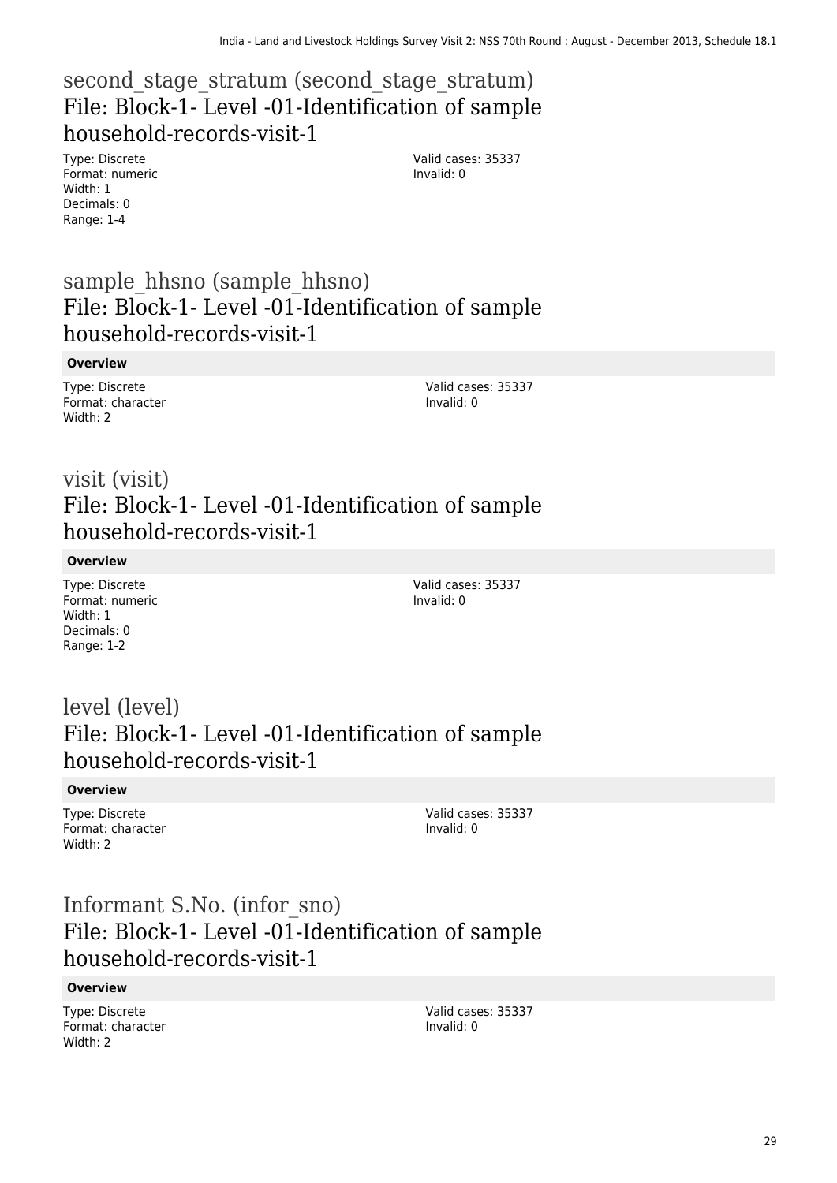## second_stage_stratum (second_stage_stratum)
## File: Block-1- Level -01-Identification of sample household-records-visit-1

Type: Discrete
Format: numeric
Width: 1
Decimals: 0
Range: 1-4

Valid cases: 35337
Invalid: 0

## sample_hhsno (sample_hhsno)
## File: Block-1- Level -01-Identification of sample household-records-visit-1

**Overview**

Type: Discrete
Format: character
Width: 2

Valid cases: 35337
Invalid: 0

## visit (visit)
## File: Block-1- Level -01-Identification of sample household-records-visit-1

**Overview**

Type: Discrete
Format: numeric
Width: 1
Decimals: 0
Range: 1-2

Valid cases: 35337
Invalid: 0

## level (level)
## File: Block-1- Level -01-Identification of sample household-records-visit-1

**Overview**

Type: Discrete
Format: character
Width: 2

Valid cases: 35337
Invalid: 0

## Informant S.No. (infor_sno)
## File: Block-1- Level -01-Identification of sample household-records-visit-1

**Overview**

Type: Discrete
Format: character
Width: 2

Valid cases: 35337
Invalid: 0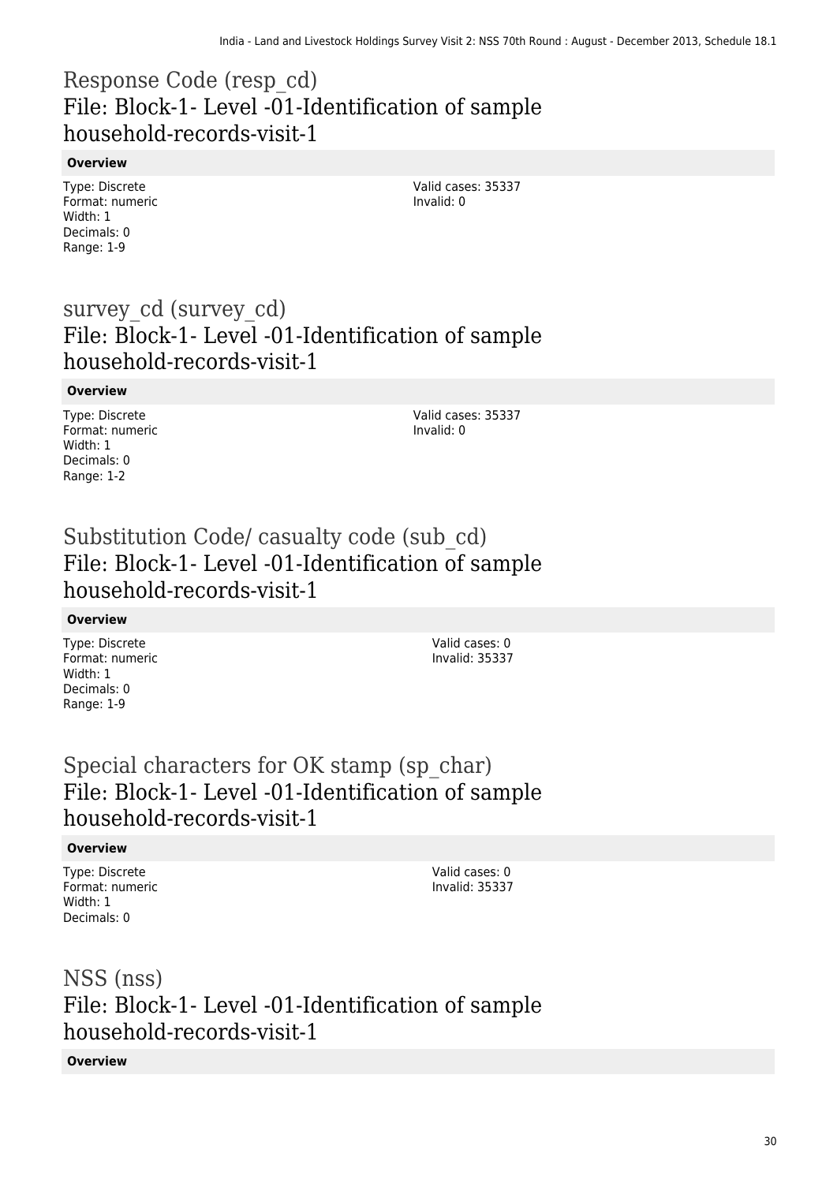## Response Code (resp_cd)
## File: Block-1- Level -01-Identification of sample household-records-visit-1

**Overview**

Type: Discrete
Format: numeric
Width: 1
Decimals: 0
Range: 1-9

Valid cases: 35337
Invalid: 0

## survey_cd (survey_cd)
## File: Block-1- Level -01-Identification of sample household-records-visit-1

**Overview**

Type: Discrete
Format: numeric
Width: 1
Decimals: 0
Range: 1-2

Valid cases: 35337
Invalid: 0

## Substitution Code/ casualty code (sub_cd)
## File: Block-1- Level -01-Identification of sample household-records-visit-1

**Overview**

Type: Discrete
Format: numeric
Width: 1
Decimals: 0
Range: 1-9

Valid cases: 0
Invalid: 35337

## Special characters for OK stamp (sp_char)
## File: Block-1- Level -01-Identification of sample household-records-visit-1

**Overview**

Type: Discrete
Format: numeric
Width: 1
Decimals: 0

Valid cases: 0
Invalid: 35337

## NSS (nss)
## File: Block-1- Level -01-Identification of sample household-records-visit-1

**Overview**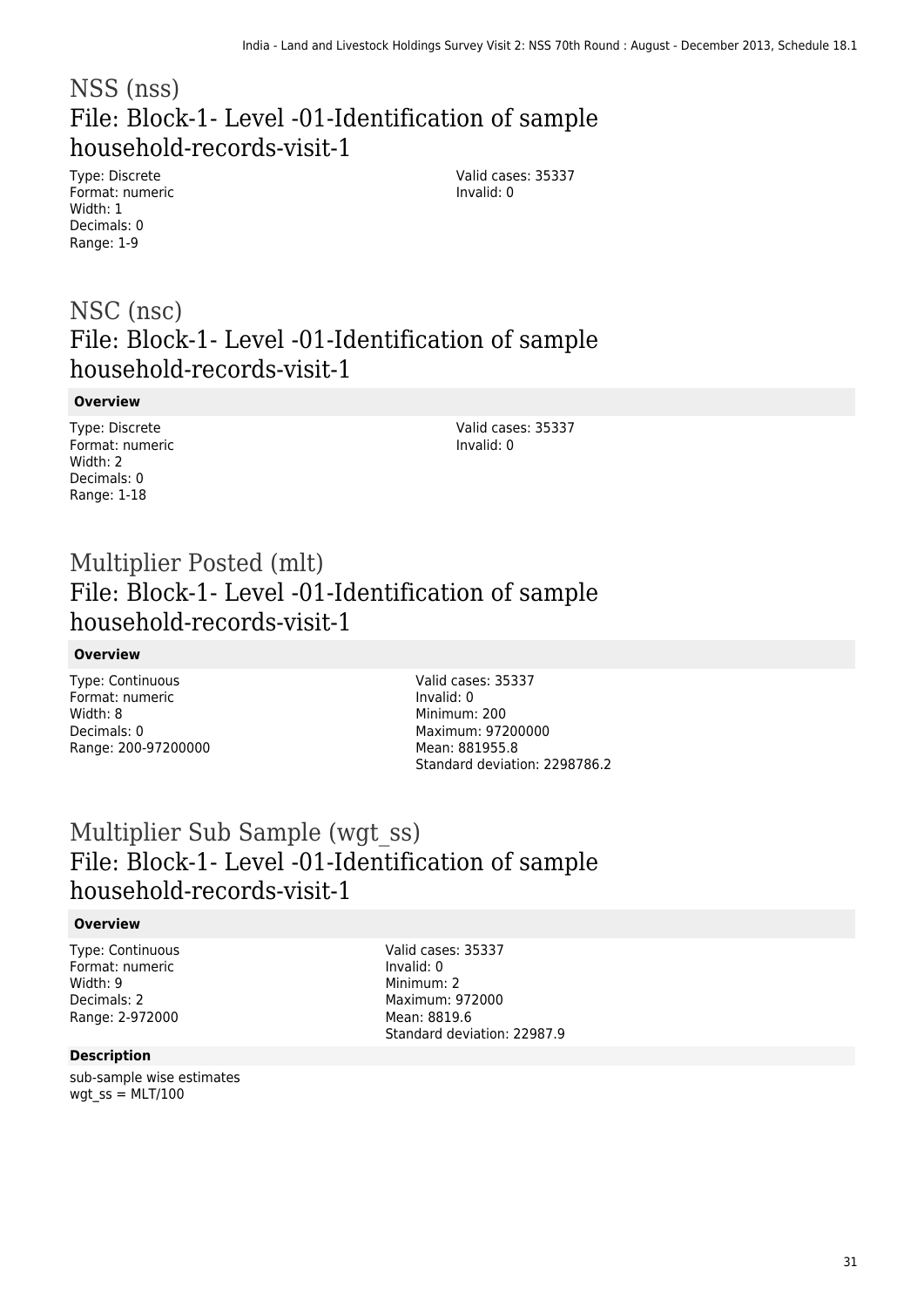# NSS (nss)

## File: Block-1- Level -01-Identification of sample household-records-visit-1

Type: Discrete
Format: numeric
Width: 1
Decimals: 0
Range: 1-9

Valid cases: 35337
Invalid: 0

# NSC (nsc)

## File: Block-1- Level -01-Identification of sample household-records-visit-1

**Overview**

Type: Discrete
Format: numeric
Width: 2
Decimals: 0
Range: 1-18

Valid cases: 35337
Invalid: 0

# Multiplier Posted (mlt)

## File: Block-1- Level -01-Identification of sample household-records-visit-1

**Overview**

Type: Continuous
Format: numeric
Width: 8
Decimals: 0
Range: 200-97200000

Valid cases: 35337
Invalid: 0
Minimum: 200
Maximum: 97200000
Mean: 881955.8
Standard deviation: 2298786.2

# Multiplier Sub Sample (wgt_ss)

## File: Block-1- Level -01-Identification of sample household-records-visit-1

**Overview**

Type: Continuous
Format: numeric
Width: 9
Decimals: 2
Range: 2-972000

Valid cases: 35337
Invalid: 0
Minimum: 2
Maximum: 972000
Mean: 8819.6
Standard deviation: 22987.9

**Description**

sub-sample wise estimates
wgt_ss = MLT/100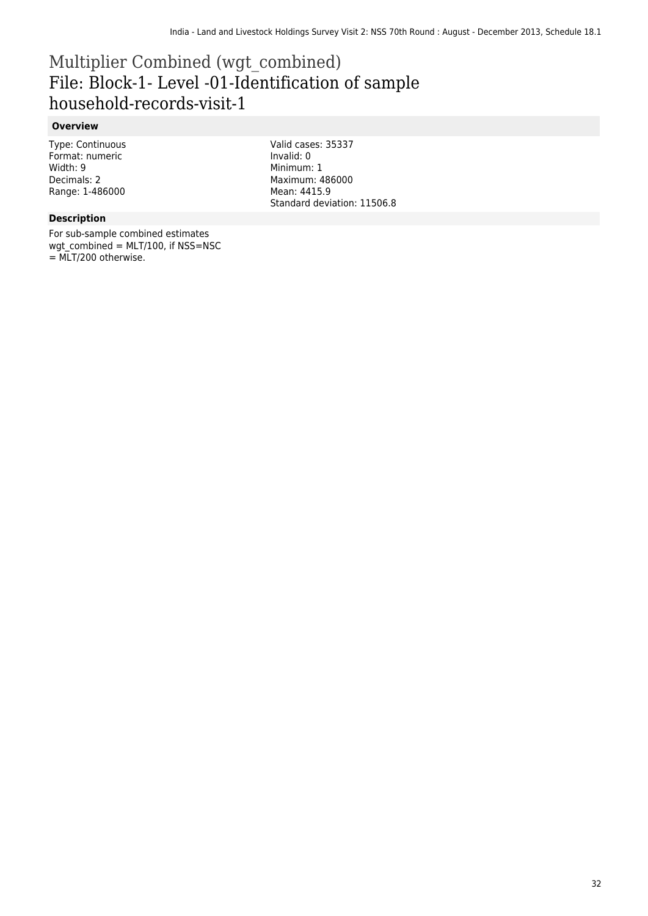# Multiplier Combined (wgt_combined)

## File: Block-1- Level -01-Identification of sample household-records-visit-1

### Overview

Type: Continuous
Format: numeric
Width: 9
Decimals: 2
Range: 1-486000

Valid cases: 35337
Invalid: 0
Minimum: 1
Maximum: 486000
Mean: 4415.9
Standard deviation: 11506.8

### Description

For sub-sample combined estimates
wgt_combined = MLT/100, if NSS=NSC
= MLT/200 otherwise.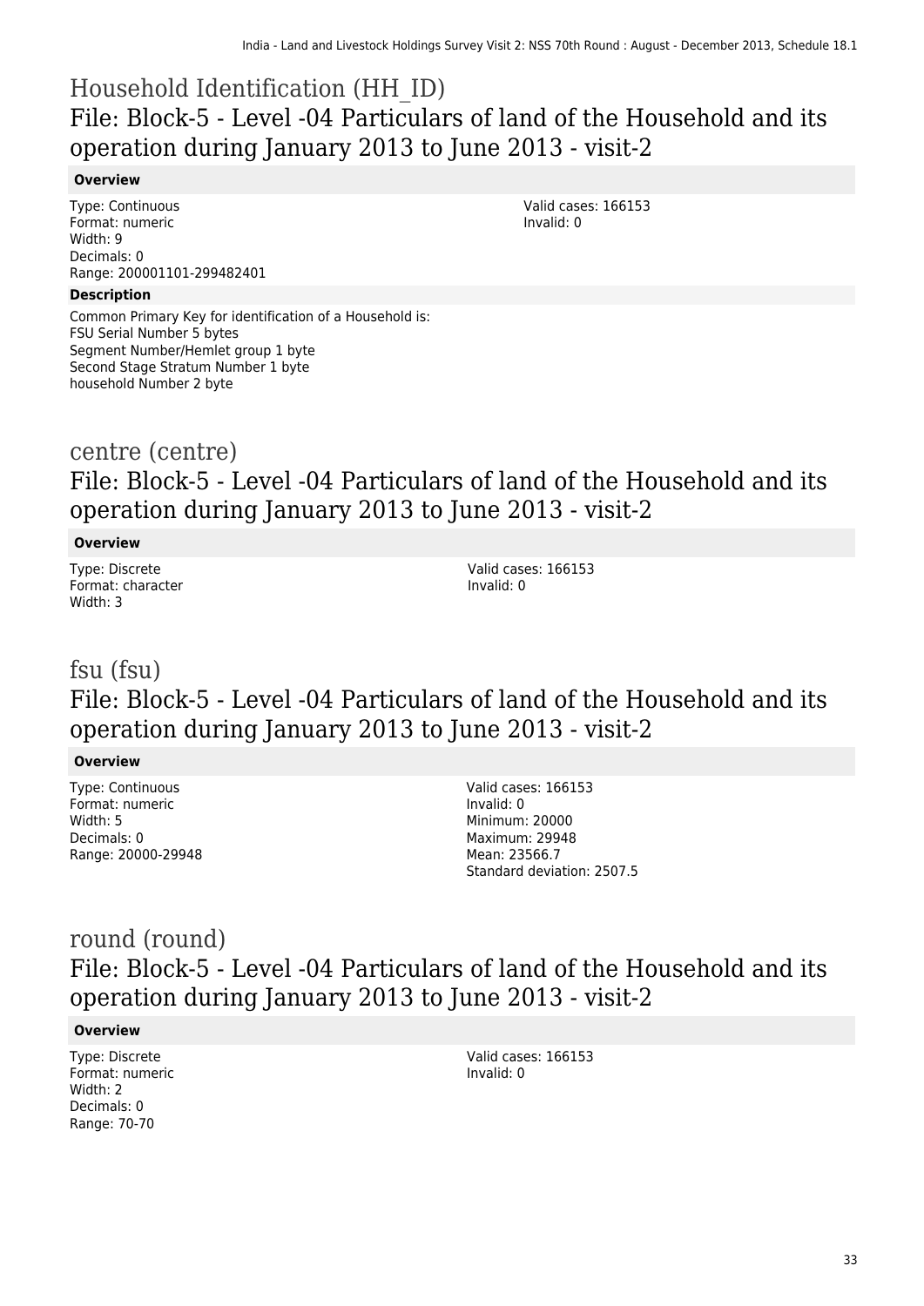# Household Identification (HH_ID)

## File: Block-5 - Level -04 Particulars of land of the Household and its operation during January 2013 to June 2013 - visit-2

**Overview**

Type: Continuous
Format: numeric
Width: 9
Decimals: 0
Range: 200001101-299482401

Valid cases: 166153
Invalid: 0

**Description**

Common Primary Key for identification of a Household is:
FSU Serial Number 5 bytes
Segment Number/Hemlet group 1 byte
Second Stage Stratum Number 1 byte
household Number 2 byte

# centre (centre)

## File: Block-5 - Level -04 Particulars of land of the Household and its operation during January 2013 to June 2013 - visit-2

**Overview**

Type: Discrete
Format: character
Width: 3

Valid cases: 166153
Invalid: 0

# fsu (fsu)

## File: Block-5 - Level -04 Particulars of land of the Household and its operation during January 2013 to June 2013 - visit-2

**Overview**

Type: Continuous
Format: numeric
Width: 5
Decimals: 0
Range: 20000-29948

Valid cases: 166153
Invalid: 0
Minimum: 20000
Maximum: 29948
Mean: 23566.7
Standard deviation: 2507.5

# round (round)

## File: Block-5 - Level -04 Particulars of land of the Household and its operation during January 2013 to June 2013 - visit-2

**Overview**

Type: Discrete
Format: numeric
Width: 2
Decimals: 0
Range: 70-70

Valid cases: 166153
Invalid: 0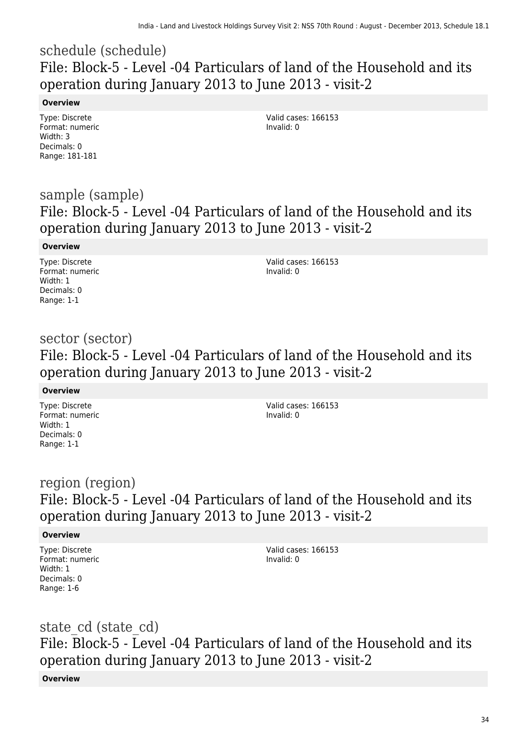## schedule (schedule)
## File: Block-5 - Level -04 Particulars of land of the Household and its operation during January 2013 to June 2013 - visit-2

**Overview**

Type: Discrete
Format: numeric
Width: 3
Decimals: 0
Range: 181-181

Valid cases: 166153
Invalid: 0

## sample (sample)
## File: Block-5 - Level -04 Particulars of land of the Household and its operation during January 2013 to June 2013 - visit-2

**Overview**

Type: Discrete
Format: numeric
Width: 1
Decimals: 0
Range: 1-1

Valid cases: 166153
Invalid: 0

## sector (sector)
## File: Block-5 - Level -04 Particulars of land of the Household and its operation during January 2013 to June 2013 - visit-2

**Overview**

Type: Discrete
Format: numeric
Width: 1
Decimals: 0
Range: 1-1

Valid cases: 166153
Invalid: 0

## region (region)
## File: Block-5 - Level -04 Particulars of land of the Household and its operation during January 2013 to June 2013 - visit-2

**Overview**

Type: Discrete
Format: numeric
Width: 1
Decimals: 0
Range: 1-6

Valid cases: 166153
Invalid: 0

## state_cd (state_cd)
## File: Block-5 - Level -04 Particulars of land of the Household and its operation during January 2013 to June 2013 - visit-2

**Overview**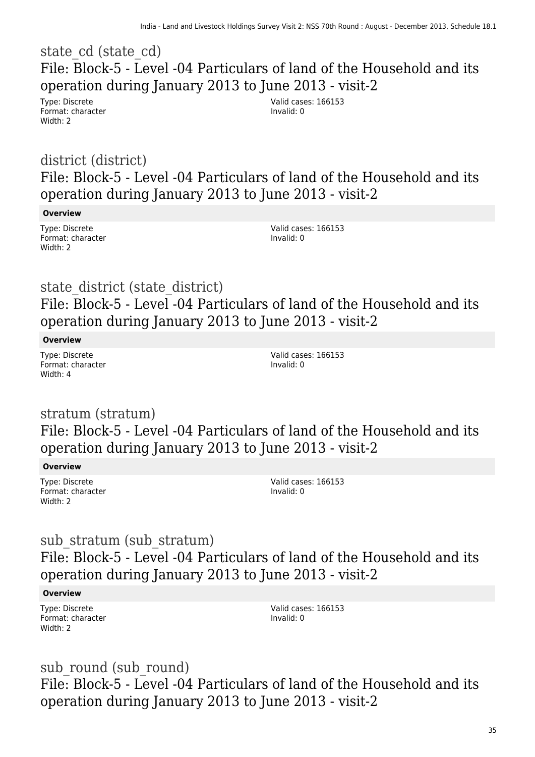## state_cd (state_cd)

### File: Block-5 - Level -04 Particulars of land of the Household and its operation during January 2013 to June 2013 - visit-2

Type: Discrete
Format: character
Width: 2

Valid cases: 166153
Invalid: 0

## district (district)

### File: Block-5 - Level -04 Particulars of land of the Household and its operation during January 2013 to June 2013 - visit-2

**Overview**

Type: Discrete
Format: character
Width: 2

Valid cases: 166153
Invalid: 0

## state_district (state_district)

### File: Block-5 - Level -04 Particulars of land of the Household and its operation during January 2013 to June 2013 - visit-2

**Overview**

Type: Discrete
Format: character
Width: 4

Valid cases: 166153
Invalid: 0

## stratum (stratum)

### File: Block-5 - Level -04 Particulars of land of the Household and its operation during January 2013 to June 2013 - visit-2

**Overview**

Type: Discrete
Format: character
Width: 2

Valid cases: 166153
Invalid: 0

## sub_stratum (sub_stratum)

### File: Block-5 - Level -04 Particulars of land of the Household and its operation during January 2013 to June 2013 - visit-2

**Overview**

Type: Discrete
Format: character
Width: 2

Valid cases: 166153
Invalid: 0

## sub_round (sub_round)

### File: Block-5 - Level -04 Particulars of land of the Household and its operation during January 2013 to June 2013 - visit-2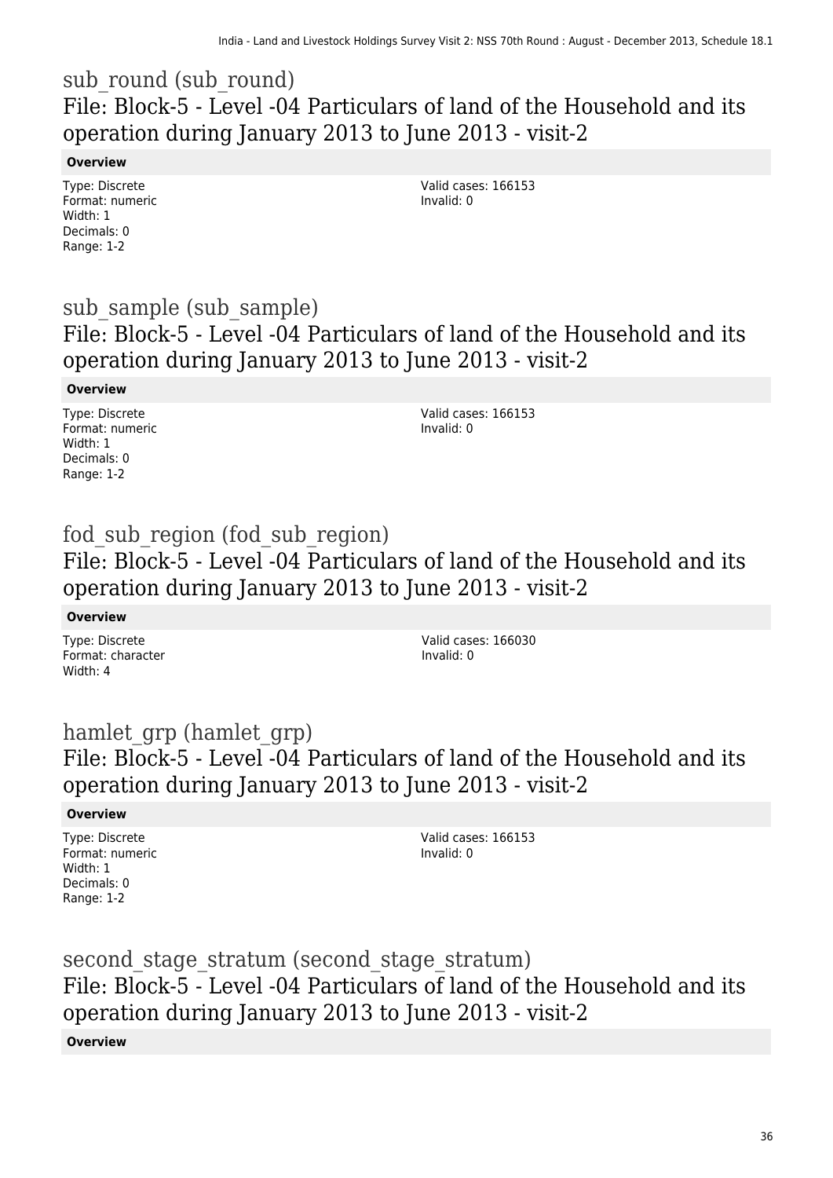## sub_round (sub_round)
## File: Block-5 - Level -04 Particulars of land of the Household and its operation during January 2013 to June 2013 - visit-2

**Overview**

Type: Discrete
Format: numeric
Width: 1
Decimals: 0
Range: 1-2

Valid cases: 166153
Invalid: 0

## sub_sample (sub_sample)
## File: Block-5 - Level -04 Particulars of land of the Household and its operation during January 2013 to June 2013 - visit-2

**Overview**

Type: Discrete
Format: numeric
Width: 1
Decimals: 0
Range: 1-2

Valid cases: 166153
Invalid: 0

## fod_sub_region (fod_sub_region)
## File: Block-5 - Level -04 Particulars of land of the Household and its operation during January 2013 to June 2013 - visit-2

**Overview**

Type: Discrete
Format: character
Width: 4

Valid cases: 166030
Invalid: 0

## hamlet_grp (hamlet_grp)
## File: Block-5 - Level -04 Particulars of land of the Household and its operation during January 2013 to June 2013 - visit-2

**Overview**

Type: Discrete
Format: numeric
Width: 1
Decimals: 0
Range: 1-2

Valid cases: 166153
Invalid: 0

## second_stage_stratum (second_stage_stratum)
## File: Block-5 - Level -04 Particulars of land of the Household and its operation during January 2013 to June 2013 - visit-2

**Overview**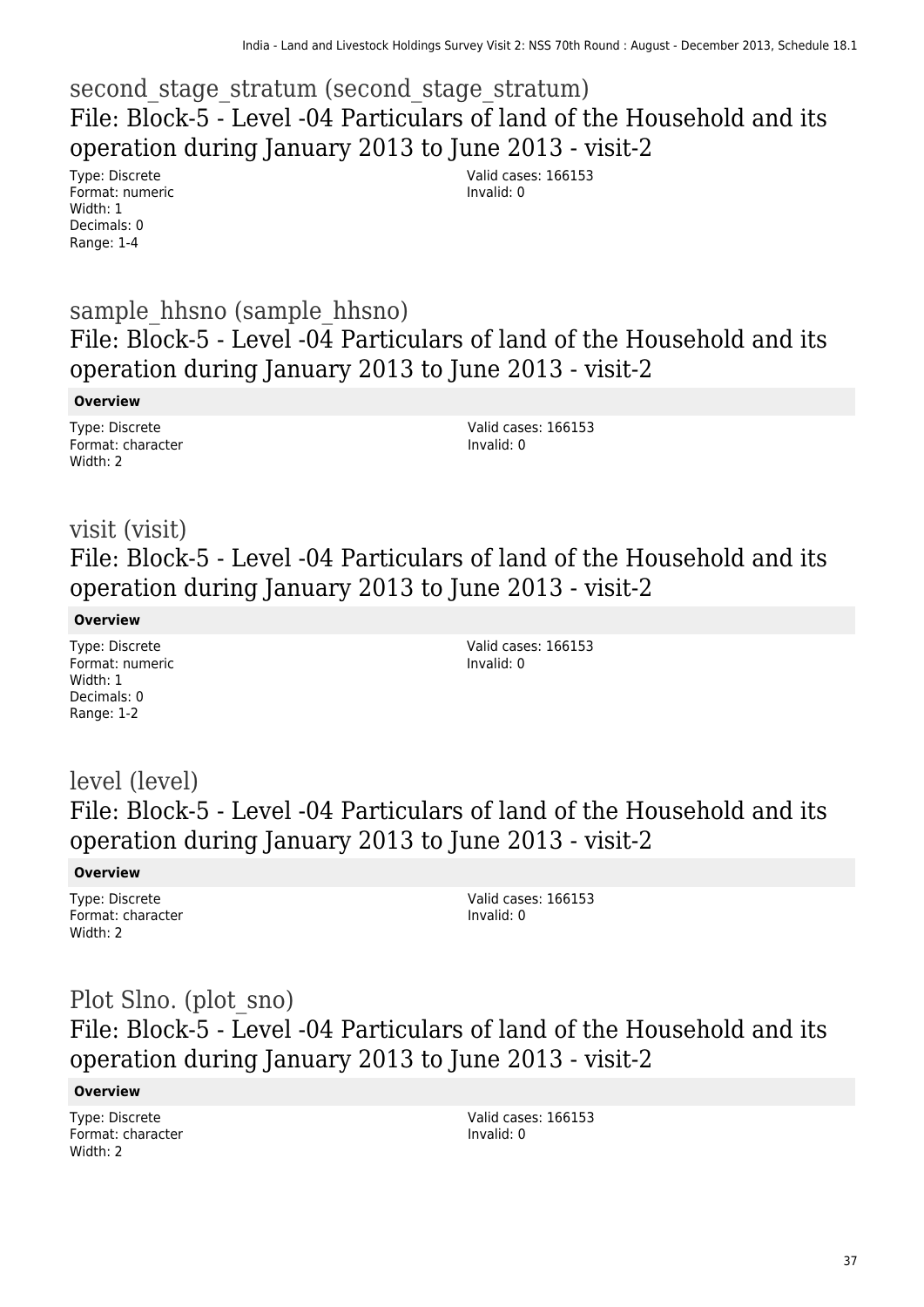## second_stage_stratum (second_stage_stratum)

### File: Block-5 - Level -04 Particulars of land of the Household and its operation during January 2013 to June 2013 - visit-2

Type: Discrete
Format: numeric
Width: 1
Decimals: 0
Range: 1-4

Valid cases: 166153
Invalid: 0

## sample_hhsno (sample_hhsno)

### File: Block-5 - Level -04 Particulars of land of the Household and its operation during January 2013 to June 2013 - visit-2

**Overview**

Type: Discrete
Format: character
Width: 2

Valid cases: 166153
Invalid: 0

## visit (visit)

### File: Block-5 - Level -04 Particulars of land of the Household and its operation during January 2013 to June 2013 - visit-2

**Overview**

Type: Discrete
Format: numeric
Width: 1
Decimals: 0
Range: 1-2

Valid cases: 166153
Invalid: 0

## level (level)

### File: Block-5 - Level -04 Particulars of land of the Household and its operation during January 2013 to June 2013 - visit-2

**Overview**

Type: Discrete
Format: character
Width: 2

Valid cases: 166153
Invalid: 0

## Plot Slno. (plot_sno)

### File: Block-5 - Level -04 Particulars of land of the Household and its operation during January 2013 to June 2013 - visit-2

**Overview**

Type: Discrete
Format: character
Width: 2

Valid cases: 166153
Invalid: 0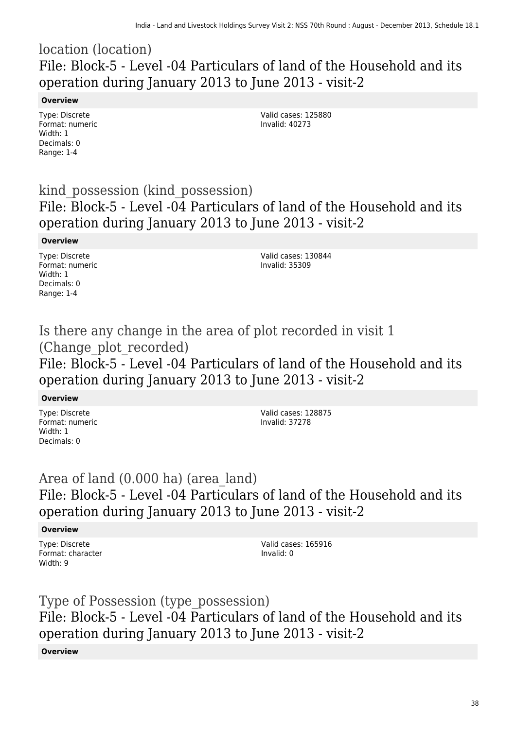## location (location)

### File: Block-5 - Level -04 Particulars of land of the Household and its operation during January 2013 to June 2013 - visit-2

**Overview**

Type: Discrete
Format: numeric
Width: 1
Decimals: 0
Range: 1-4

Valid cases: 125880
Invalid: 40273

## kind_possession (kind_possession)

### File: Block-5 - Level -04 Particulars of land of the Household and its operation during January 2013 to June 2013 - visit-2

**Overview**

Type: Discrete
Format: numeric
Width: 1
Decimals: 0
Range: 1-4

Valid cases: 130844
Invalid: 35309

## Is there any change in the area of plot recorded in visit 1 (Change_plot_recorded)

### File: Block-5 - Level -04 Particulars of land of the Household and its operation during January 2013 to June 2013 - visit-2

**Overview**

Type: Discrete
Format: numeric
Width: 1
Decimals: 0

Valid cases: 128875
Invalid: 37278

## Area of land (0.000 ha) (area_land)

### File: Block-5 - Level -04 Particulars of land of the Household and its operation during January 2013 to June 2013 - visit-2

**Overview**

Type: Discrete
Format: character
Width: 9

Valid cases: 165916
Invalid: 0

## Type of Possession (type_possession)

### File: Block-5 - Level -04 Particulars of land of the Household and its operation during January 2013 to June 2013 - visit-2

**Overview**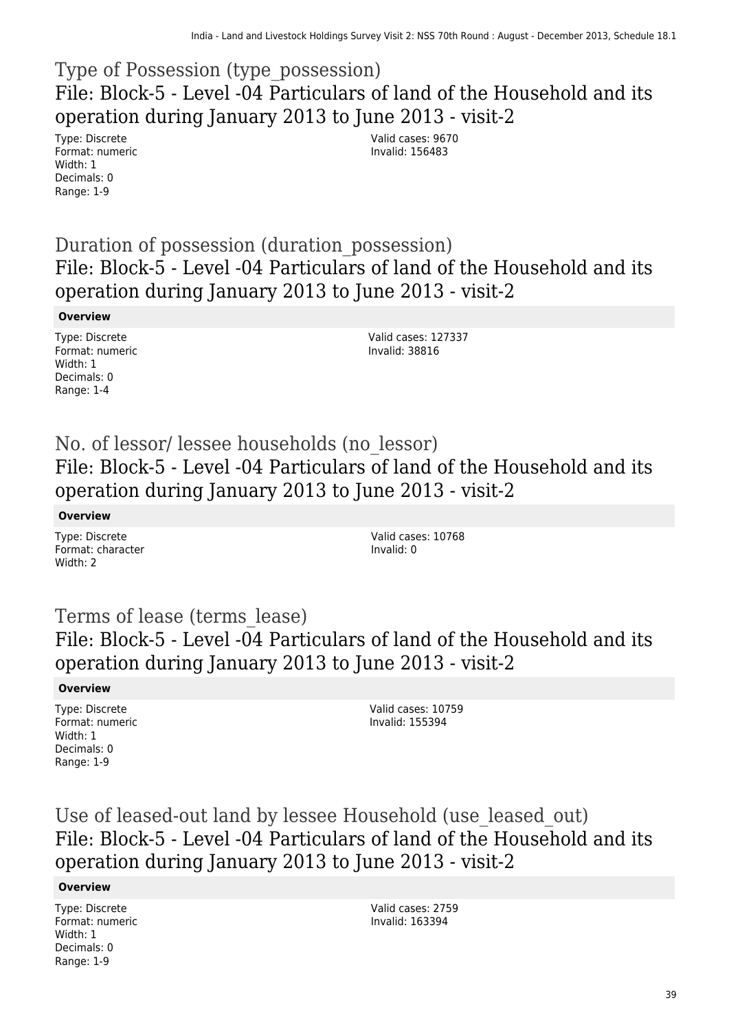## Type of Possession (type_possession)

### File: Block-5 - Level -04 Particulars of land of the Household and its operation during January 2013 to June 2013 - visit-2

Type: Discrete
Format: numeric
Width: 1
Decimals: 0
Range: 1-9

Valid cases: 9670
Invalid: 156483

## Duration of possession (duration_possession)

### File: Block-5 - Level -04 Particulars of land of the Household and its operation during January 2013 to June 2013 - visit-2

**Overview**

Type: Discrete
Format: numeric
Width: 1
Decimals: 0
Range: 1-4

Valid cases: 127337
Invalid: 38816

## No. of lessor/ lessee households (no_lessor)

### File: Block-5 - Level -04 Particulars of land of the Household and its operation during January 2013 to June 2013 - visit-2

**Overview**

Type: Discrete
Format: character
Width: 2

Valid cases: 10768
Invalid: 0

## Terms of lease (terms_lease)

### File: Block-5 - Level -04 Particulars of land of the Household and its operation during January 2013 to June 2013 - visit-2

**Overview**

Type: Discrete
Format: numeric
Width: 1
Decimals: 0
Range: 1-9

Valid cases: 10759
Invalid: 155394

## Use of leased-out land by lessee Household (use_leased_out)

### File: Block-5 - Level -04 Particulars of land of the Household and its operation during January 2013 to June 2013 - visit-2

**Overview**

Type: Discrete
Format: numeric
Width: 1
Decimals: 0
Range: 1-9

Valid cases: 2759
Invalid: 163394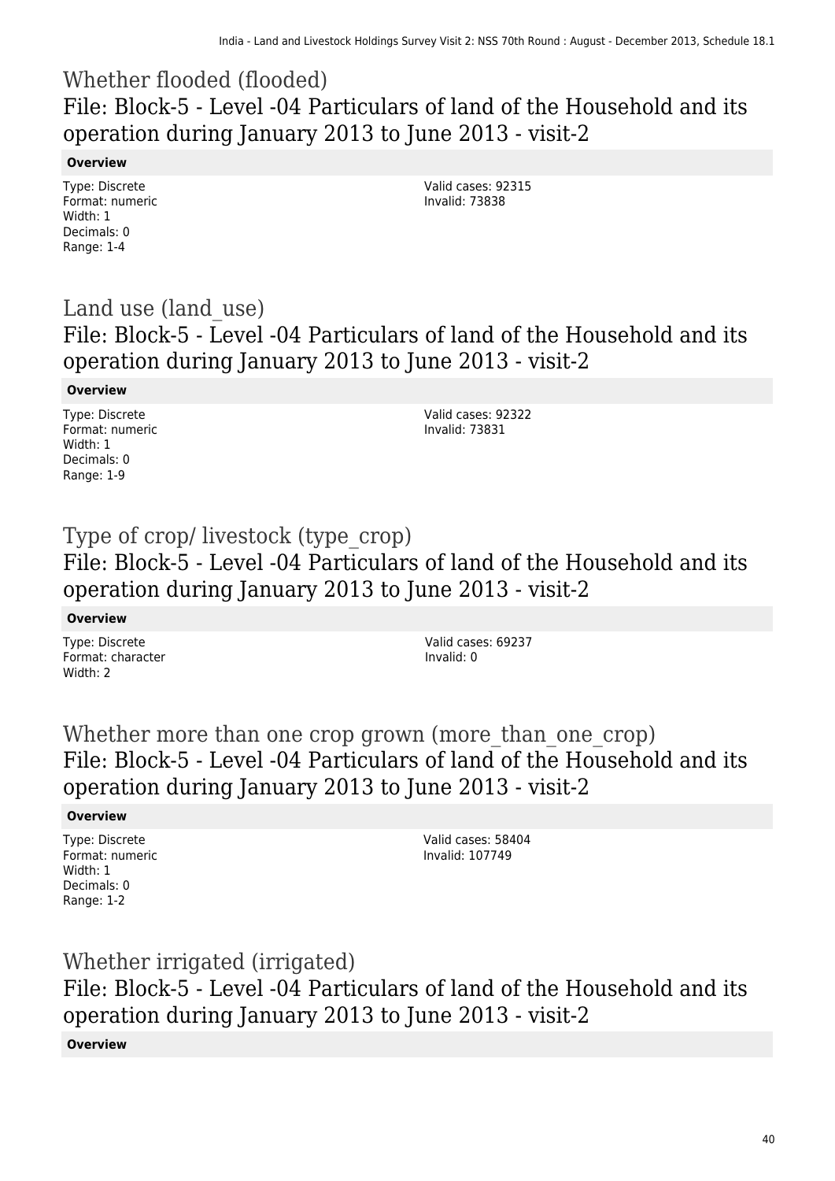## Whether flooded (flooded)

### File: Block-5 - Level -04 Particulars of land of the Household and its operation during January 2013 to June 2013 - visit-2

**Overview**

Type: Discrete
Format: numeric
Width: 1
Decimals: 0
Range: 1-4

Valid cases: 92315
Invalid: 73838

## Land use (land_use)

### File: Block-5 - Level -04 Particulars of land of the Household and its operation during January 2013 to June 2013 - visit-2

**Overview**

Type: Discrete
Format: numeric
Width: 1
Decimals: 0
Range: 1-9

Valid cases: 92322
Invalid: 73831

## Type of crop/ livestock (type_crop)

### File: Block-5 - Level -04 Particulars of land of the Household and its operation during January 2013 to June 2013 - visit-2

**Overview**

Type: Discrete
Format: character
Width: 2

Valid cases: 69237
Invalid: 0

## Whether more than one crop grown (more_than_one_crop)

### File: Block-5 - Level -04 Particulars of land of the Household and its operation during January 2013 to June 2013 - visit-2

**Overview**

Type: Discrete
Format: numeric
Width: 1
Decimals: 0
Range: 1-2

Valid cases: 58404
Invalid: 107749

## Whether irrigated (irrigated)

### File: Block-5 - Level -04 Particulars of land of the Household and its operation during January 2013 to June 2013 - visit-2

**Overview**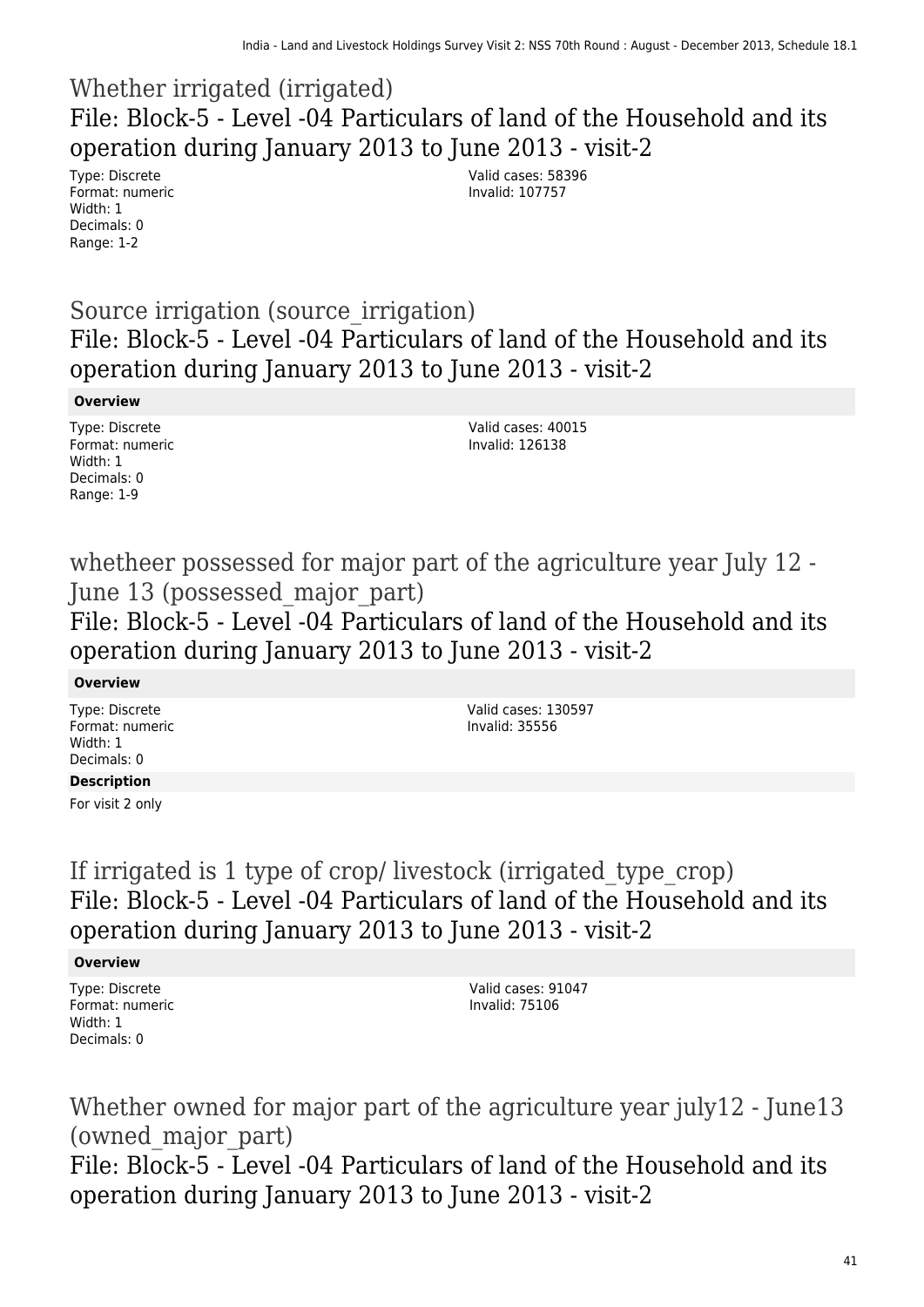# Whether irrigated (irrigated)

## File: Block-5 - Level -04 Particulars of land of the Household and its operation during January 2013 to June 2013 - visit-2

Type: Discrete
Format: numeric
Width: 1
Decimals: 0
Range: 1-2

Valid cases: 58396
Invalid: 107757

# Source irrigation (source_irrigation)

## File: Block-5 - Level -04 Particulars of land of the Household and its operation during January 2013 to June 2013 - visit-2

**Overview**

Type: Discrete
Format: numeric
Width: 1
Decimals: 0
Range: 1-9

Valid cases: 40015
Invalid: 126138

# whetheer possessed for major part of the agriculture year July 12 - June 13 (possessed_major_part)

## File: Block-5 - Level -04 Particulars of land of the Household and its operation during January 2013 to June 2013 - visit-2

**Overview**

Type: Discrete
Format: numeric
Width: 1
Decimals: 0

Valid cases: 130597
Invalid: 35556

**Description**

For visit 2 only

# If irrigated is 1 type of crop/ livestock (irrigated_type_crop)

## File: Block-5 - Level -04 Particulars of land of the Household and its operation during January 2013 to June 2013 - visit-2

**Overview**

Type: Discrete
Format: numeric
Width: 1
Decimals: 0

Valid cases: 91047
Invalid: 75106

# Whether owned for major part of the agriculture year july12 - June13 (owned_major_part)

## File: Block-5 - Level -04 Particulars of land of the Household and its operation during January 2013 to June 2013 - visit-2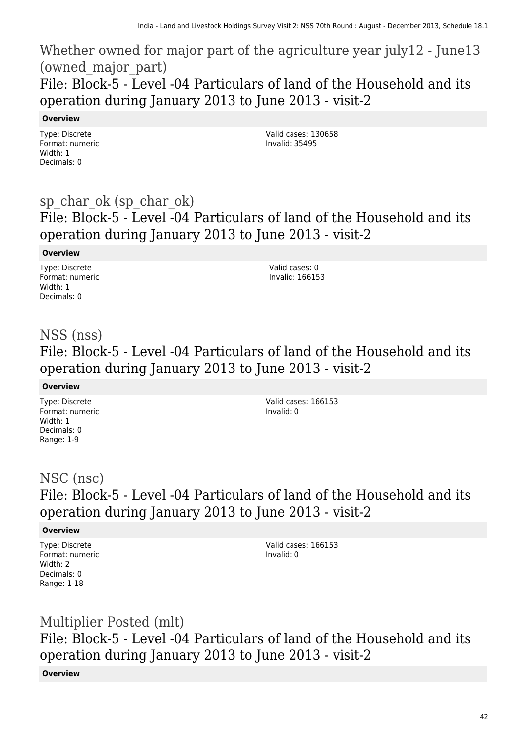## Whether owned for major part of the agriculture year july12 - June13 (owned_major_part)

### File: Block-5 - Level -04 Particulars of land of the Household and its operation during January 2013 to June 2013 - visit-2

**Overview**

Type: Discrete
Format: numeric
Width: 1
Decimals: 0

Valid cases: 130658
Invalid: 35495

## sp_char_ok (sp_char_ok)

### File: Block-5 - Level -04 Particulars of land of the Household and its operation during January 2013 to June 2013 - visit-2

**Overview**

Type: Discrete
Format: numeric
Width: 1
Decimals: 0

Valid cases: 0
Invalid: 166153

## NSS (nss)

### File: Block-5 - Level -04 Particulars of land of the Household and its operation during January 2013 to June 2013 - visit-2

**Overview**

Type: Discrete
Format: numeric
Width: 1
Decimals: 0
Range: 1-9

Valid cases: 166153
Invalid: 0

## NSC (nsc)

### File: Block-5 - Level -04 Particulars of land of the Household and its operation during January 2013 to June 2013 - visit-2

**Overview**

Type: Discrete
Format: numeric
Width: 2
Decimals: 0
Range: 1-18

Valid cases: 166153
Invalid: 0

## Multiplier Posted (mlt)

### File: Block-5 - Level -04 Particulars of land of the Household and its operation during January 2013 to June 2013 - visit-2

**Overview**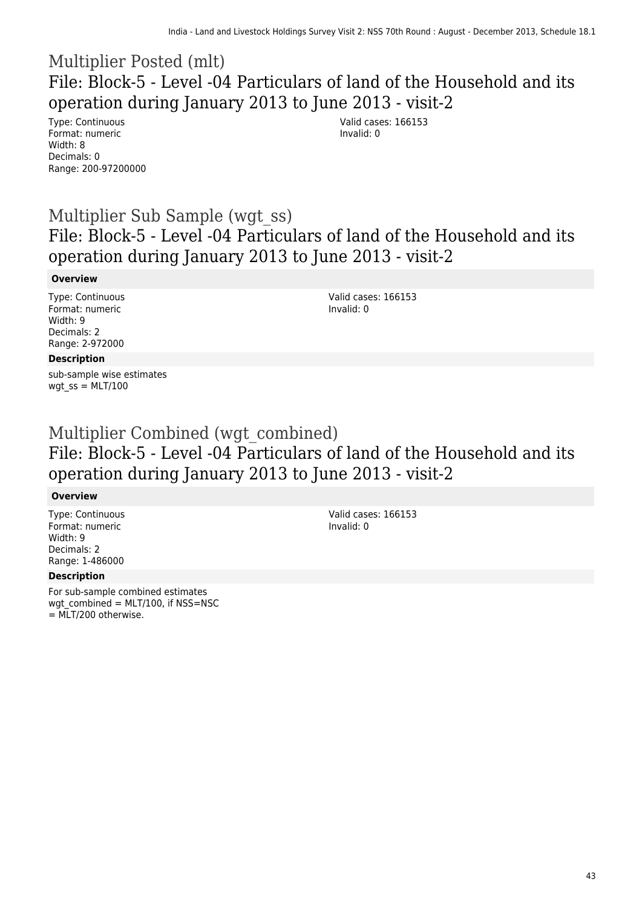# Multiplier Posted (mlt)

## File: Block-5 - Level -04 Particulars of land of the Household and its operation during January 2013 to June 2013 - visit-2

Type: Continuous
Format: numeric
Width: 8
Decimals: 0
Range: 200-97200000

Valid cases: 166153
Invalid: 0

# Multiplier Sub Sample (wgt_ss)

## File: Block-5 - Level -04 Particulars of land of the Household and its operation during January 2013 to June 2013 - visit-2

**Overview**

Type: Continuous
Format: numeric
Width: 9
Decimals: 2
Range: 2-972000

Valid cases: 166153
Invalid: 0

**Description**

sub-sample wise estimates
wgt_ss = MLT/100

# Multiplier Combined (wgt_combined)

## File: Block-5 - Level -04 Particulars of land of the Household and its operation during January 2013 to June 2013 - visit-2

**Overview**

Type: Continuous
Format: numeric
Width: 9
Decimals: 2
Range: 1-486000

Valid cases: 166153
Invalid: 0

**Description**

For sub-sample combined estimates
wgt_combined = MLT/100, if NSS=NSC
= MLT/200 otherwise.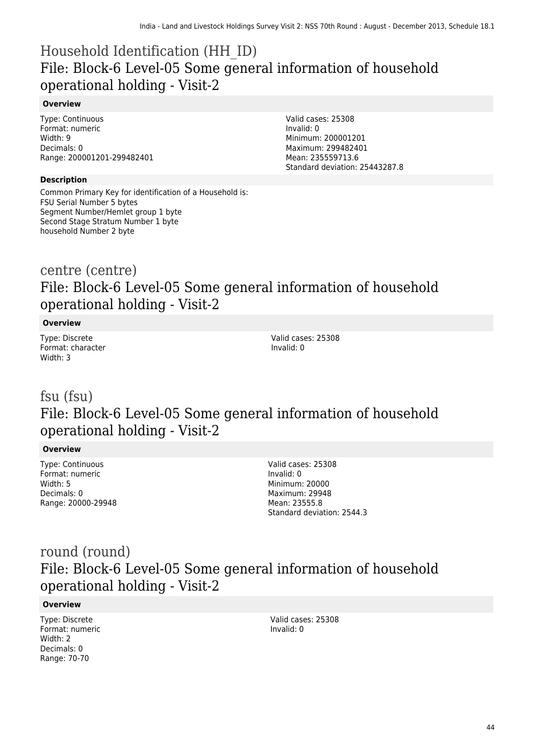# Household Identification (HH_ID)
## File: Block-6 Level-05 Some general information of household operational holding - Visit-2

**Overview**

Type: Continuous
Format: numeric
Width: 9
Decimals: 0
Range: 200001201-299482401

Valid cases: 25308
Invalid: 0
Minimum: 200001201
Maximum: 299482401
Mean: 235559713.6
Standard deviation: 25443287.8

**Description**

Common Primary Key for identification of a Household is:
FSU Serial Number 5 bytes
Segment Number/Hemlet group 1 byte
Second Stage Stratum Number 1 byte
household Number 2 byte

# centre (centre)
## File: Block-6 Level-05 Some general information of household operational holding - Visit-2

**Overview**

Type: Discrete
Format: character
Width: 3

Valid cases: 25308
Invalid: 0

# fsu (fsu)
## File: Block-6 Level-05 Some general information of household operational holding - Visit-2

**Overview**

Type: Continuous
Format: numeric
Width: 5
Decimals: 0
Range: 20000-29948

Valid cases: 25308
Invalid: 0
Minimum: 20000
Maximum: 29948
Mean: 23555.8
Standard deviation: 2544.3

# round (round)
## File: Block-6 Level-05 Some general information of household operational holding - Visit-2

**Overview**

Type: Discrete
Format: numeric
Width: 2
Decimals: 0
Range: 70-70

Valid cases: 25308
Invalid: 0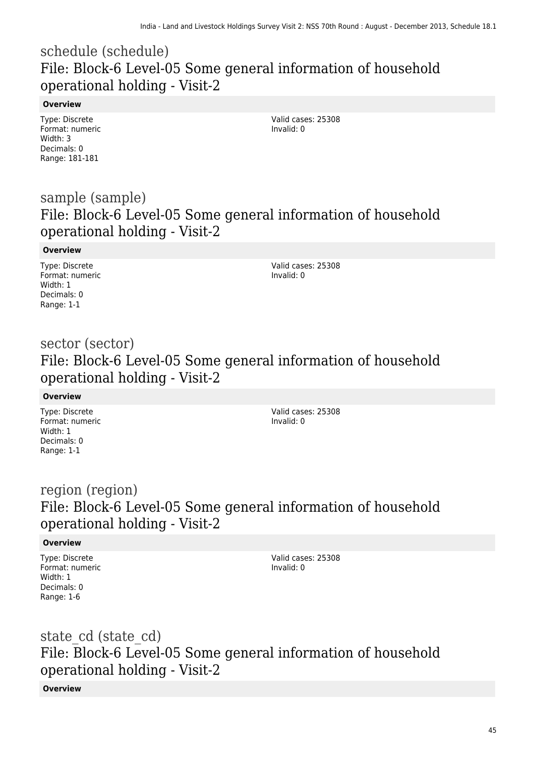## schedule (schedule)
## File: Block-6 Level-05 Some general information of household operational holding - Visit-2

**Overview**

Type: Discrete
Format: numeric
Width: 3
Decimals: 0
Range: 181-181

Valid cases: 25308
Invalid: 0

## sample (sample)
## File: Block-6 Level-05 Some general information of household operational holding - Visit-2

**Overview**

Type: Discrete
Format: numeric
Width: 1
Decimals: 0
Range: 1-1

Valid cases: 25308
Invalid: 0

## sector (sector)
## File: Block-6 Level-05 Some general information of household operational holding - Visit-2

**Overview**

Type: Discrete
Format: numeric
Width: 1
Decimals: 0
Range: 1-1

Valid cases: 25308
Invalid: 0

## region (region)
## File: Block-6 Level-05 Some general information of household operational holding - Visit-2

**Overview**

Type: Discrete
Format: numeric
Width: 1
Decimals: 0
Range: 1-6

Valid cases: 25308
Invalid: 0

## state_cd (state_cd)
## File: Block-6 Level-05 Some general information of household operational holding - Visit-2

**Overview**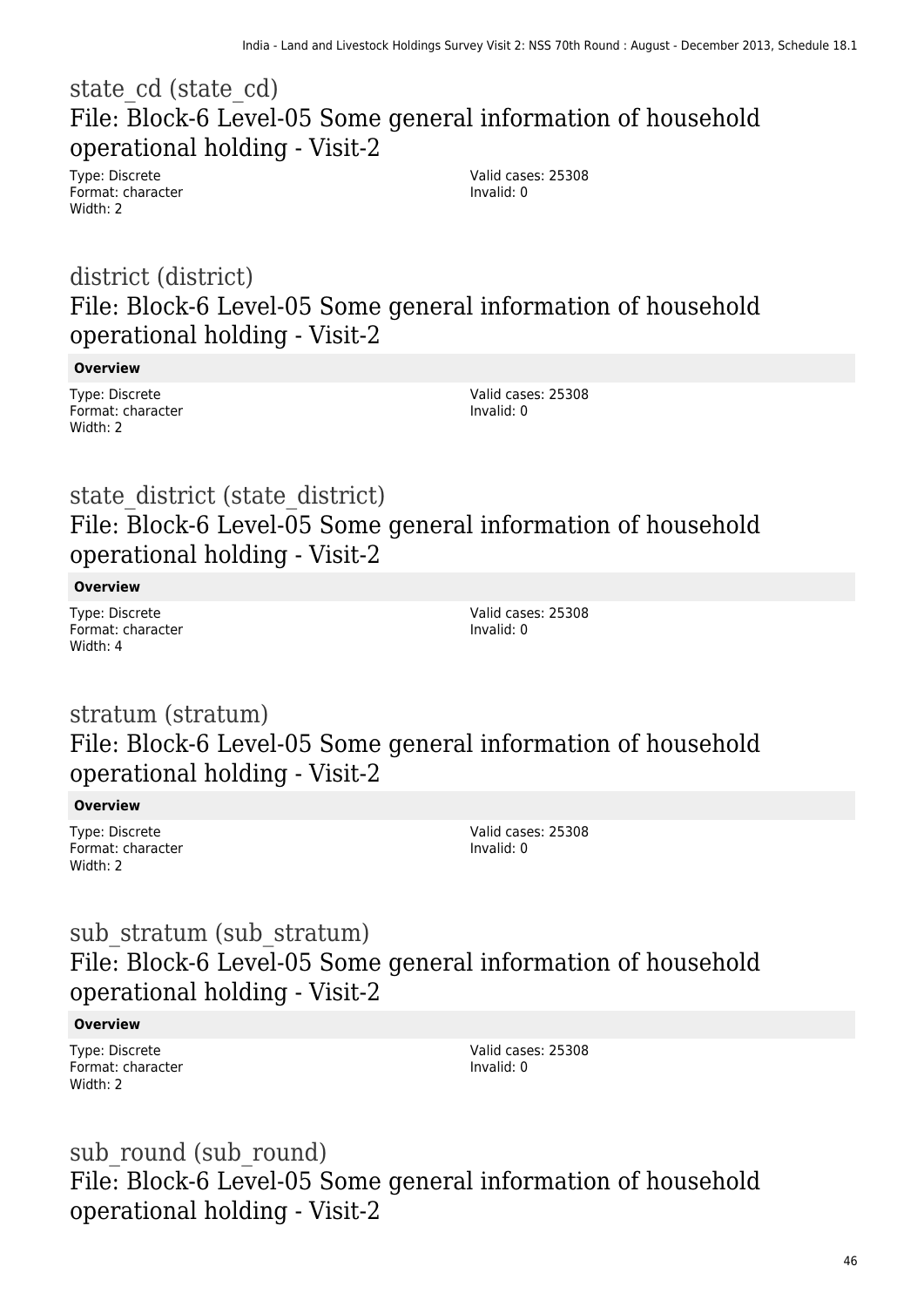## state_cd (state_cd)
## File: Block-6 Level-05 Some general information of household operational holding - Visit-2

Type: Discrete
Format: character
Width: 2

Valid cases: 25308
Invalid: 0

## district (district)
## File: Block-6 Level-05 Some general information of household operational holding - Visit-2

**Overview**

Type: Discrete
Format: character
Width: 2

Valid cases: 25308
Invalid: 0

## state_district (state_district)
## File: Block-6 Level-05 Some general information of household operational holding - Visit-2

**Overview**

Type: Discrete
Format: character
Width: 4

Valid cases: 25308
Invalid: 0

## stratum (stratum)
## File: Block-6 Level-05 Some general information of household operational holding - Visit-2

**Overview**

Type: Discrete
Format: character
Width: 2

Valid cases: 25308
Invalid: 0

## sub_stratum (sub_stratum)
## File: Block-6 Level-05 Some general information of household operational holding - Visit-2

**Overview**

Type: Discrete
Format: character
Width: 2

Valid cases: 25308
Invalid: 0

## sub_round (sub_round)
## File: Block-6 Level-05 Some general information of household operational holding - Visit-2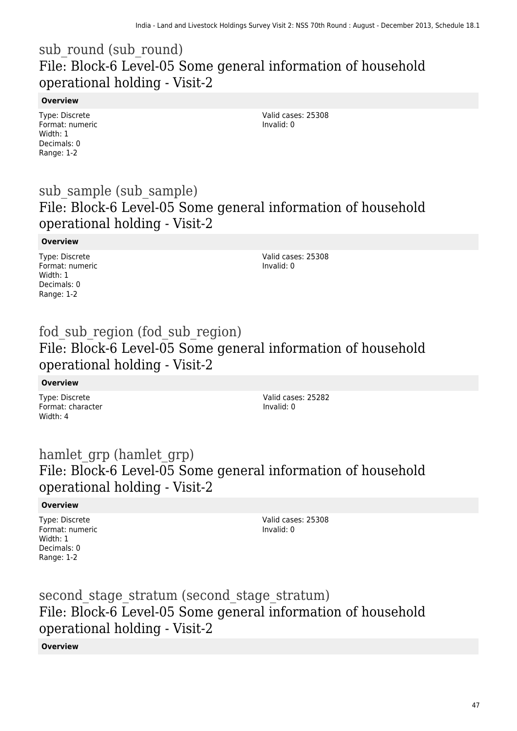## sub_round (sub_round)
## File: Block-6 Level-05 Some general information of household operational holding - Visit-2

**Overview**

Type: Discrete
Format: numeric
Width: 1
Decimals: 0
Range: 1-2

Valid cases: 25308
Invalid: 0

## sub_sample (sub_sample)
## File: Block-6 Level-05 Some general information of household operational holding - Visit-2

**Overview**

Type: Discrete
Format: numeric
Width: 1
Decimals: 0
Range: 1-2

Valid cases: 25308
Invalid: 0

## fod_sub_region (fod_sub_region)
## File: Block-6 Level-05 Some general information of household operational holding - Visit-2

**Overview**

Type: Discrete
Format: character
Width: 4

Valid cases: 25282
Invalid: 0

## hamlet_grp (hamlet_grp)
## File: Block-6 Level-05 Some general information of household operational holding - Visit-2

**Overview**

Type: Discrete
Format: numeric
Width: 1
Decimals: 0
Range: 1-2

Valid cases: 25308
Invalid: 0

## second_stage_stratum (second_stage_stratum)
## File: Block-6 Level-05 Some general information of household operational holding - Visit-2

**Overview**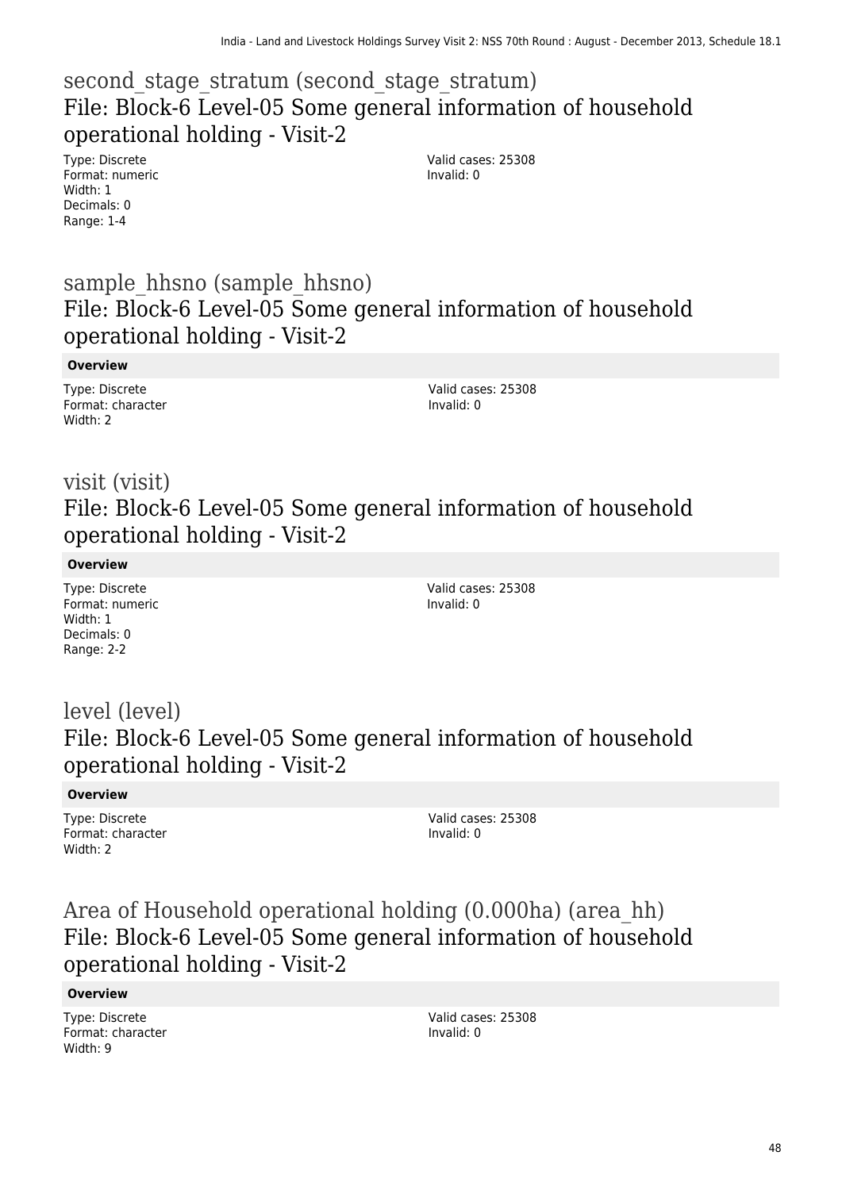## second_stage_stratum (second_stage_stratum)

### File: Block-6 Level-05 Some general information of household operational holding - Visit-2

Type: Discrete
Format: numeric
Width: 1
Decimals: 0
Range: 1-4

Valid cases: 25308
Invalid: 0

## sample_hhsno (sample_hhsno)

### File: Block-6 Level-05 Some general information of household operational holding - Visit-2

**Overview**

Type: Discrete
Format: character
Width: 2

Valid cases: 25308
Invalid: 0

## visit (visit)

### File: Block-6 Level-05 Some general information of household operational holding - Visit-2

**Overview**

Type: Discrete
Format: numeric
Width: 1
Decimals: 0
Range: 2-2

Valid cases: 25308
Invalid: 0

## level (level)

### File: Block-6 Level-05 Some general information of household operational holding - Visit-2

**Overview**

Type: Discrete
Format: character
Width: 2

Valid cases: 25308
Invalid: 0

## Area of Household operational holding (0.000ha) (area_hh)

### File: Block-6 Level-05 Some general information of household operational holding - Visit-2

**Overview**

Type: Discrete
Format: character
Width: 9

Valid cases: 25308
Invalid: 0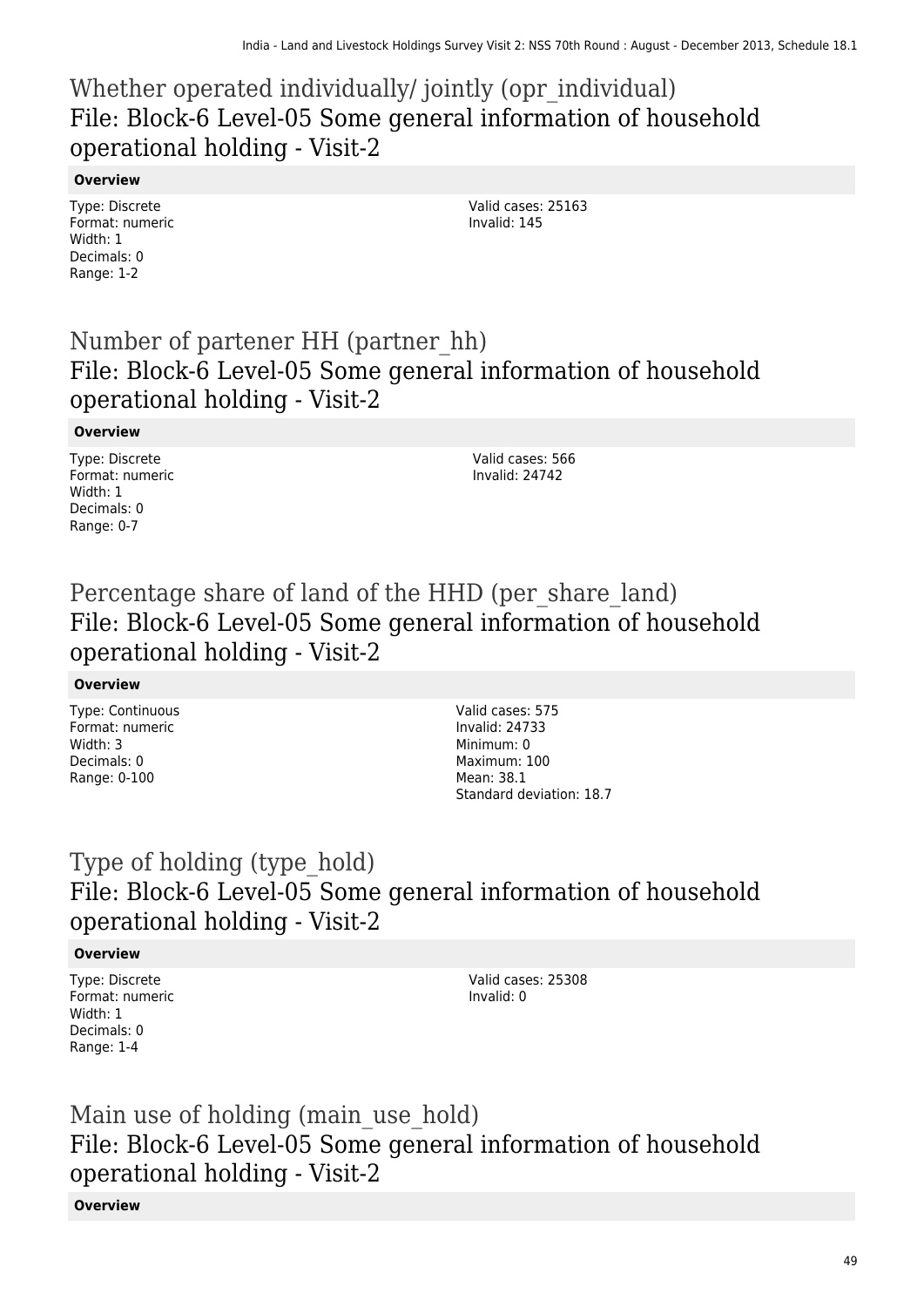## Whether operated individually/ jointly (opr_individual)
## File: Block-6 Level-05 Some general information of household operational holding - Visit-2

**Overview**

Type: Discrete
Format: numeric
Width: 1
Decimals: 0
Range: 1-2

Valid cases: 25163
Invalid: 145

## Number of partener HH (partner_hh)
## File: Block-6 Level-05 Some general information of household operational holding - Visit-2

**Overview**

Type: Discrete
Format: numeric
Width: 1
Decimals: 0
Range: 0-7

Valid cases: 566
Invalid: 24742

## Percentage share of land of the HHD (per_share_land)
## File: Block-6 Level-05 Some general information of household operational holding - Visit-2

**Overview**

Type: Continuous
Format: numeric
Width: 3
Decimals: 0
Range: 0-100

Valid cases: 575
Invalid: 24733
Minimum: 0
Maximum: 100
Mean: 38.1
Standard deviation: 18.7

## Type of holding (type_hold)
## File: Block-6 Level-05 Some general information of household operational holding - Visit-2

**Overview**

Type: Discrete
Format: numeric
Width: 1
Decimals: 0
Range: 1-4

Valid cases: 25308
Invalid: 0

## Main use of holding (main_use_hold)
## File: Block-6 Level-05 Some general information of household operational holding - Visit-2

**Overview**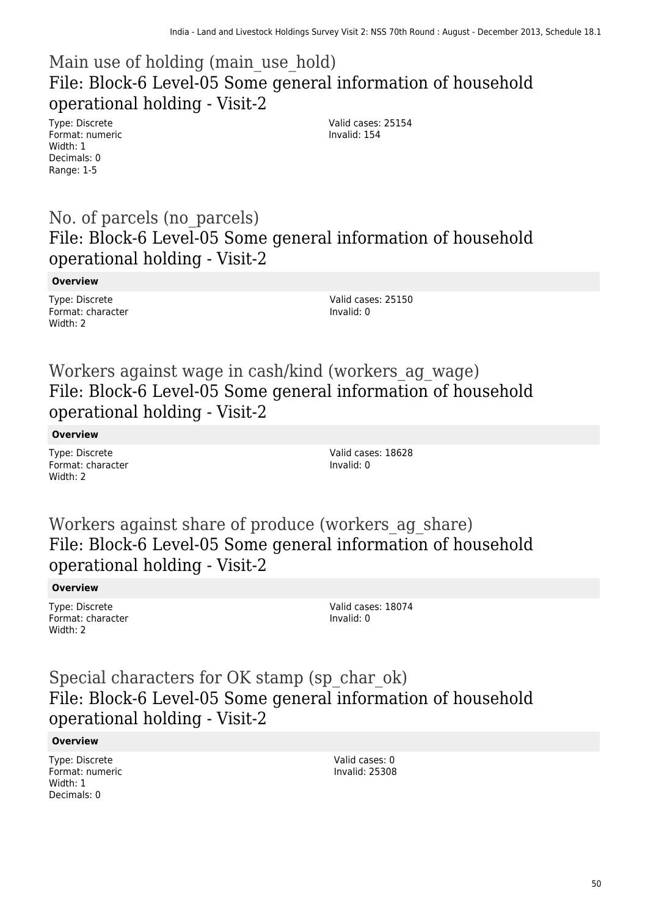## Main use of holding (main_use_hold)
### File: Block-6 Level-05 Some general information of household operational holding - Visit-2

Type: Discrete
Format: numeric
Width: 1
Decimals: 0
Range: 1-5

Valid cases: 25154
Invalid: 154

## No. of parcels (no_parcels)
### File: Block-6 Level-05 Some general information of household operational holding - Visit-2

**Overview**

Type: Discrete
Format: character
Width: 2

Valid cases: 25150
Invalid: 0

## Workers against wage in cash/kind (workers_ag_wage)
### File: Block-6 Level-05 Some general information of household operational holding - Visit-2

**Overview**

Type: Discrete
Format: character
Width: 2

Valid cases: 18628
Invalid: 0

## Workers against share of produce (workers_ag_share)
### File: Block-6 Level-05 Some general information of household operational holding - Visit-2

**Overview**

Type: Discrete
Format: character
Width: 2

Valid cases: 18074
Invalid: 0

## Special characters for OK stamp (sp_char_ok)
### File: Block-6 Level-05 Some general information of household operational holding - Visit-2

**Overview**

Type: Discrete
Format: numeric
Width: 1
Decimals: 0

Valid cases: 0
Invalid: 25308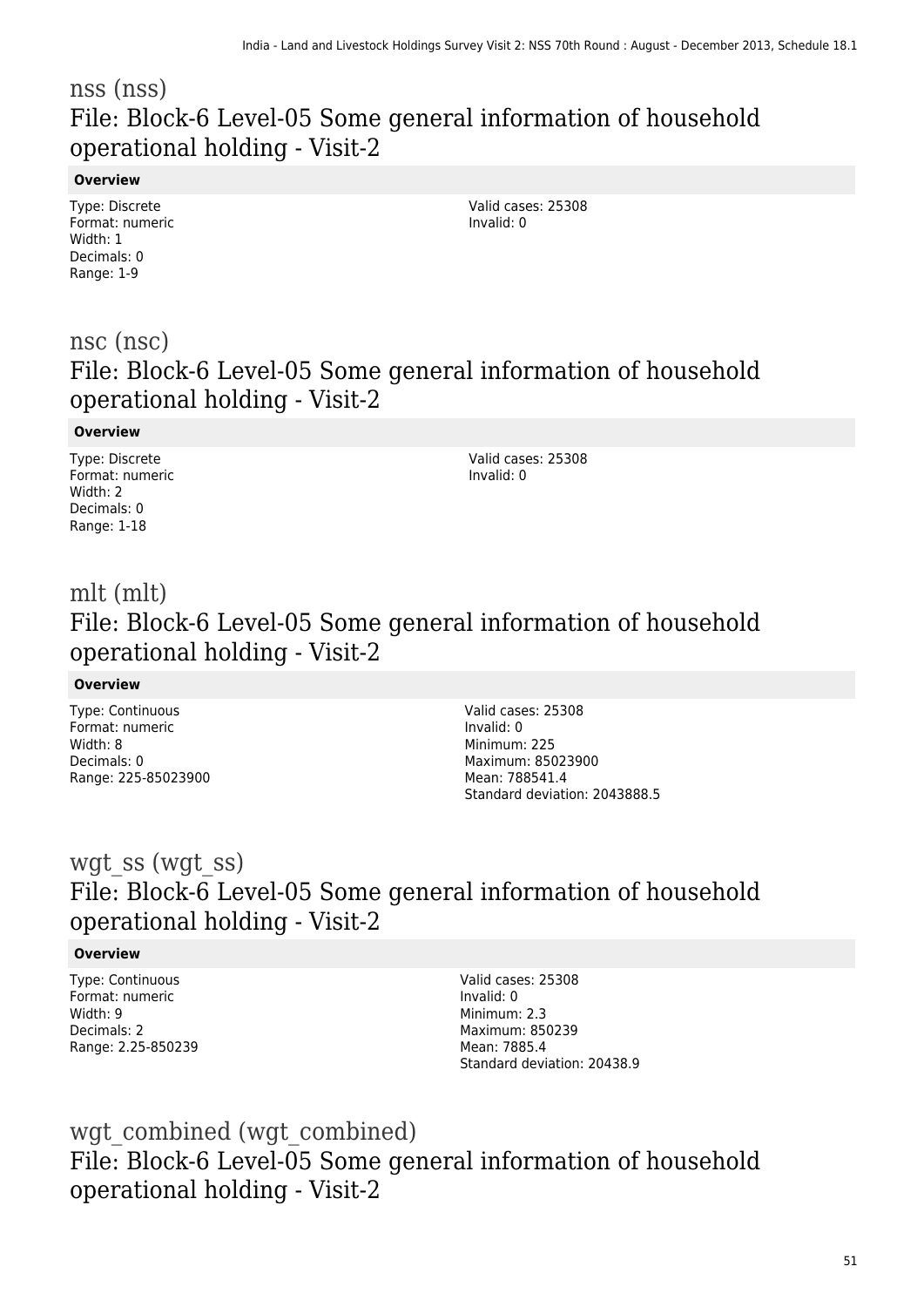## nss (nss)
## File: Block-6 Level-05 Some general information of household operational holding - Visit-2

**Overview**

Type: Discrete
Format: numeric
Width: 1
Decimals: 0
Range: 1-9

Valid cases: 25308
Invalid: 0

## nsc (nsc)
## File: Block-6 Level-05 Some general information of household operational holding - Visit-2

**Overview**

Type: Discrete
Format: numeric
Width: 2
Decimals: 0
Range: 1-18

Valid cases: 25308
Invalid: 0

## mlt (mlt)
## File: Block-6 Level-05 Some general information of household operational holding - Visit-2

**Overview**

Type: Continuous
Format: numeric
Width: 8
Decimals: 0
Range: 225-85023900

Valid cases: 25308
Invalid: 0
Minimum: 225
Maximum: 85023900
Mean: 788541.4
Standard deviation: 2043888.5

## wgt_ss (wgt_ss)
## File: Block-6 Level-05 Some general information of household operational holding - Visit-2

**Overview**

Type: Continuous
Format: numeric
Width: 9
Decimals: 2
Range: 2.25-850239

Valid cases: 25308
Invalid: 0
Minimum: 2.3
Maximum: 850239
Mean: 7885.4
Standard deviation: 20438.9

## wgt_combined (wgt_combined)
## File: Block-6 Level-05 Some general information of household operational holding - Visit-2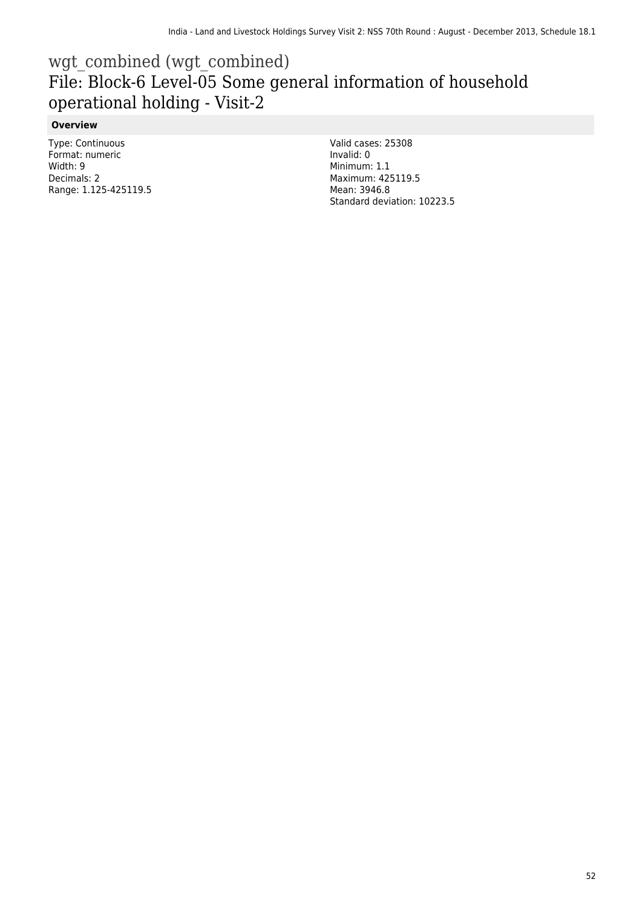# wgt_combined (wgt_combined)

## File: Block-6 Level-05 Some general information of household operational holding - Visit-2

### Overview

Type: Continuous
Format: numeric
Width: 9
Decimals: 2
Range: 1.125-425119.5

Valid cases: 25308
Invalid: 0
Minimum: 1.1
Maximum: 425119.5
Mean: 3946.8
Standard deviation: 10223.5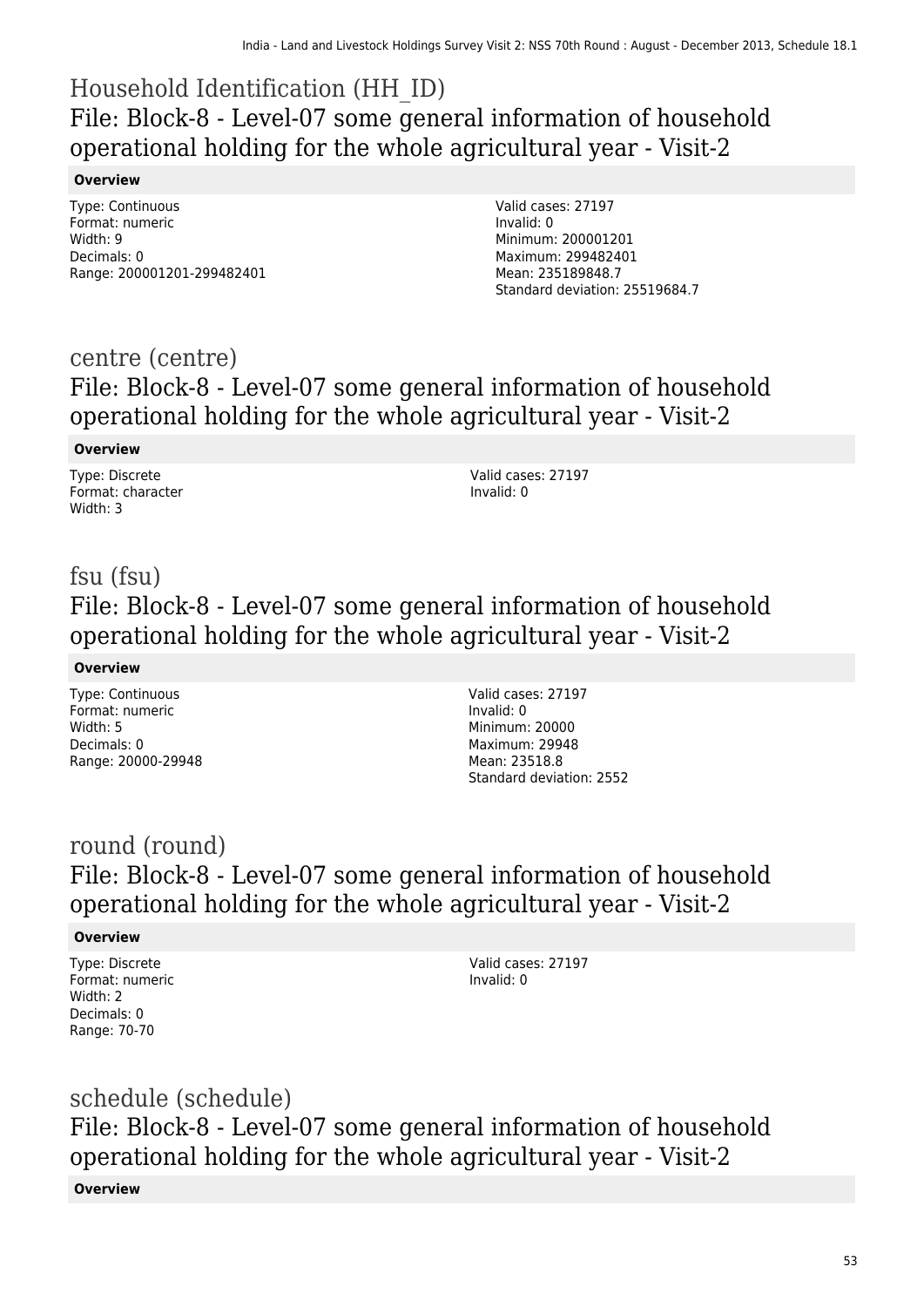# Household Identification (HH_ID)

## File: Block-8 - Level-07 some general information of household operational holding for the whole agricultural year - Visit-2

**Overview**

Type: Continuous
Format: numeric
Width: 9
Decimals: 0
Range: 200001201-299482401

Valid cases: 27197
Invalid: 0
Minimum: 200001201
Maximum: 299482401
Mean: 235189848.7
Standard deviation: 25519684.7

# centre (centre)

## File: Block-8 - Level-07 some general information of household operational holding for the whole agricultural year - Visit-2

**Overview**

Type: Discrete
Format: character
Width: 3

Valid cases: 27197
Invalid: 0

# fsu (fsu)

## File: Block-8 - Level-07 some general information of household operational holding for the whole agricultural year - Visit-2

**Overview**

Type: Continuous
Format: numeric
Width: 5
Decimals: 0
Range: 20000-29948

Valid cases: 27197
Invalid: 0
Minimum: 20000
Maximum: 29948
Mean: 23518.8
Standard deviation: 2552

# round (round)

## File: Block-8 - Level-07 some general information of household operational holding for the whole agricultural year - Visit-2

**Overview**

Type: Discrete
Format: numeric
Width: 2
Decimals: 0
Range: 70-70

Valid cases: 27197
Invalid: 0

# schedule (schedule)

## File: Block-8 - Level-07 some general information of household operational holding for the whole agricultural year - Visit-2

**Overview**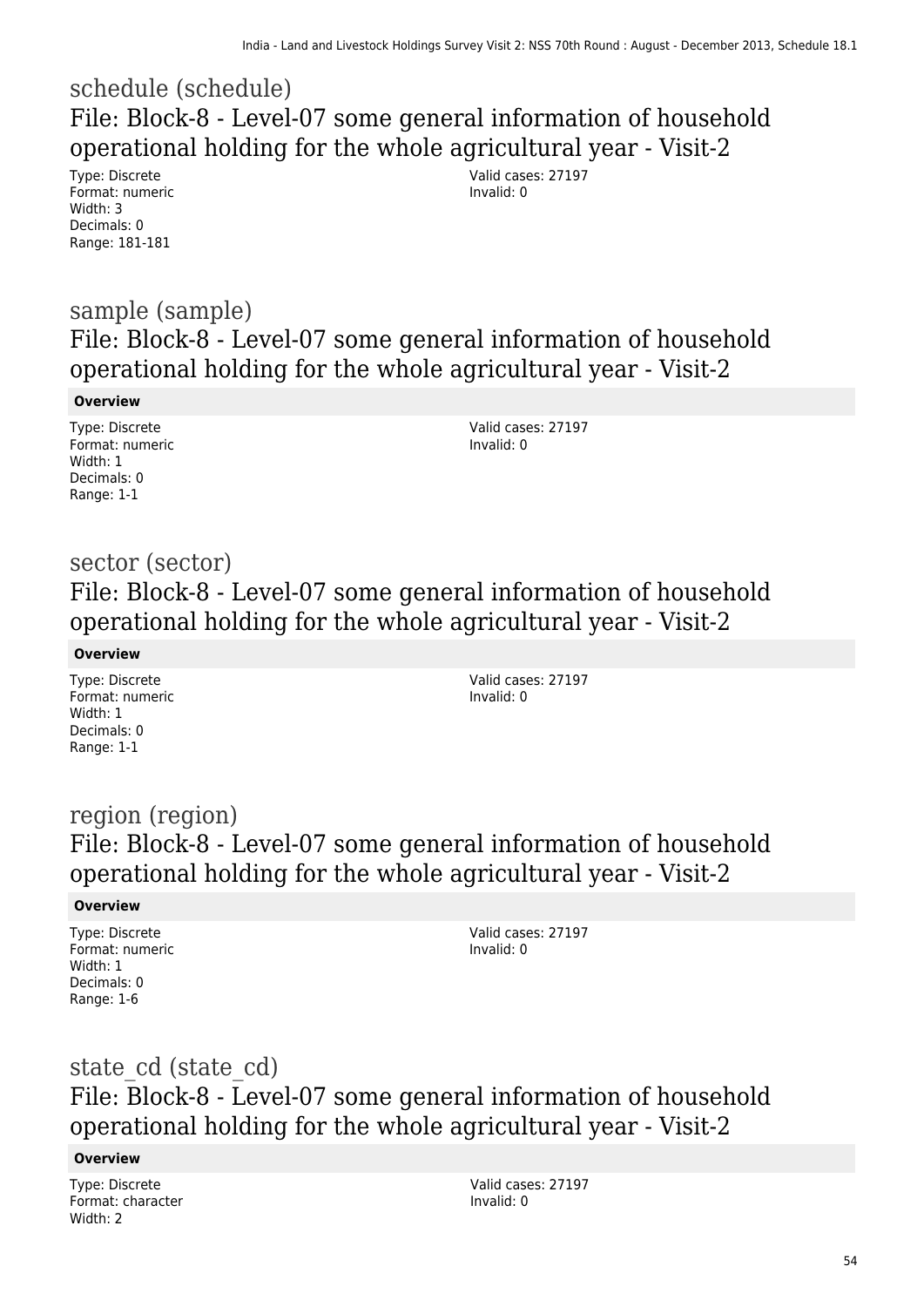## schedule (schedule)

### File: Block-8 - Level-07 some general information of household operational holding for the whole agricultural year - Visit-2

Type: Discrete
Format: numeric
Width: 3
Decimals: 0
Range: 181-181

Valid cases: 27197
Invalid: 0

## sample (sample)

### File: Block-8 - Level-07 some general information of household operational holding for the whole agricultural year - Visit-2

**Overview**

Type: Discrete
Format: numeric
Width: 1
Decimals: 0
Range: 1-1

Valid cases: 27197
Invalid: 0

## sector (sector)

### File: Block-8 - Level-07 some general information of household operational holding for the whole agricultural year - Visit-2

**Overview**

Type: Discrete
Format: numeric
Width: 1
Decimals: 0
Range: 1-1

Valid cases: 27197
Invalid: 0

## region (region)

### File: Block-8 - Level-07 some general information of household operational holding for the whole agricultural year - Visit-2

**Overview**

Type: Discrete
Format: numeric
Width: 1
Decimals: 0
Range: 1-6

Valid cases: 27197
Invalid: 0

## state_cd (state_cd)

### File: Block-8 - Level-07 some general information of household operational holding for the whole agricultural year - Visit-2

**Overview**

Type: Discrete
Format: character
Width: 2

Valid cases: 27197
Invalid: 0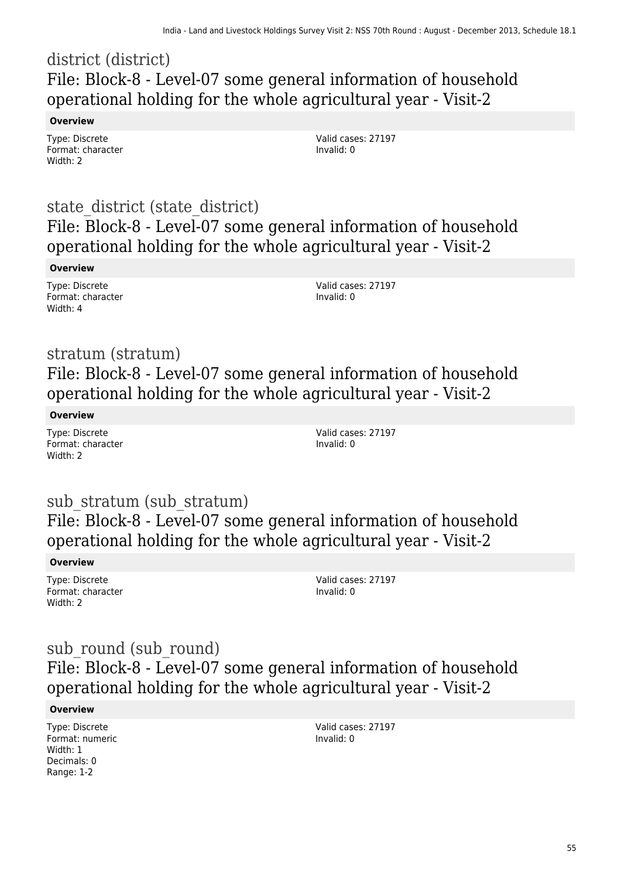## district (district)

### File: Block-8 - Level-07 some general information of household operational holding for the whole agricultural year - Visit-2

**Overview**

Type: Discrete
Format: character
Width: 2

Valid cases: 27197
Invalid: 0

## state_district (state_district)

### File: Block-8 - Level-07 some general information of household operational holding for the whole agricultural year - Visit-2

**Overview**

Type: Discrete
Format: character
Width: 4

Valid cases: 27197
Invalid: 0

## stratum (stratum)

### File: Block-8 - Level-07 some general information of household operational holding for the whole agricultural year - Visit-2

**Overview**

Type: Discrete
Format: character
Width: 2

Valid cases: 27197
Invalid: 0

## sub_stratum (sub_stratum)

### File: Block-8 - Level-07 some general information of household operational holding for the whole agricultural year - Visit-2

**Overview**

Type: Discrete
Format: character
Width: 2

Valid cases: 27197
Invalid: 0

## sub_round (sub_round)

### File: Block-8 - Level-07 some general information of household operational holding for the whole agricultural year - Visit-2

**Overview**

Type: Discrete
Format: numeric
Width: 1
Decimals: 0
Range: 1-2

Valid cases: 27197
Invalid: 0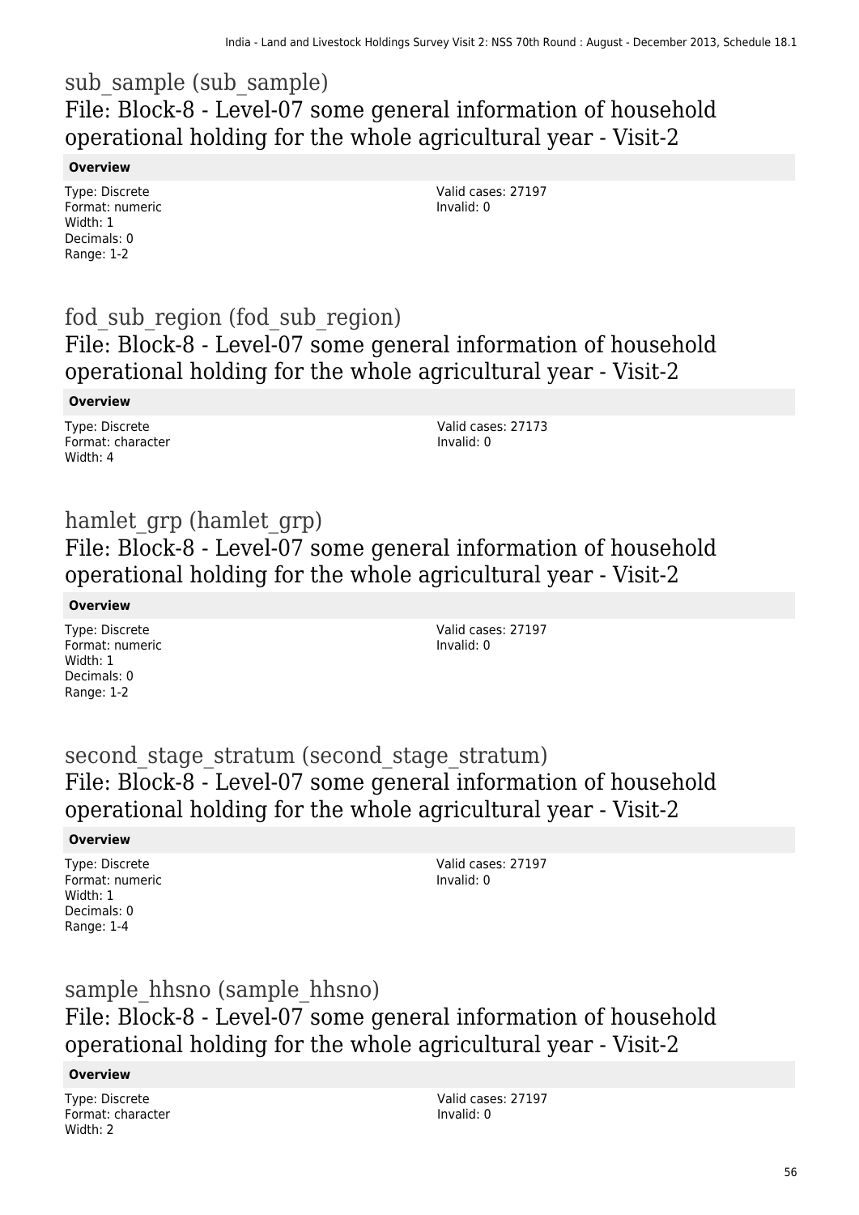## sub_sample (sub_sample)

## File: Block-8 - Level-07 some general information of household operational holding for the whole agricultural year - Visit-2

**Overview**

Type: Discrete
Format: numeric
Width: 1
Decimals: 0
Range: 1-2

Valid cases: 27197
Invalid: 0

## fod_sub_region (fod_sub_region)

## File: Block-8 - Level-07 some general information of household operational holding for the whole agricultural year - Visit-2

**Overview**

Type: Discrete
Format: character
Width: 4

Valid cases: 27173
Invalid: 0

## hamlet_grp (hamlet_grp)

## File: Block-8 - Level-07 some general information of household operational holding for the whole agricultural year - Visit-2

**Overview**

Type: Discrete
Format: numeric
Width: 1
Decimals: 0
Range: 1-2

Valid cases: 27197
Invalid: 0

## second_stage_stratum (second_stage_stratum)

## File: Block-8 - Level-07 some general information of household operational holding for the whole agricultural year - Visit-2

**Overview**

Type: Discrete
Format: numeric
Width: 1
Decimals: 0
Range: 1-4

Valid cases: 27197
Invalid: 0

## sample_hhsno (sample_hhsno)

## File: Block-8 - Level-07 some general information of household operational holding for the whole agricultural year - Visit-2

**Overview**

Type: Discrete
Format: character
Width: 2

Valid cases: 27197
Invalid: 0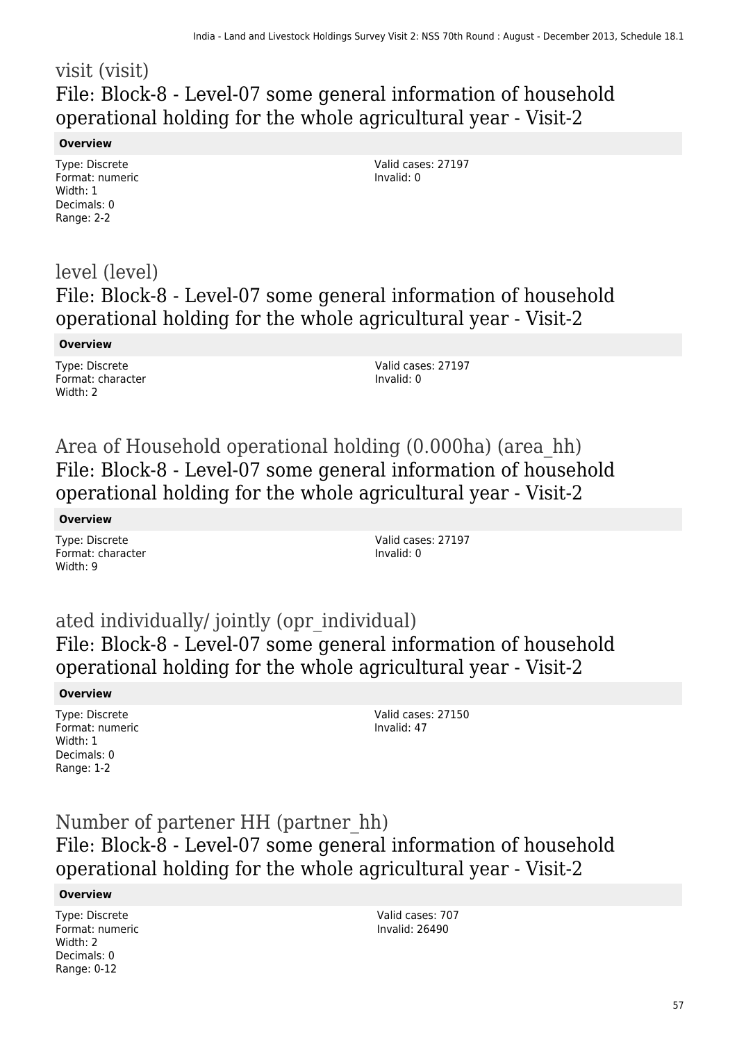## visit (visit)
## File: Block-8 - Level-07 some general information of household operational holding for the whole agricultural year - Visit-2

**Overview**

Type: Discrete
Format: numeric
Width: 1
Decimals: 0
Range: 2-2

Valid cases: 27197
Invalid: 0

## level (level)
## File: Block-8 - Level-07 some general information of household operational holding for the whole agricultural year - Visit-2

**Overview**

Type: Discrete
Format: character
Width: 2

Valid cases: 27197
Invalid: 0

## Area of Household operational holding (0.000ha) (area_hh)
## File: Block-8 - Level-07 some general information of household operational holding for the whole agricultural year - Visit-2

**Overview**

Type: Discrete
Format: character
Width: 9

Valid cases: 27197
Invalid: 0

## ated individually/ jointly (opr_individual)
## File: Block-8 - Level-07 some general information of household operational holding for the whole agricultural year - Visit-2

**Overview**

Type: Discrete
Format: numeric
Width: 1
Decimals: 0
Range: 1-2

Valid cases: 27150
Invalid: 47

## Number of partener HH (partner_hh)
## File: Block-8 - Level-07 some general information of household operational holding for the whole agricultural year - Visit-2

**Overview**

Type: Discrete
Format: numeric
Width: 2
Decimals: 0
Range: 0-12

Valid cases: 707
Invalid: 26490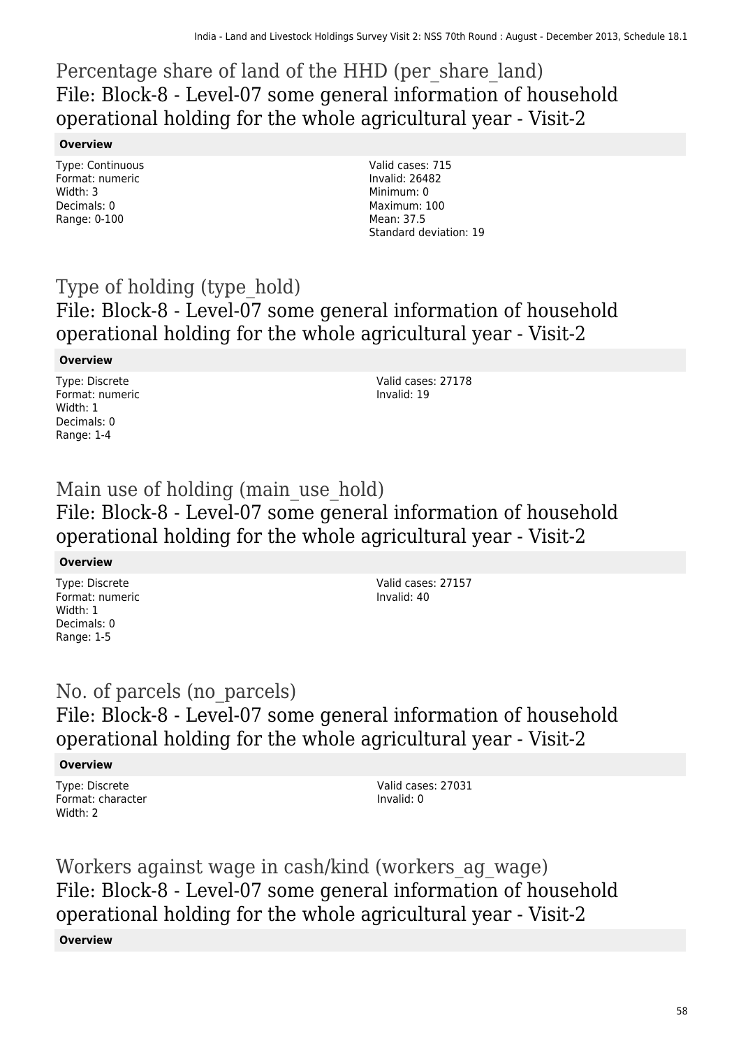## Percentage share of land of the HHD (per_share_land)
## File: Block-8 - Level-07 some general information of household operational holding for the whole agricultural year - Visit-2

**Overview**

Type: Continuous
Format: numeric
Width: 3
Decimals: 0
Range: 0-100

Valid cases: 715
Invalid: 26482
Minimum: 0
Maximum: 100
Mean: 37.5
Standard deviation: 19

## Type of holding (type_hold)
## File: Block-8 - Level-07 some general information of household operational holding for the whole agricultural year - Visit-2

**Overview**

Type: Discrete
Format: numeric
Width: 1
Decimals: 0
Range: 1-4

Valid cases: 27178
Invalid: 19

## Main use of holding (main_use_hold)
## File: Block-8 - Level-07 some general information of household operational holding for the whole agricultural year - Visit-2

**Overview**

Type: Discrete
Format: numeric
Width: 1
Decimals: 0
Range: 1-5

Valid cases: 27157
Invalid: 40

## No. of parcels (no_parcels)
## File: Block-8 - Level-07 some general information of household operational holding for the whole agricultural year - Visit-2

**Overview**

Type: Discrete
Format: character
Width: 2

Valid cases: 27031
Invalid: 0

## Workers against wage in cash/kind (workers_ag_wage)
## File: Block-8 - Level-07 some general information of household operational holding for the whole agricultural year - Visit-2

**Overview**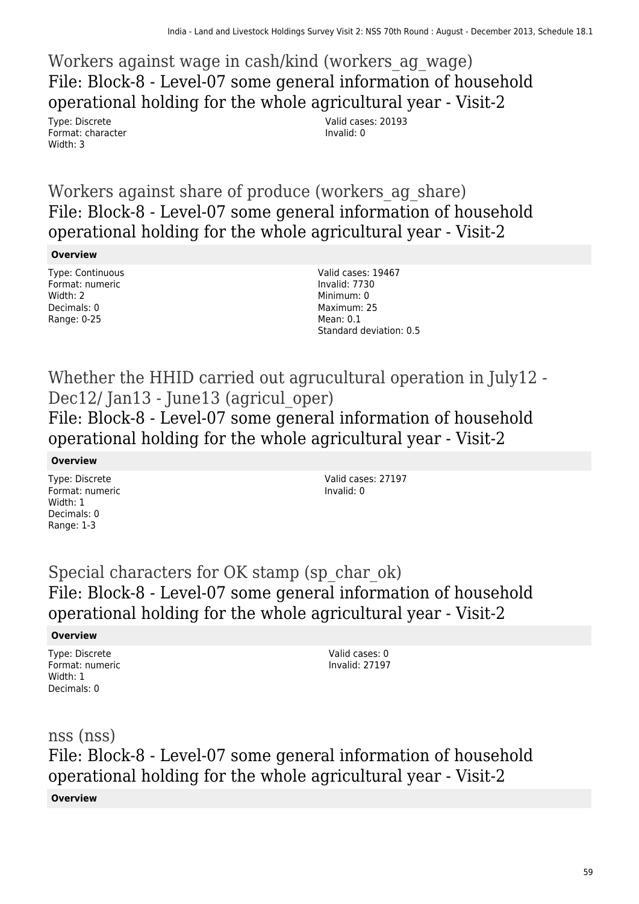# Workers against wage in cash/kind (workers_ag_wage)
## File: Block-8 - Level-07 some general information of household operational holding for the whole agricultural year - Visit-2

Type: Discrete
Format: character
Width: 3

Valid cases: 20193
Invalid: 0

# Workers against share of produce (workers_ag_share)
## File: Block-8 - Level-07 some general information of household operational holding for the whole agricultural year - Visit-2

**Overview**

Type: Continuous
Format: numeric
Width: 2
Decimals: 0
Range: 0-25

Valid cases: 19467
Invalid: 7730
Minimum: 0
Maximum: 25
Mean: 0.1
Standard deviation: 0.5

# Whether the HHID carried out agrucultural operation in July12 - Dec12/ Jan13 - June13 (agricul_oper)
## File: Block-8 - Level-07 some general information of household operational holding for the whole agricultural year - Visit-2

**Overview**

Type: Discrete
Format: numeric
Width: 1
Decimals: 0
Range: 1-3

Valid cases: 27197
Invalid: 0

# Special characters for OK stamp (sp_char_ok)
## File: Block-8 - Level-07 some general information of household operational holding for the whole agricultural year - Visit-2

**Overview**

Type: Discrete
Format: numeric
Width: 1
Decimals: 0

Valid cases: 0
Invalid: 27197

# nss (nss)
## File: Block-8 - Level-07 some general information of household operational holding for the whole agricultural year - Visit-2

**Overview**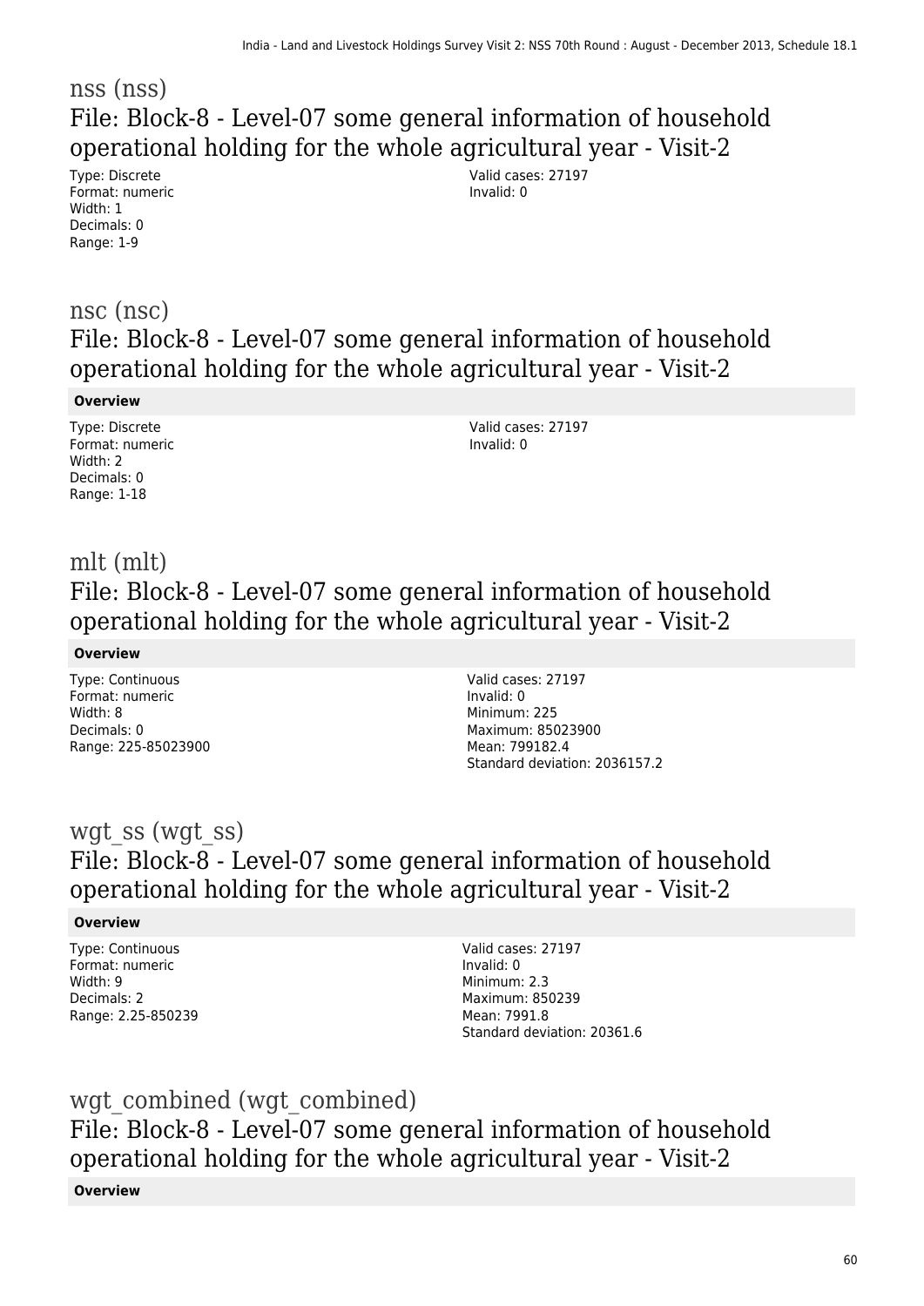## nss (nss)

### File: Block-8 - Level-07 some general information of household operational holding for the whole agricultural year - Visit-2

Type: Discrete
Format: numeric
Width: 1
Decimals: 0
Range: 1-9

Valid cases: 27197
Invalid: 0

## nsc (nsc)

### File: Block-8 - Level-07 some general information of household operational holding for the whole agricultural year - Visit-2

**Overview**

Type: Discrete
Format: numeric
Width: 2
Decimals: 0
Range: 1-18

Valid cases: 27197
Invalid: 0

## mlt (mlt)

### File: Block-8 - Level-07 some general information of household operational holding for the whole agricultural year - Visit-2

**Overview**

Type: Continuous
Format: numeric
Width: 8
Decimals: 0
Range: 225-85023900

Valid cases: 27197
Invalid: 0
Minimum: 225
Maximum: 85023900
Mean: 799182.4
Standard deviation: 2036157.2

## wgt_ss (wgt_ss)

### File: Block-8 - Level-07 some general information of household operational holding for the whole agricultural year - Visit-2

**Overview**

Type: Continuous
Format: numeric
Width: 9
Decimals: 2
Range: 2.25-850239

Valid cases: 27197
Invalid: 0
Minimum: 2.3
Maximum: 850239
Mean: 7991.8
Standard deviation: 20361.6

## wgt_combined (wgt_combined)

### File: Block-8 - Level-07 some general information of household operational holding for the whole agricultural year - Visit-2

**Overview**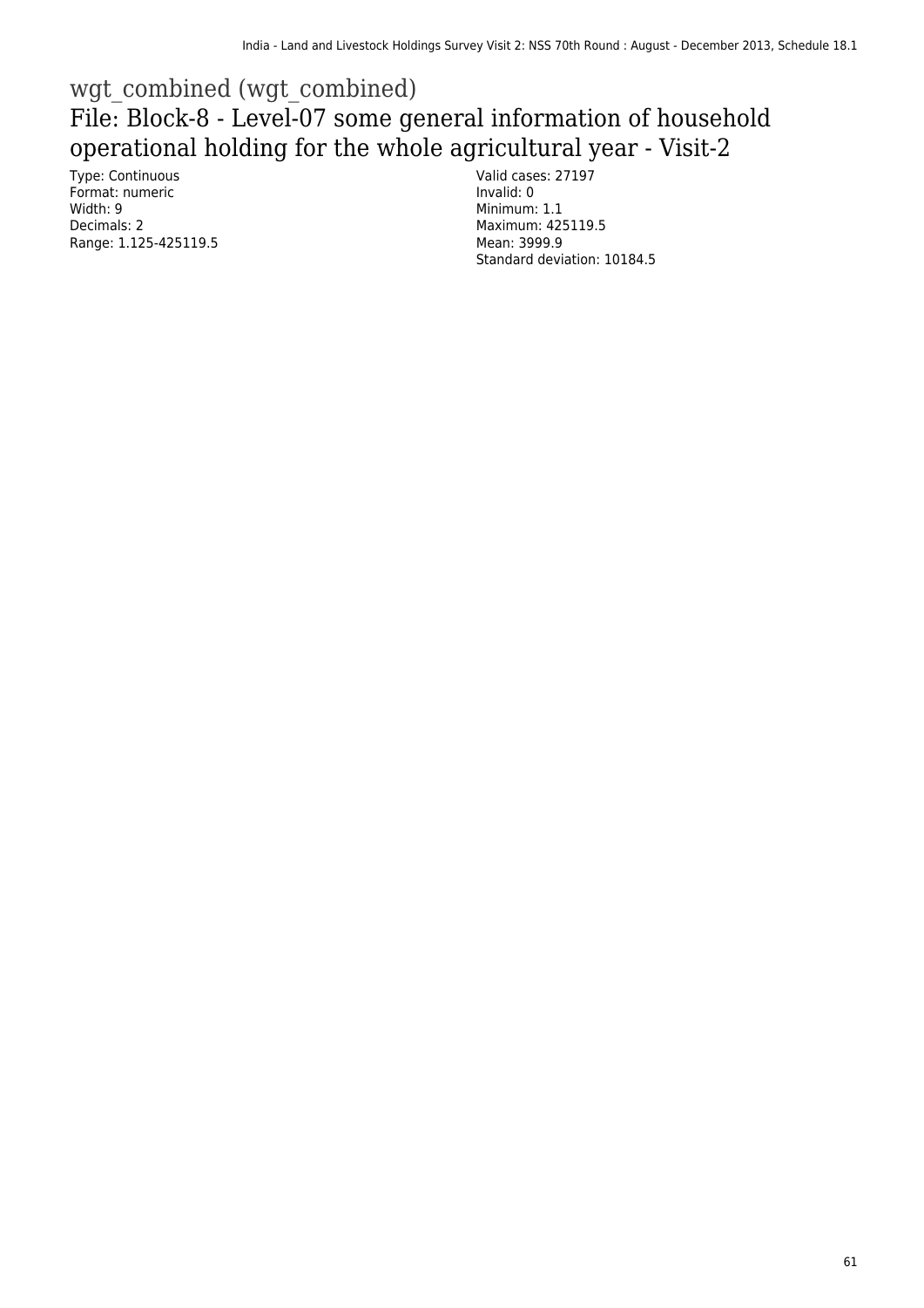# wgt_combined (wgt_combined)

## File: Block-8 - Level-07 some general information of household operational holding for the whole agricultural year - Visit-2

Type: Continuous
Format: numeric
Width: 9
Decimals: 2
Range: 1.125-425119.5

Valid cases: 27197
Invalid: 0
Minimum: 1.1
Maximum: 425119.5
Mean: 3999.9
Standard deviation: 10184.5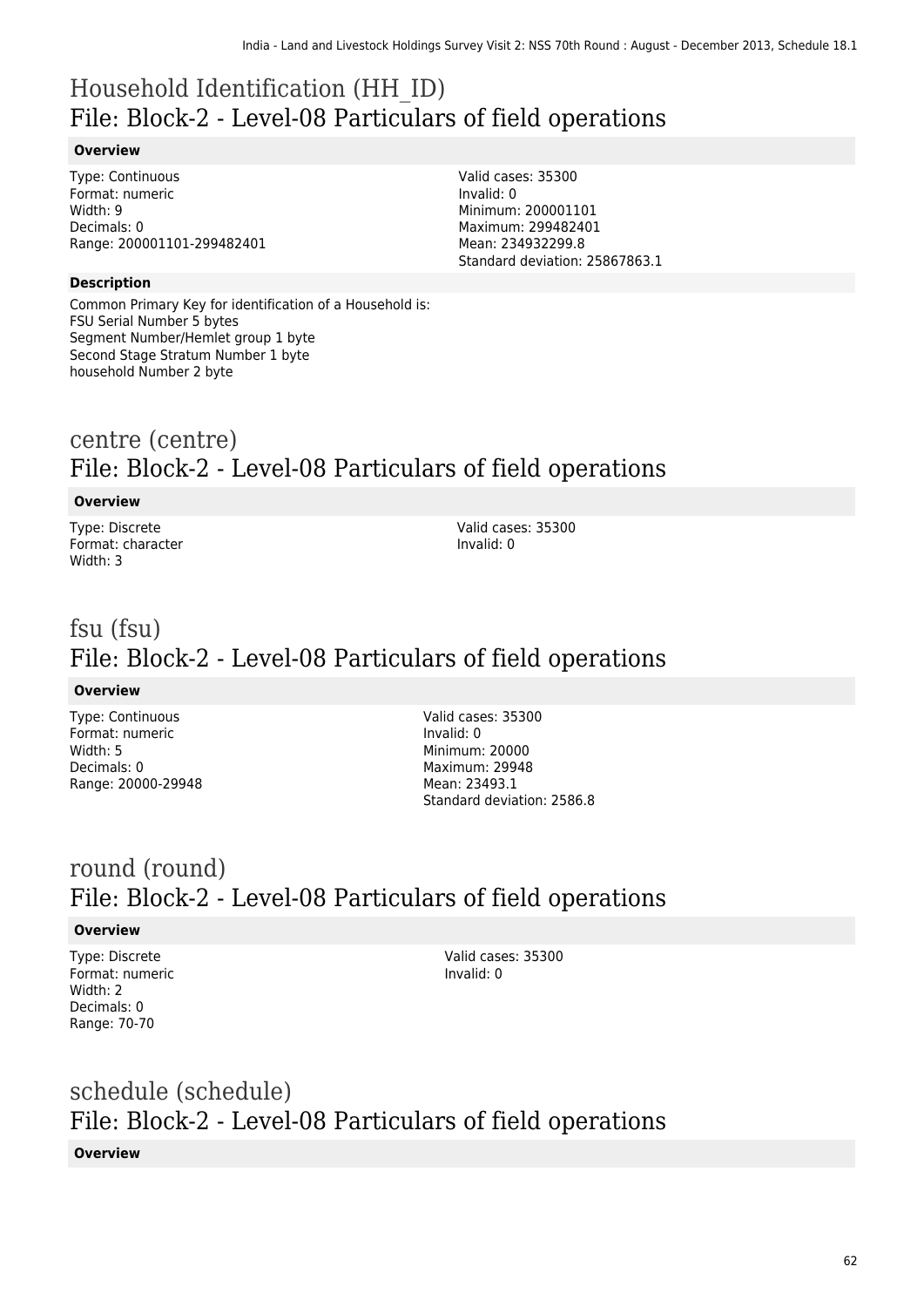# Household Identification (HH_ID)
## File: Block-2 - Level-08 Particulars of field operations

**Overview**

Type: Continuous
Format: numeric
Width: 9
Decimals: 0
Range: 200001101-299482401

Valid cases: 35300
Invalid: 0
Minimum: 200001101
Maximum: 299482401
Mean: 234932299.8
Standard deviation: 25867863.1

**Description**

Common Primary Key for identification of a Household is:
FSU Serial Number 5 bytes
Segment Number/Hemlet group 1 byte
Second Stage Stratum Number 1 byte
household Number 2 byte

# centre (centre)
## File: Block-2 - Level-08 Particulars of field operations

**Overview**

Type: Discrete
Format: character
Width: 3

Valid cases: 35300
Invalid: 0

# fsu (fsu)
## File: Block-2 - Level-08 Particulars of field operations

**Overview**

Type: Continuous
Format: numeric
Width: 5
Decimals: 0
Range: 20000-29948

Valid cases: 35300
Invalid: 0
Minimum: 20000
Maximum: 29948
Mean: 23493.1
Standard deviation: 2586.8

# round (round)
## File: Block-2 - Level-08 Particulars of field operations

**Overview**

Type: Discrete
Format: numeric
Width: 2
Decimals: 0
Range: 70-70

Valid cases: 35300
Invalid: 0

# schedule (schedule)
## File: Block-2 - Level-08 Particulars of field operations

**Overview**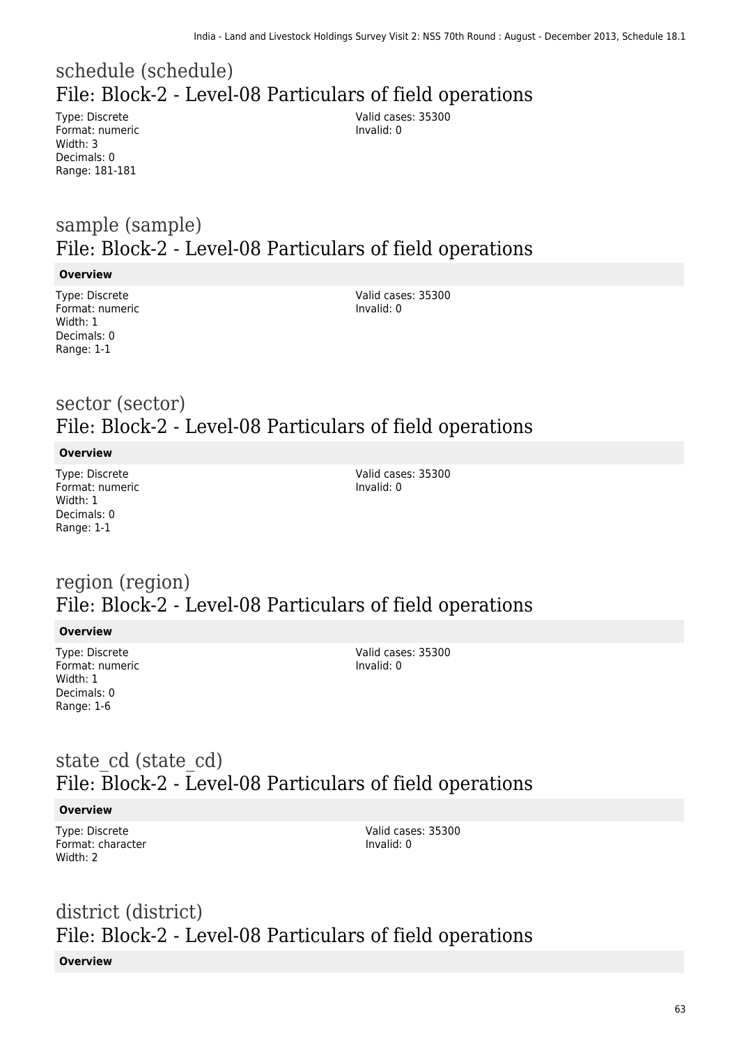## schedule (schedule)
## File: Block-2 - Level-08 Particulars of field operations

Type: Discrete
Format: numeric
Width: 3
Decimals: 0
Range: 181-181

Valid cases: 35300
Invalid: 0

## sample (sample)
## File: Block-2 - Level-08 Particulars of field operations

**Overview**

Type: Discrete
Format: numeric
Width: 1
Decimals: 0
Range: 1-1

Valid cases: 35300
Invalid: 0

## sector (sector)
## File: Block-2 - Level-08 Particulars of field operations

**Overview**

Type: Discrete
Format: numeric
Width: 1
Decimals: 0
Range: 1-1

Valid cases: 35300
Invalid: 0

## region (region)
## File: Block-2 - Level-08 Particulars of field operations

**Overview**

Type: Discrete
Format: numeric
Width: 1
Decimals: 0
Range: 1-6

Valid cases: 35300
Invalid: 0

## state_cd (state_cd)
## File: Block-2 - Level-08 Particulars of field operations

**Overview**

Type: Discrete
Format: character
Width: 2

Valid cases: 35300
Invalid: 0

## district (district)
## File: Block-2 - Level-08 Particulars of field operations

**Overview**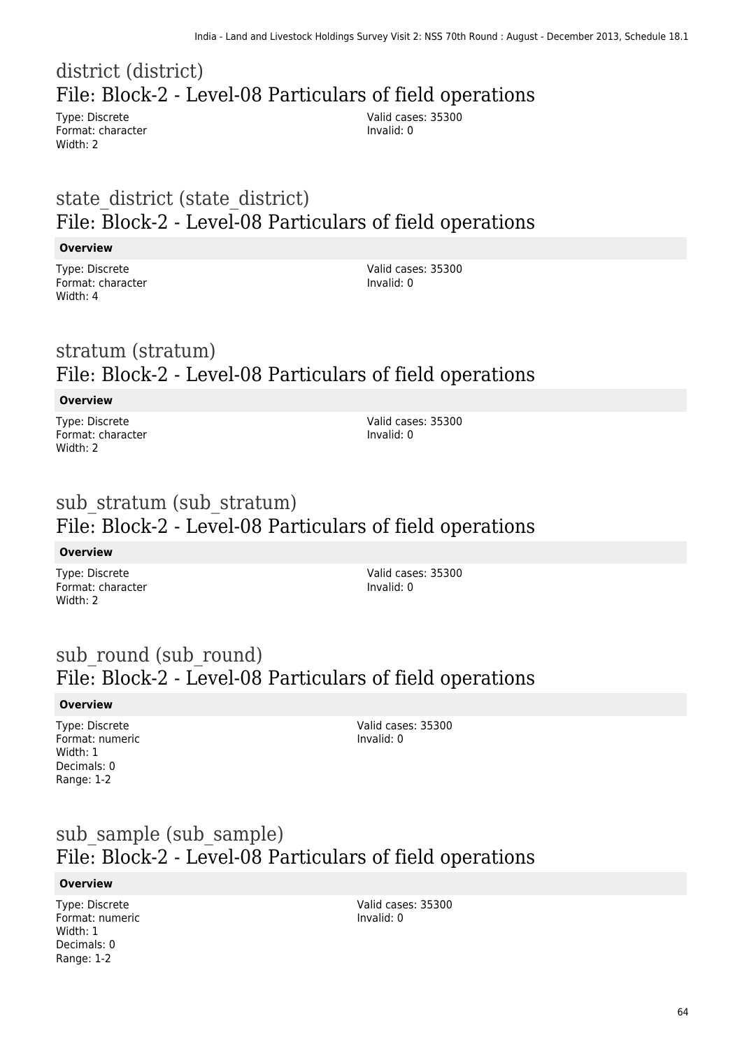## district (district)
### File: Block-2 - Level-08 Particulars of field operations

Type: Discrete
Format: character
Width: 2

Valid cases: 35300
Invalid: 0

## state_district (state_district)
### File: Block-2 - Level-08 Particulars of field operations

**Overview**

Type: Discrete
Format: character
Width: 4

Valid cases: 35300
Invalid: 0

## stratum (stratum)
### File: Block-2 - Level-08 Particulars of field operations

**Overview**

Type: Discrete
Format: character
Width: 2

Valid cases: 35300
Invalid: 0

## sub_stratum (sub_stratum)
### File: Block-2 - Level-08 Particulars of field operations

**Overview**

Type: Discrete
Format: character
Width: 2

Valid cases: 35300
Invalid: 0

## sub_round (sub_round)
### File: Block-2 - Level-08 Particulars of field operations

**Overview**

Type: Discrete
Format: numeric
Width: 1
Decimals: 0
Range: 1-2

Valid cases: 35300
Invalid: 0

## sub_sample (sub_sample)
### File: Block-2 - Level-08 Particulars of field operations

**Overview**

Type: Discrete
Format: numeric
Width: 1
Decimals: 0
Range: 1-2

Valid cases: 35300
Invalid: 0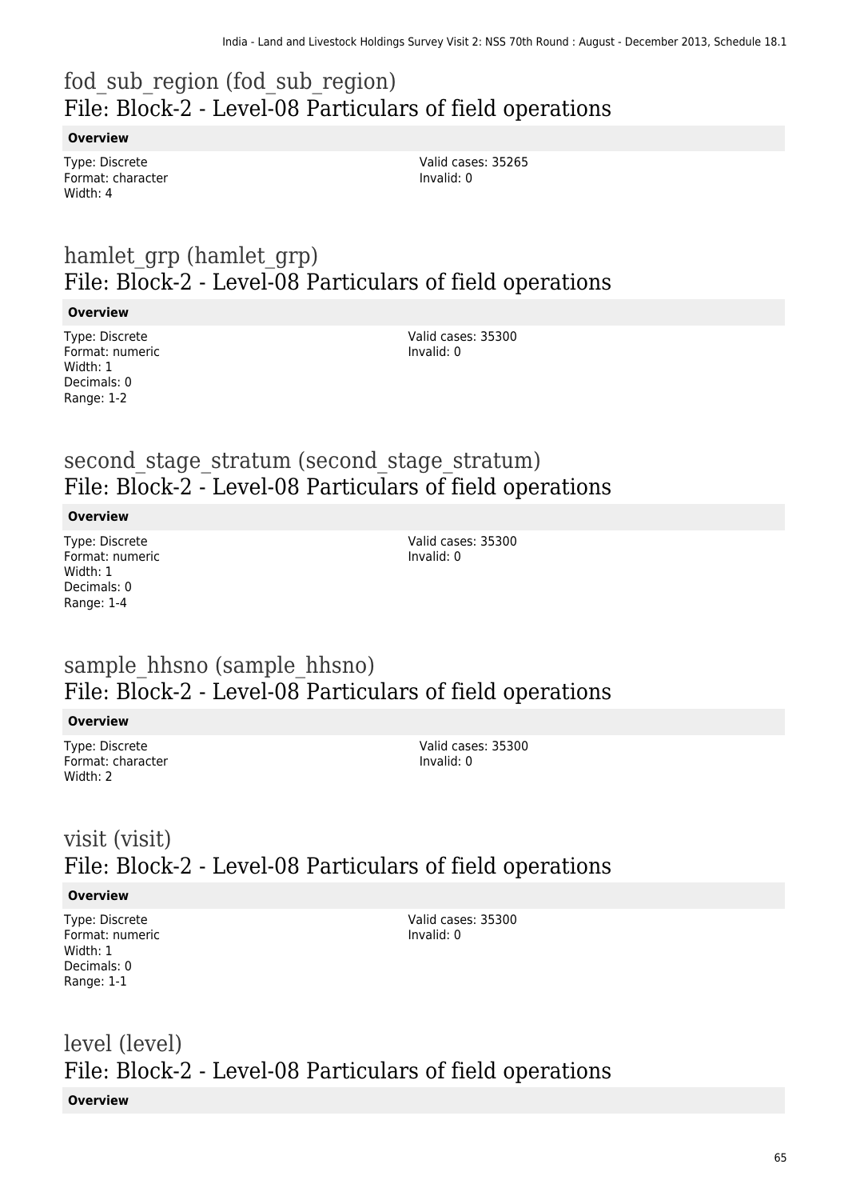# fod_sub_region (fod_sub_region)
## File: Block-2 - Level-08 Particulars of field operations

**Overview**

Type: Discrete
Format: character
Width: 4

Valid cases: 35265
Invalid: 0

# hamlet_grp (hamlet_grp)
## File: Block-2 - Level-08 Particulars of field operations

**Overview**

Type: Discrete
Format: numeric
Width: 1
Decimals: 0
Range: 1-2

Valid cases: 35300
Invalid: 0

# second_stage_stratum (second_stage_stratum)
## File: Block-2 - Level-08 Particulars of field operations

**Overview**

Type: Discrete
Format: numeric
Width: 1
Decimals: 0
Range: 1-4

Valid cases: 35300
Invalid: 0

# sample_hhsno (sample_hhsno)
## File: Block-2 - Level-08 Particulars of field operations

**Overview**

Type: Discrete
Format: character
Width: 2

Valid cases: 35300
Invalid: 0

# visit (visit)
## File: Block-2 - Level-08 Particulars of field operations

**Overview**

Type: Discrete
Format: numeric
Width: 1
Decimals: 0
Range: 1-1

Valid cases: 35300
Invalid: 0

# level (level)
## File: Block-2 - Level-08 Particulars of field operations

**Overview**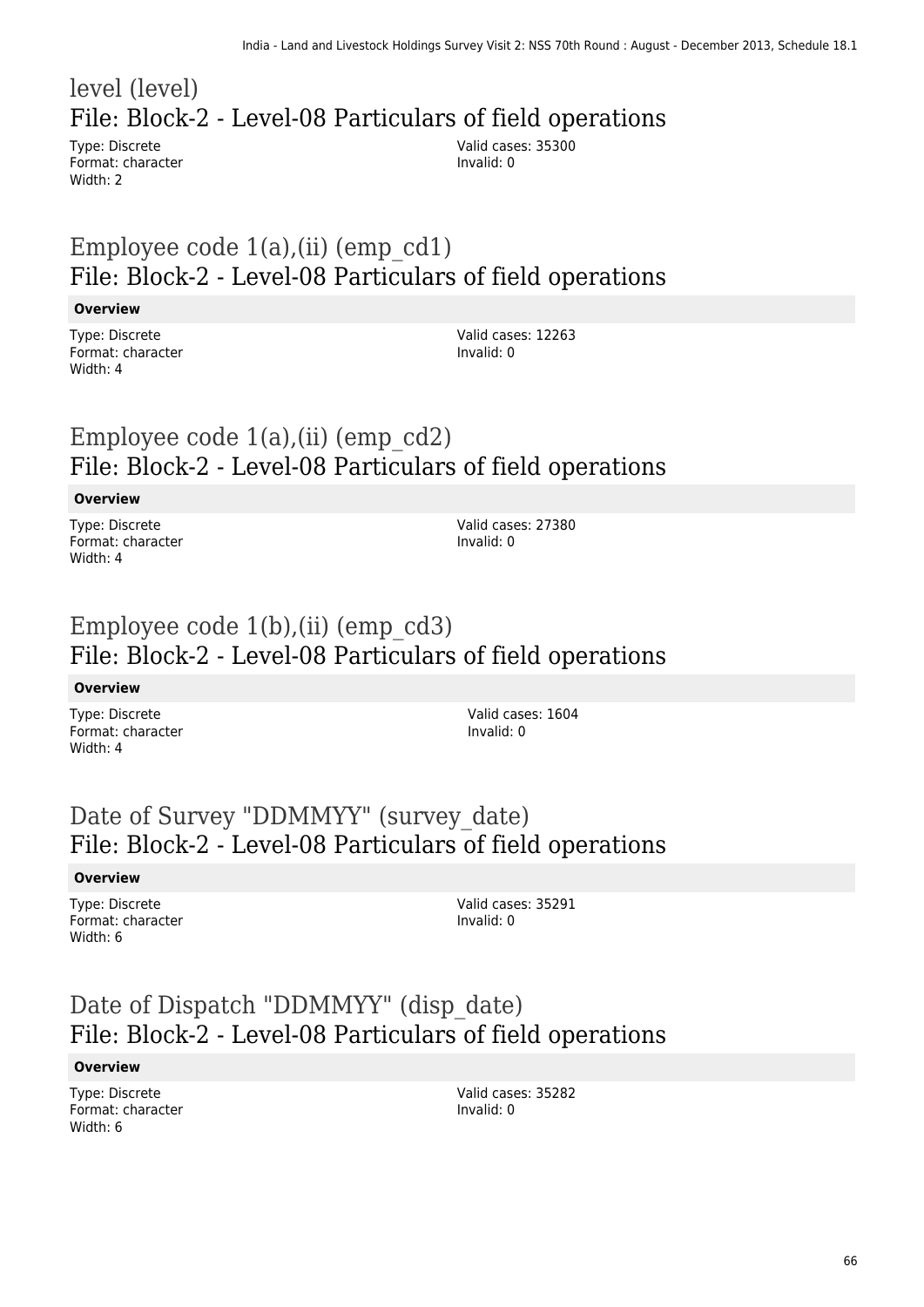# level (level)
## File: Block-2 - Level-08 Particulars of field operations

Type: Discrete
Format: character
Width: 2

Valid cases: 35300
Invalid: 0

# Employee code 1(a),(ii) (emp_cd1)
## File: Block-2 - Level-08 Particulars of field operations

**Overview**

Type: Discrete
Format: character
Width: 4

Valid cases: 12263
Invalid: 0

# Employee code 1(a),(ii) (emp_cd2)
## File: Block-2 - Level-08 Particulars of field operations

**Overview**

Type: Discrete
Format: character
Width: 4

Valid cases: 27380
Invalid: 0

# Employee code 1(b),(ii) (emp_cd3)
## File: Block-2 - Level-08 Particulars of field operations

**Overview**

Type: Discrete
Format: character
Width: 4

Valid cases: 1604
Invalid: 0

# Date of Survey "DDMMYY" (survey_date)
## File: Block-2 - Level-08 Particulars of field operations

**Overview**

Type: Discrete
Format: character
Width: 6

Valid cases: 35291
Invalid: 0

# Date of Dispatch "DDMMYY" (disp_date)
## File: Block-2 - Level-08 Particulars of field operations

**Overview**

Type: Discrete
Format: character
Width: 6

Valid cases: 35282
Invalid: 0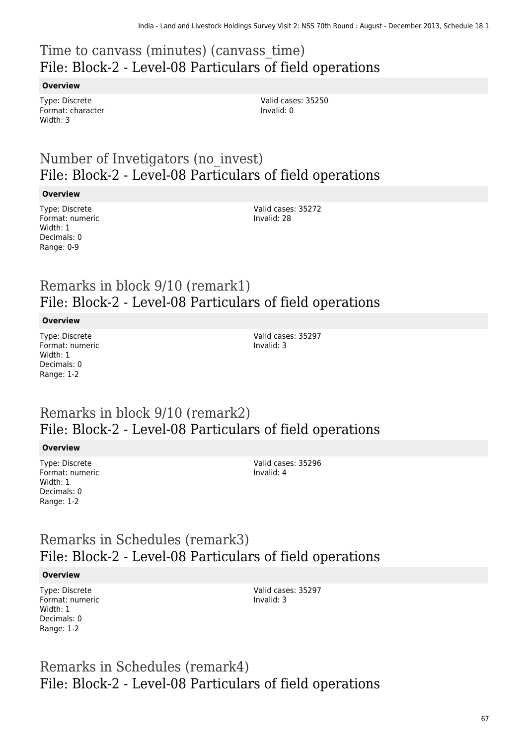## Time to canvass (minutes) (canvass_time)
## File: Block-2 - Level-08 Particulars of field operations

**Overview**

Type: Discrete
Format: character
Width: 3

Valid cases: 35250
Invalid: 0

## Number of Invetigators (no_invest)
## File: Block-2 - Level-08 Particulars of field operations

**Overview**

Type: Discrete
Format: numeric
Width: 1
Decimals: 0
Range: 0-9

Valid cases: 35272
Invalid: 28

## Remarks in block 9/10 (remark1)
## File: Block-2 - Level-08 Particulars of field operations

**Overview**

Type: Discrete
Format: numeric
Width: 1
Decimals: 0
Range: 1-2

Valid cases: 35297
Invalid: 3

## Remarks in block 9/10 (remark2)
## File: Block-2 - Level-08 Particulars of field operations

**Overview**

Type: Discrete
Format: numeric
Width: 1
Decimals: 0
Range: 1-2

Valid cases: 35296
Invalid: 4

## Remarks in Schedules (remark3)
## File: Block-2 - Level-08 Particulars of field operations

**Overview**

Type: Discrete
Format: numeric
Width: 1
Decimals: 0
Range: 1-2

Valid cases: 35297
Invalid: 3

## Remarks in Schedules (remark4)
## File: Block-2 - Level-08 Particulars of field operations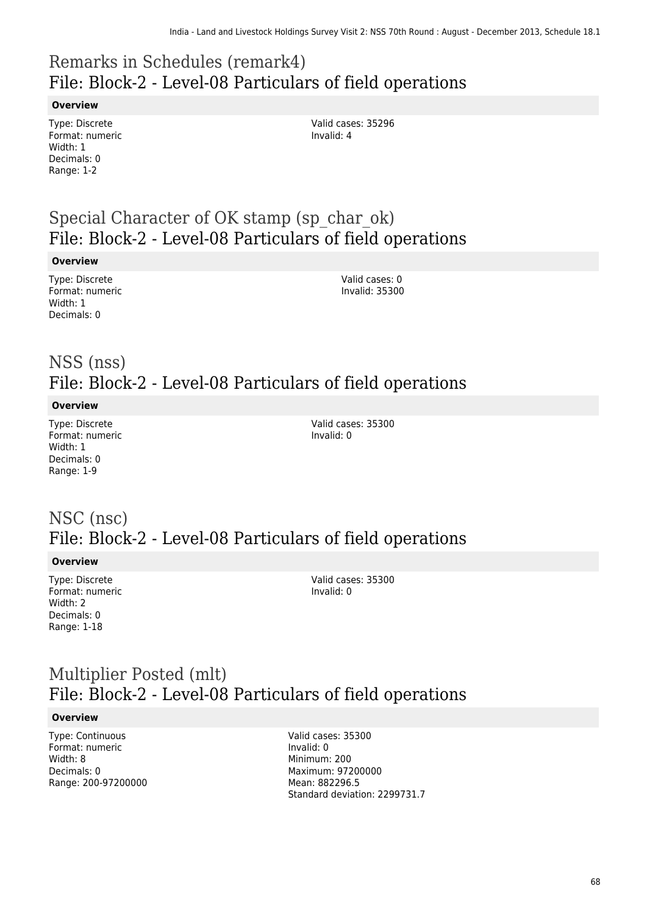# Remarks in Schedules (remark4)
## File: Block-2 - Level-08 Particulars of field operations

**Overview**

Type: Discrete
Format: numeric
Width: 1
Decimals: 0
Range: 1-2

Valid cases: 35296
Invalid: 4

# Special Character of OK stamp (sp_char_ok)
## File: Block-2 - Level-08 Particulars of field operations

**Overview**

Type: Discrete
Format: numeric
Width: 1
Decimals: 0

Valid cases: 0
Invalid: 35300

# NSS (nss)
## File: Block-2 - Level-08 Particulars of field operations

**Overview**

Type: Discrete
Format: numeric
Width: 1
Decimals: 0
Range: 1-9

Valid cases: 35300
Invalid: 0

# NSC (nsc)
## File: Block-2 - Level-08 Particulars of field operations

**Overview**

Type: Discrete
Format: numeric
Width: 2
Decimals: 0
Range: 1-18

Valid cases: 35300
Invalid: 0

# Multiplier Posted (mlt)
## File: Block-2 - Level-08 Particulars of field operations

**Overview**

Type: Continuous
Format: numeric
Width: 8
Decimals: 0
Range: 200-97200000

Valid cases: 35300
Invalid: 0
Minimum: 200
Maximum: 97200000
Mean: 882296.5
Standard deviation: 2299731.7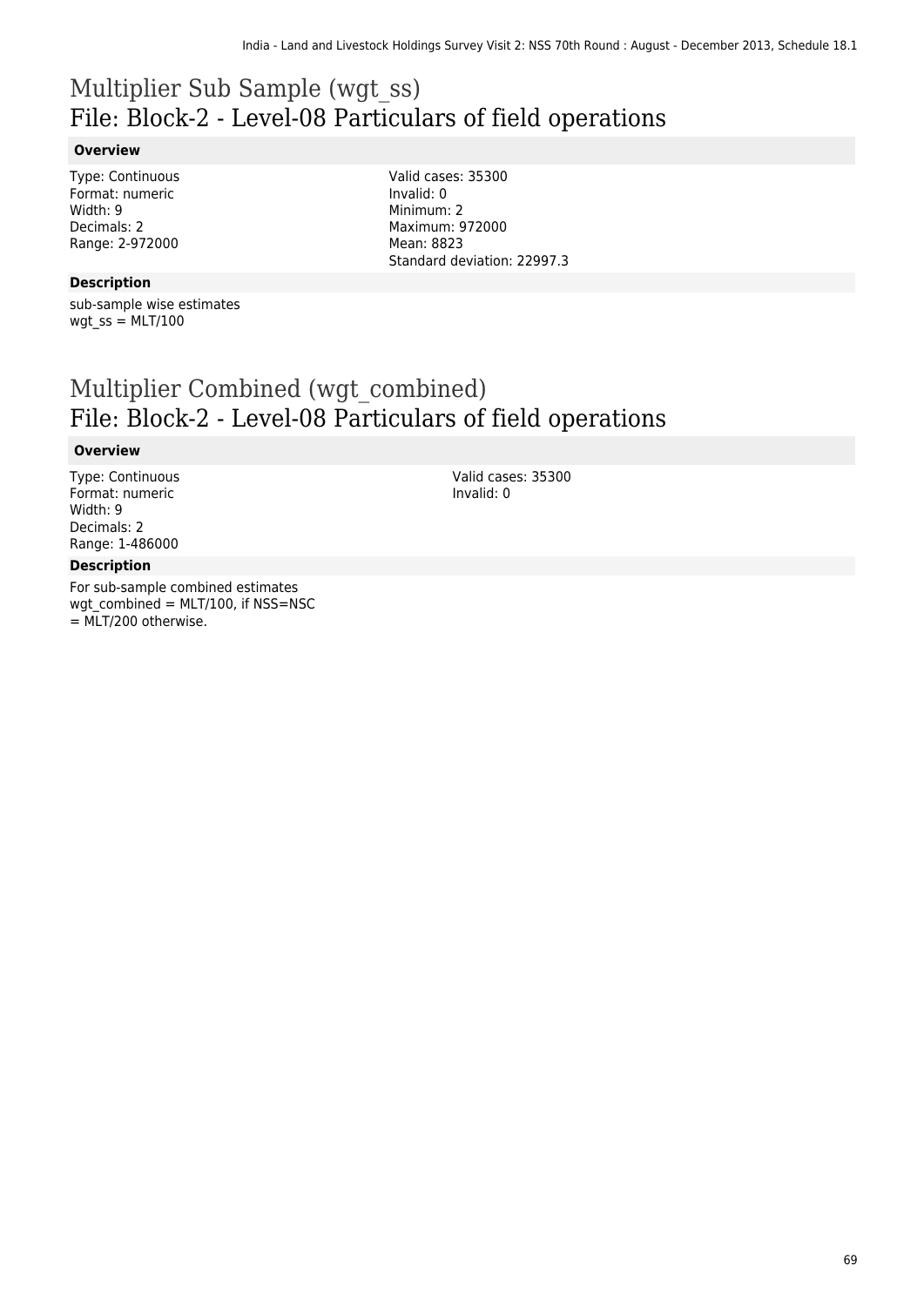# Multiplier Sub Sample (wgt_ss)
## File: Block-2 - Level-08 Particulars of field operations

### Overview

Type: Continuous
Format: numeric
Width: 9
Decimals: 2
Range: 2-972000

Valid cases: 35300
Invalid: 0
Minimum: 2
Maximum: 972000
Mean: 8823
Standard deviation: 22997.3

### Description

sub-sample wise estimates
wgt_ss = MLT/100

# Multiplier Combined (wgt_combined)
## File: Block-2 - Level-08 Particulars of field operations

### Overview

Type: Continuous
Format: numeric
Width: 9
Decimals: 2
Range: 1-486000

Valid cases: 35300
Invalid: 0

### Description

For sub-sample combined estimates
wgt_combined = MLT/100, if NSS=NSC
= MLT/200 otherwise.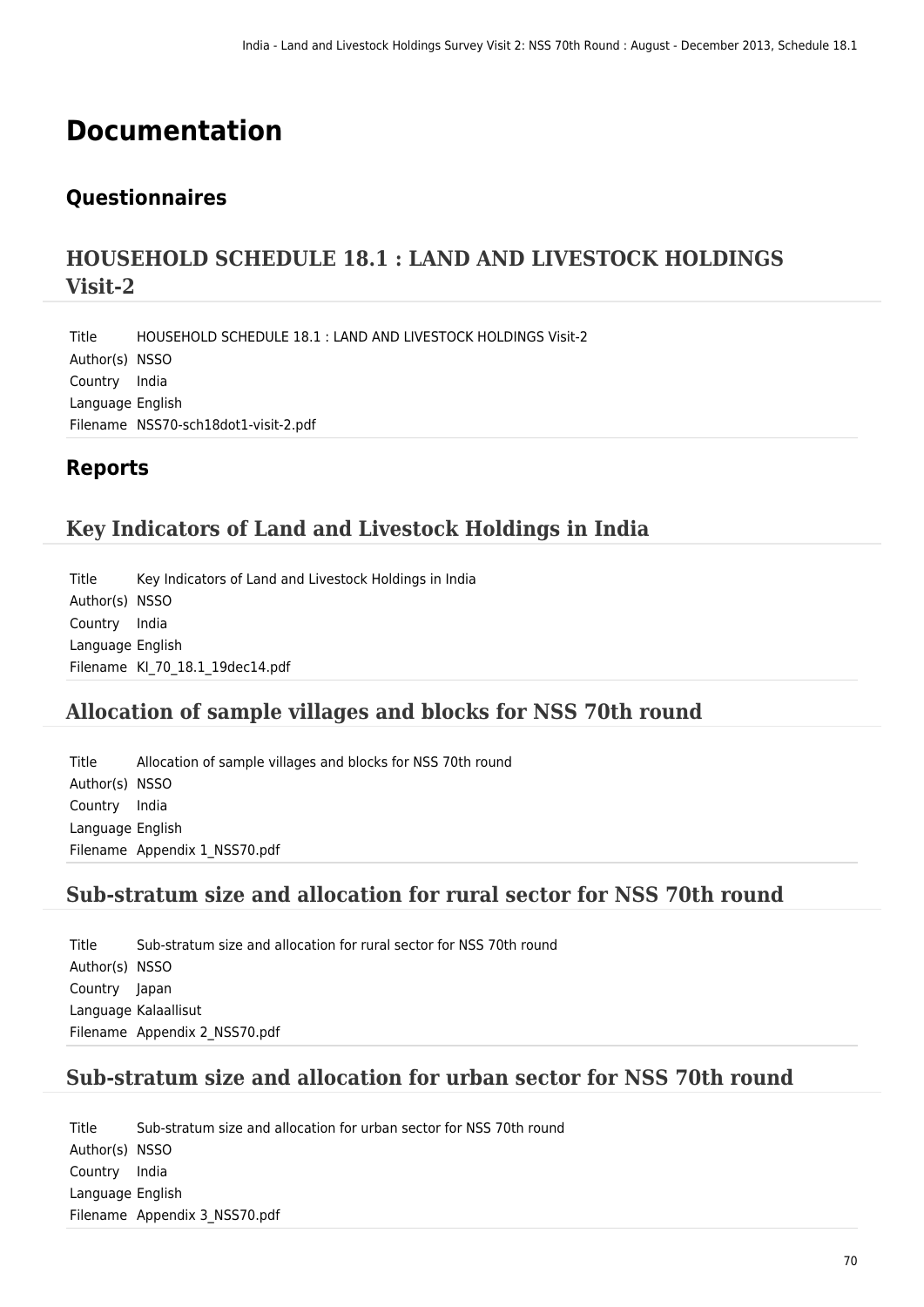# Documentation

## Questionnaires

### HOUSEHOLD SCHEDULE 18.1 : LAND AND LIVESTOCK HOLDINGS Visit-2

| | |
|---|---|
| Title | HOUSEHOLD SCHEDULE 18.1 : LAND AND LIVESTOCK HOLDINGS Visit-2 |
| Author(s) | NSSO |
| Country | India |
| Language | English |
| Filename | NSS70-sch18dot1-visit-2.pdf |

## Reports

### Key Indicators of Land and Livestock Holdings in India

| | |
|---|---|
| Title | Key Indicators of Land and Livestock Holdings in India |
| Author(s) | NSSO |
| Country | India |
| Language | English |
| Filename | KI_70_18.1_19dec14.pdf |

### Allocation of sample villages and blocks for NSS 70th round

| | |
|---|---|
| Title | Allocation of sample villages and blocks for NSS 70th round |
| Author(s) | NSSO |
| Country | India |
| Language | English |
| Filename | Appendix 1_NSS70.pdf |

### Sub-stratum size and allocation for rural sector for NSS 70th round

| | |
|---|---|
| Title | Sub-stratum size and allocation for rural sector for NSS 70th round |
| Author(s) | NSSO |
| Country | Japan |
| Language | Kalaallisut |
| Filename | Appendix 2_NSS70.pdf |

### Sub-stratum size and allocation for urban sector for NSS 70th round

| | |
|---|---|
| Title | Sub-stratum size and allocation for urban sector for NSS 70th round |
| Author(s) | NSSO |
| Country | India |
| Language | English |
| Filename | Appendix 3_NSS70.pdf |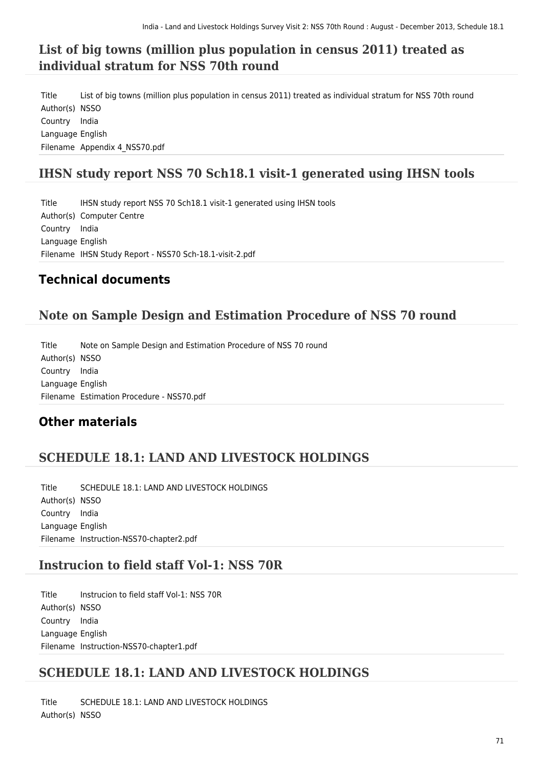## List of big towns (million plus population in census 2011) treated as individual stratum for NSS 70th round

| | |
|---|---|
| Title | List of big towns (million plus population in census 2011) treated as individual stratum for NSS 70th round |
| Author(s) | NSSO |
| Country | India |
| Language | English |
| Filename | Appendix 4_NSS70.pdf |

## IHSN study report NSS 70 Sch18.1 visit-1 generated using IHSN tools

| | |
|---|---|
| Title | IHSN study report NSS 70 Sch18.1 visit-1 generated using IHSN tools |
| Author(s) | Computer Centre |
| Country | India |
| Language | English |
| Filename | IHSN Study Report - NSS70 Sch-18.1-visit-2.pdf |

# Technical documents

## Note on Sample Design and Estimation Procedure of NSS 70 round

| | |
|---|---|
| Title | Note on Sample Design and Estimation Procedure of NSS 70 round |
| Author(s) | NSSO |
| Country | India |
| Language | English |
| Filename | Estimation Procedure - NSS70.pdf |

# Other materials

## SCHEDULE 18.1: LAND AND LIVESTOCK HOLDINGS

| | |
|---|---|
| Title | SCHEDULE 18.1: LAND AND LIVESTOCK HOLDINGS |
| Author(s) | NSSO |
| Country | India |
| Language | English |
| Filename | Instruction-NSS70-chapter2.pdf |

## Instrucion to field staff Vol-1: NSS 70R

| | |
|---|---|
| Title | Instrucion to field staff Vol-1: NSS 70R |
| Author(s) | NSSO |
| Country | India |
| Language | English |
| Filename | Instruction-NSS70-chapter1.pdf |

## SCHEDULE 18.1: LAND AND LIVESTOCK HOLDINGS

| | |
|---|---|
| Title | SCHEDULE 18.1: LAND AND LIVESTOCK HOLDINGS |
| Author(s) | NSSO |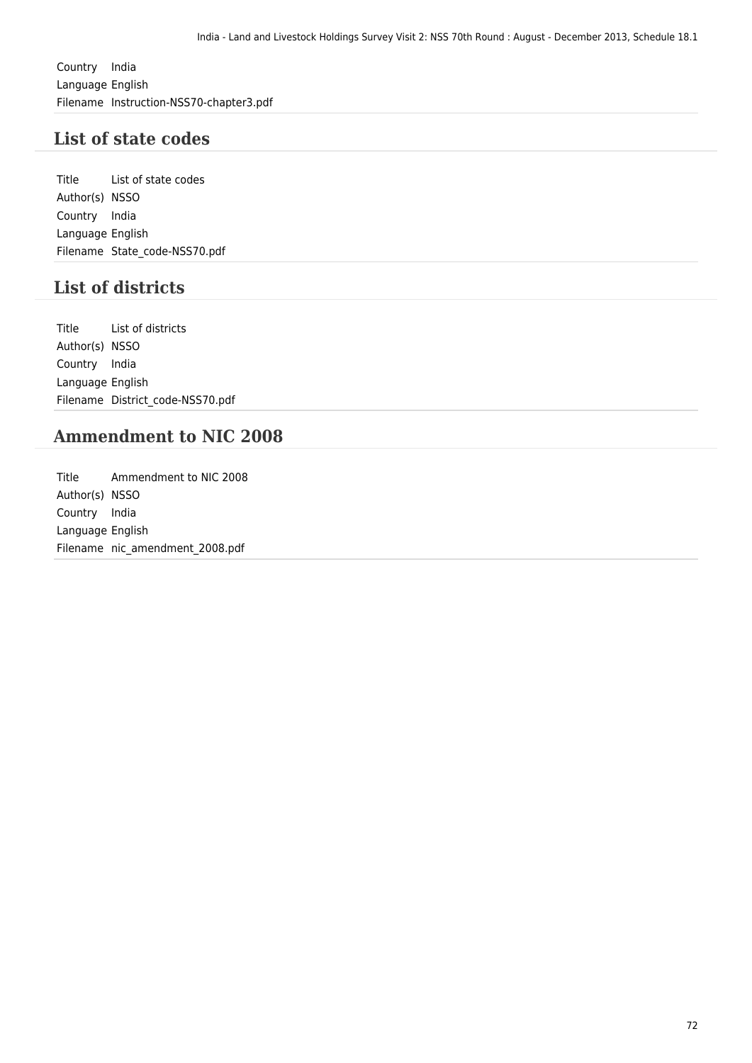Country India
Language English
Filename Instruction-NSS70-chapter3.pdf

## List of state codes

| | |
|---|---|
| Title | List of state codes |
| Author(s) | NSSO |
| Country | India |
| Language | English |
| Filename | State_code-NSS70.pdf |

## List of districts

| | |
|---|---|
| Title | List of districts |
| Author(s) | NSSO |
| Country | India |
| Language | English |
| Filename | District_code-NSS70.pdf |

## Ammendment to NIC 2008

| | |
|---|---|
| Title | Ammendment to NIC 2008 |
| Author(s) | NSSO |
| Country | India |
| Language | English |
| Filename | nic_amendment_2008.pdf |